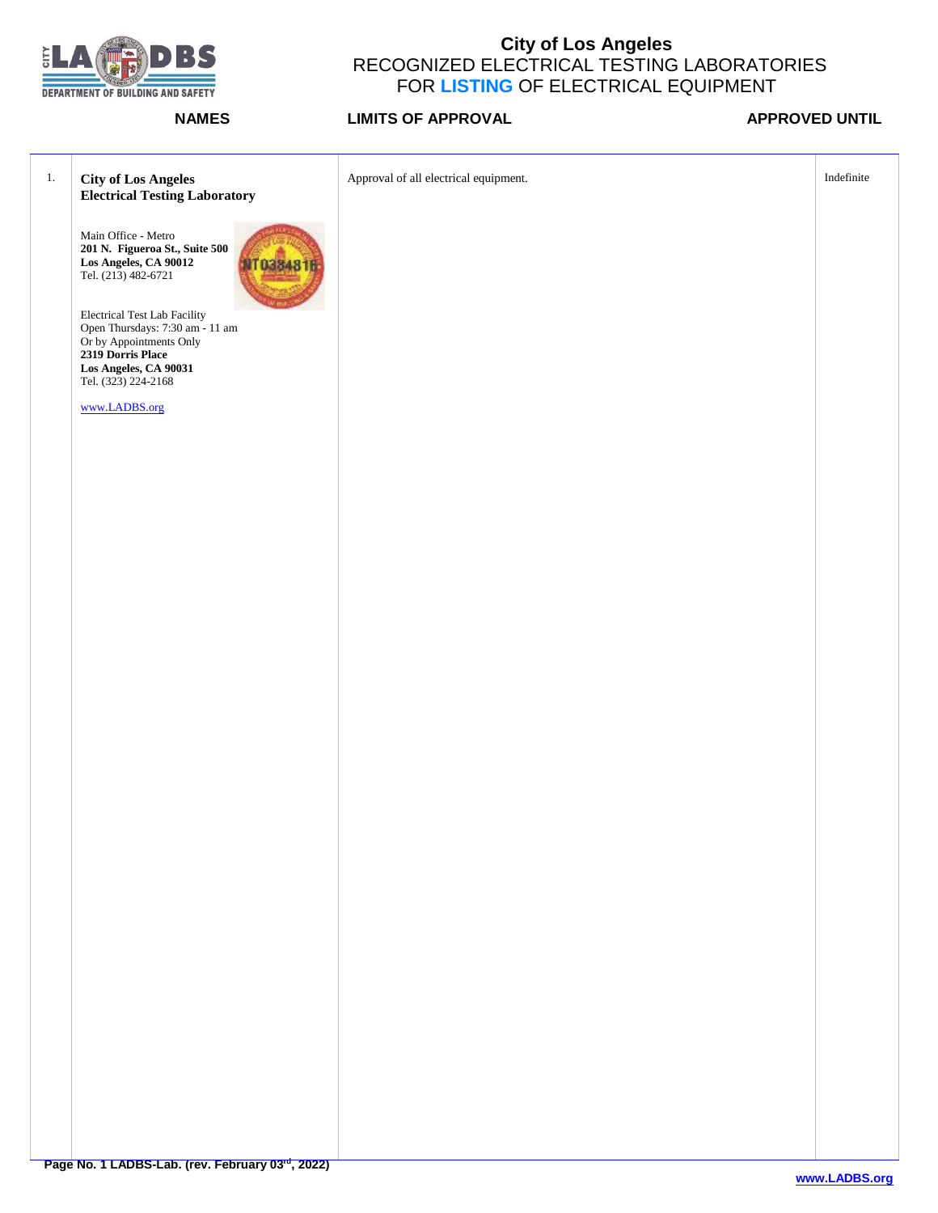# City of Los Angeles

## RECOGNIZED ELECTRICAL TESTING LABORATORIES FOR **LISTING** OF ELECTRICAL EQUIPMENT

| | NAMES | LIMITS OF APPROVAL | APPROVED UNTIL |
|---|---|---|---|
| 1. | **City of Los Angeles Electrical Testing Laboratory**<br><br>Main Office - Metro<br>**201 N. Figueroa St., Suite 500**<br>**Los Angeles, CA 90012**<br>Tel. (213) 482-6721<br><br>Electrical Test Lab Facility<br>Open Thursdays: 7:30 am - 11 am<br>Or by Appointments Only<br>**2319 Dorris Place**<br>**Los Angeles, CA 90031**<br>Tel. (323) 224-2168<br><br>www.LADBS.org | Approval of all electrical equipment. | Indefinite |

**Page No. 1 LADBS-Lab. (rev. February 03rd, 2022)**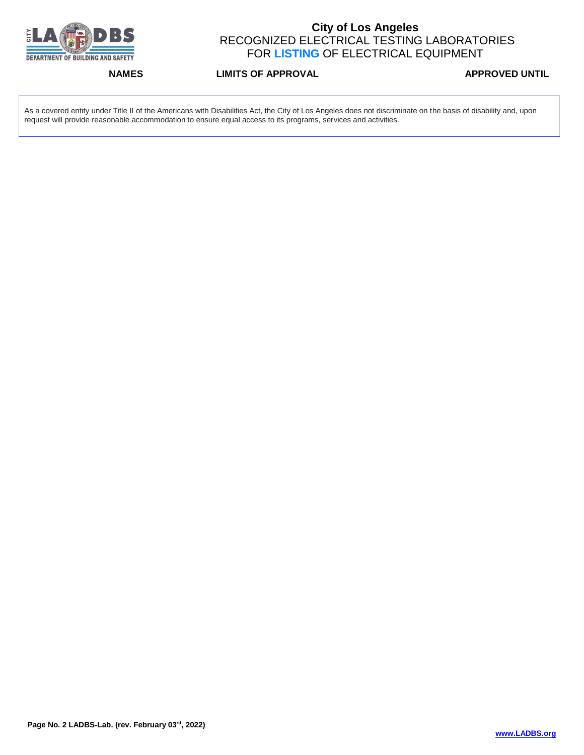# City of Los Angeles
## RECOGNIZED ELECTRICAL TESTING LABORATORIES FOR **LISTING** OF ELECTRICAL EQUIPMENT

| NAMES | LIMITS OF APPROVAL | APPROVED UNTIL |
| --- | --- | --- |

As a covered entity under Title II of the Americans with Disabilities Act, the City of Los Angeles does not discriminate on the basis of disability and, upon request will provide reasonable accommodation to ensure equal access to its programs, services and activities.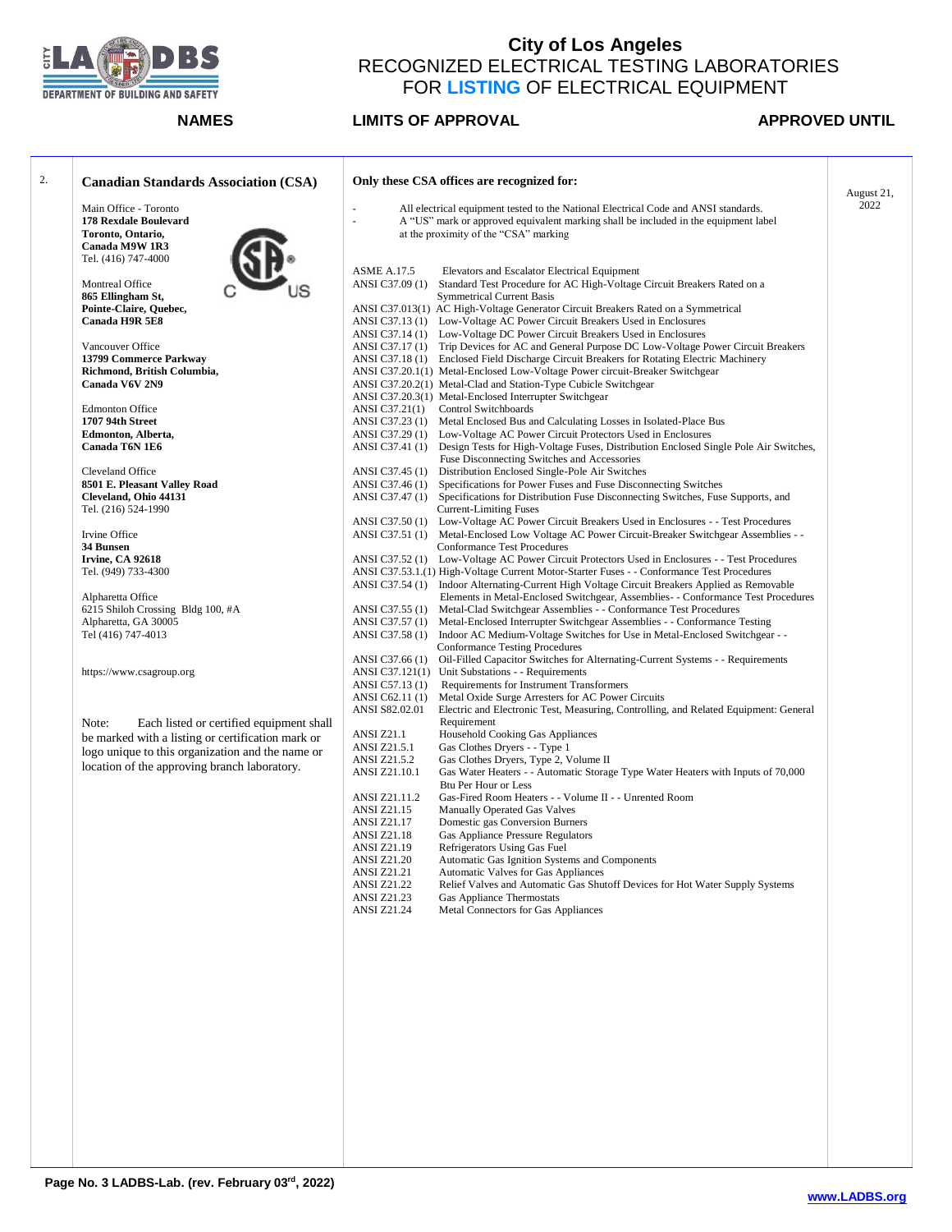# City of Los Angeles
## RECOGNIZED ELECTRICAL TESTING LABORATORIES FOR LISTING OF ELECTRICAL EQUIPMENT

| | NAMES | LIMITS OF APPROVAL | APPROVED UNTIL |
|---|---|---|---|
| 2. | **Canadian Standards Association (CSA)** | **Only these CSA offices are recognized for:** | August 21, 2022 |

**Canadian Standards Association (CSA)**

Main Office - Toronto
**178 Rexdale Boulevard**
**Toronto, Ontario,**
**Canada M9W 1R3**
Tel. (416) 747-4000

Montreal Office
**865 Ellingham St,**
**Pointe-Claire, Quebec,**
**Canada H9R 5E8**

Vancouver Office
**13799 Commerce Parkway**
**Richmond, British Columbia,**
**Canada V6V 2N9**

Edmonton Office
**1707 94th Street**
**Edmonton, Alberta,**
**Canada T6N 1E6**

Cleveland Office
**8501 E. Pleasant Valley Road**
**Cleveland, Ohio 44131**
Tel. (216) 524-1990

Irvine Office
**34 Bunsen**
**Irvine, CA 92618**
Tel. (949) 733-4300

Alpharetta Office
6215 Shiloh Crossing Bldg 100, #A
Alpharetta, GA 30005
Tel (416) 747-4013

https://www.csagroup.org

Note: Each listed or certified equipment shall be marked with a listing or certification mark or logo unique to this organization and the name or location of the approving branch laboratory.

**Only these CSA offices are recognized for:**

- All electrical equipment tested to the National Electrical Code and ANSI standards.
- A "US" mark or approved equivalent marking shall be included in the equipment label at the proximity of the "CSA" marking

| Standard | Title |
|---|---|
| ASME A.17.5 | Elevators and Escalator Electrical Equipment |
| ANSI C37.09 (1) | Standard Test Procedure for AC High-Voltage Circuit Breakers Rated on a Symmetrical Current Basis |
| ANSI C37.013(1) | AC High-Voltage Generator Circuit Breakers Rated on a Symmetrical |
| ANSI C37.13 (1) | Low-Voltage AC Power Circuit Breakers Used in Enclosures |
| ANSI C37.14 (1) | Low-Voltage DC Power Circuit Breakers Used in Enclosures |
| ANSI C37.17 (1) | Trip Devices for AC and General Purpose DC Low-Voltage Power Circuit Breakers |
| ANSI C37.18 (1) | Enclosed Field Discharge Circuit Breakers for Rotating Electric Machinery |
| ANSI C37.20.1(1) | Metal-Enclosed Low-Voltage Power circuit-Breaker Switchgear |
| ANSI C37.20.2(1) | Metal-Clad and Station-Type Cubicle Switchgear |
| ANSI C37.20.3(1) | Metal-Enclosed Interrupter Switchgear |
| ANSI C37.21(1) | Control Switchboards |
| ANSI C37.23 (1) | Metal Enclosed Bus and Calculating Losses in Isolated-Place Bus |
| ANSI C37.29 (1) | Low-Voltage AC Power Circuit Protectors Used in Enclosures |
| ANSI C37.41 (1) | Design Tests for High-Voltage Fuses, Distribution Enclosed Single Pole Air Switches, Fuse Disconnecting Switches and Accessories |
| ANSI C37.45 (1) | Distribution Enclosed Single-Pole Air Switches |
| ANSI C37.46 (1) | Specifications for Power Fuses and Fuse Disconnecting Switches |
| ANSI C37.47 (1) | Specifications for Distribution Fuse Disconnecting Switches, Fuse Supports, and Current-Limiting Fuses |
| ANSI C37.50 (1) | Low-Voltage AC Power Circuit Breakers Used in Enclosures - - Test Procedures |
| ANSI C37.51 (1) | Metal-Enclosed Low Voltage AC Power Circuit-Breaker Switchgear Assemblies - - Conformance Test Procedures |
| ANSI C37.52 (1) | Low-Voltage AC Power Circuit Protectors Used in Enclosures - - Test Procedures |
| ANSI C37.53.1.(1) | High-Voltage Current Motor-Starter Fuses - - Conformance Test Procedures |
| ANSI C37.54 (1) | Indoor Alternating-Current High Voltage Circuit Breakers Applied as Removable Elements in Metal-Enclosed Switchgear, Assemblies- - Conformance Test Procedures |
| ANSI C37.55 (1) | Metal-Clad Switchgear Assemblies - - Conformance Test Procedures |
| ANSI C37.57 (1) | Metal-Enclosed Interrupter Switchgear Assemblies - - Conformance Testing |
| ANSI C37.58 (1) | Indoor AC Medium-Voltage Switches for Use in Metal-Enclosed Switchgear - - Conformance Testing Procedures |
| ANSI C37.66 (1) | Oil-Filled Capacitor Switches for Alternating-Current Systems - - Requirements |
| ANSI C37.121(1) | Unit Substations - - Requirements |
| ANSI C57.13 (1) | Requirements for Instrument Transformers |
| ANSI C62.11 (1) | Metal Oxide Surge Arresters for AC Power Circuits |
| ANSI S82.02.01 | Electric and Electronic Test, Measuring, Controlling, and Related Equipment: General Requirement |
| ANSI Z21.1 | Household Cooking Gas Appliances |
| ANSI Z21.5.1 | Gas Clothes Dryers - - Type 1 |
| ANSI Z21.5.2 | Gas Clothes Dryers, Type 2, Volume II |
| ANSI Z21.10.1 | Gas Water Heaters - - Automatic Storage Type Water Heaters with Inputs of 70,000 Btu Per Hour or Less |
| ANSI Z21.11.2 | Gas-Fired Room Heaters - - Volume II - - Unrented Room |
| ANSI Z21.15 | Manually Operated Gas Valves |
| ANSI Z21.17 | Domestic gas Conversion Burners |
| ANSI Z21.18 | Gas Appliance Pressure Regulators |
| ANSI Z21.19 | Refrigerators Using Gas Fuel |
| ANSI Z21.20 | Automatic Gas Ignition Systems and Components |
| ANSI Z21.21 | Automatic Valves for Gas Appliances |
| ANSI Z21.22 | Relief Valves and Automatic Gas Shutoff Devices for Hot Water Supply Systems |
| ANSI Z21.23 | Gas Appliance Thermostats |
| ANSI Z21.24 | Metal Connectors for Gas Appliances |

Page No. 3 LADBS-Lab. (rev. February 03rd, 2022)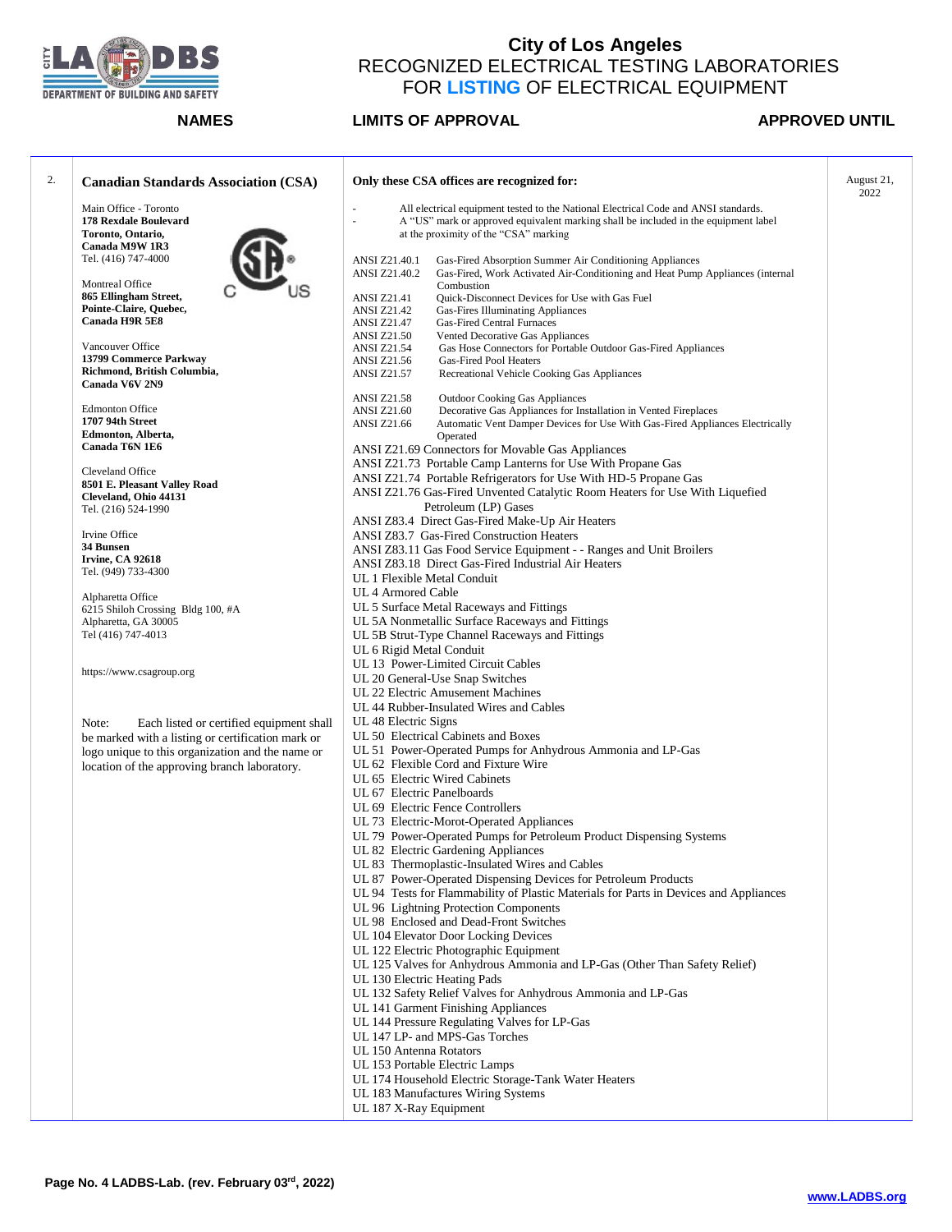# City of Los Angeles
## RECOGNIZED ELECTRICAL TESTING LABORATORIES FOR **LISTING** OF ELECTRICAL EQUIPMENT

| | NAMES | LIMITS OF APPROVAL | APPROVED UNTIL |
|---|---|---|---|
| 2. | **Canadian Standards Association (CSA)**<br><br>Main Office - Toronto<br>**178 Rexdale Boulevard**<br>**Toronto, Ontario,**<br>**Canada M9W 1R3**<br>Tel. (416) 747-4000<br><br>Montreal Office<br>**865 Ellingham Street,**<br>**Pointe-Claire, Quebec,**<br>**Canada H9R 5E8**<br><br>Vancouver Office<br>**13799 Commerce Parkway**<br>**Richmond, British Columbia,**<br>**Canada V6V 2N9**<br><br>Edmonton Office<br>**1707 94th Street**<br>**Edmonton, Alberta,**<br>**Canada T6N 1E6**<br><br>Cleveland Office<br>**8501 E. Pleasant Valley Road**<br>**Cleveland, Ohio 44131**<br>Tel. (216) 524-1990<br><br>Irvine Office<br>**34 Bunsen**<br>**Irvine, CA 92618**<br>Tel. (949) 733-4300<br><br>Alpharetta Office<br>6215 Shiloh Crossing Bldg 100, #A<br>Alpharetta, GA 30005<br>Tel (416) 747-4013<br><br>https://www.csagroup.org<br><br>Note: Each listed or certified equipment shall be marked with a listing or certification mark or logo unique to this organization and the name or location of the approving branch laboratory. | **Only these CSA offices are recognized for:**<br><br>- All electrical equipment tested to the National Electrical Code and ANSI standards.<br>- A "US" mark or approved equivalent marking shall be included in the equipment label at the proximity of the "CSA" marking<br><br>ANSI Z21.40.1 Gas-Fired Absorption Summer Air Conditioning Appliances<br>ANSI Z21.40.2 Gas-Fired, Work Activated Air-Conditioning and Heat Pump Appliances (internal Combustion<br>ANSI Z21.41 Quick-Disconnect Devices for Use with Gas Fuel<br>ANSI Z21.42 Gas-Fires Illuminating Appliances<br>ANSI Z21.47 Gas-Fired Central Furnaces<br>ANSI Z21.50 Vented Decorative Gas Appliances<br>ANSI Z21.54 Gas Hose Connectors for Portable Outdoor Gas-Fired Appliances<br>ANSI Z21.56 Gas-Fired Pool Heaters<br>ANSI Z21.57 Recreational Vehicle Cooking Gas Appliances<br><br>ANSI Z21.58 Outdoor Cooking Gas Appliances<br>ANSI Z21.60 Decorative Gas Appliances for Installation in Vented Fireplaces<br>ANSI Z21.66 Automatic Vent Damper Devices for Use With Gas-Fired Appliances Electrically Operated<br>ANSI Z21.69 Connectors for Movable Gas Appliances<br>ANSI Z21.73 Portable Camp Lanterns for Use With Propane Gas<br>ANSI Z21.74 Portable Refrigerators for Use With HD-5 Propane Gas<br>ANSI Z21.76 Gas-Fired Unvented Catalytic Room Heaters for Use With Liquefied Petroleum (LP) Gases<br>ANSI Z83.4 Direct Gas-Fired Make-Up Air Heaters<br>ANSI Z83.7 Gas-Fired Construction Heaters<br>ANSI Z83.11 Gas Food Service Equipment - - Ranges and Unit Broilers<br>ANSI Z83.18 Direct Gas-Fired Industrial Air Heaters<br>UL 1 Flexible Metal Conduit<br>UL 4 Armored Cable<br>UL 5 Surface Metal Raceways and Fittings<br>UL 5A Nonmetallic Surface Raceways and Fittings<br>UL 5B Strut-Type Channel Raceways and Fittings<br>UL 6 Rigid Metal Conduit<br>UL 13 Power-Limited Circuit Cables<br>UL 20 General-Use Snap Switches<br>UL 22 Electric Amusement Machines<br>UL 44 Rubber-Insulated Wires and Cables<br>UL 48 Electric Signs<br>UL 50 Electrical Cabinets and Boxes<br>UL 51 Power-Operated Pumps for Anhydrous Ammonia and LP-Gas<br>UL 62 Flexible Cord and Fixture Wire<br>UL 65 Electric Wired Cabinets<br>UL 67 Electric Panelboards<br>UL 69 Electric Fence Controllers<br>UL 73 Electric-Morot-Operated Appliances<br>UL 79 Power-Operated Pumps for Petroleum Product Dispensing Systems<br>UL 82 Electric Gardening Appliances<br>UL 83 Thermoplastic-Insulated Wires and Cables<br>UL 87 Power-Operated Dispensing Devices for Petroleum Products<br>UL 94 Tests for Flammability of Plastic Materials for Parts in Devices and Appliances<br>UL 96 Lightning Protection Components<br>UL 98 Enclosed and Dead-Front Switches<br>UL 104 Elevator Door Locking Devices<br>UL 122 Electric Photographic Equipment<br>UL 125 Valves for Anhydrous Ammonia and LP-Gas (Other Than Safety Relief)<br>UL 130 Electric Heating Pads<br>UL 132 Safety Relief Valves for Anhydrous Ammonia and LP-Gas<br>UL 141 Garment Finishing Appliances<br>UL 144 Pressure Regulating Valves for LP-Gas<br>UL 147 LP- and MPS-Gas Torches<br>UL 150 Antenna Rotators<br>UL 153 Portable Electric Lamps<br>UL 174 Household Electric Storage-Tank Water Heaters<br>UL 183 Manufactures Wiring Systems<br>UL 187 X-Ray Equipment | August 21, 2022 |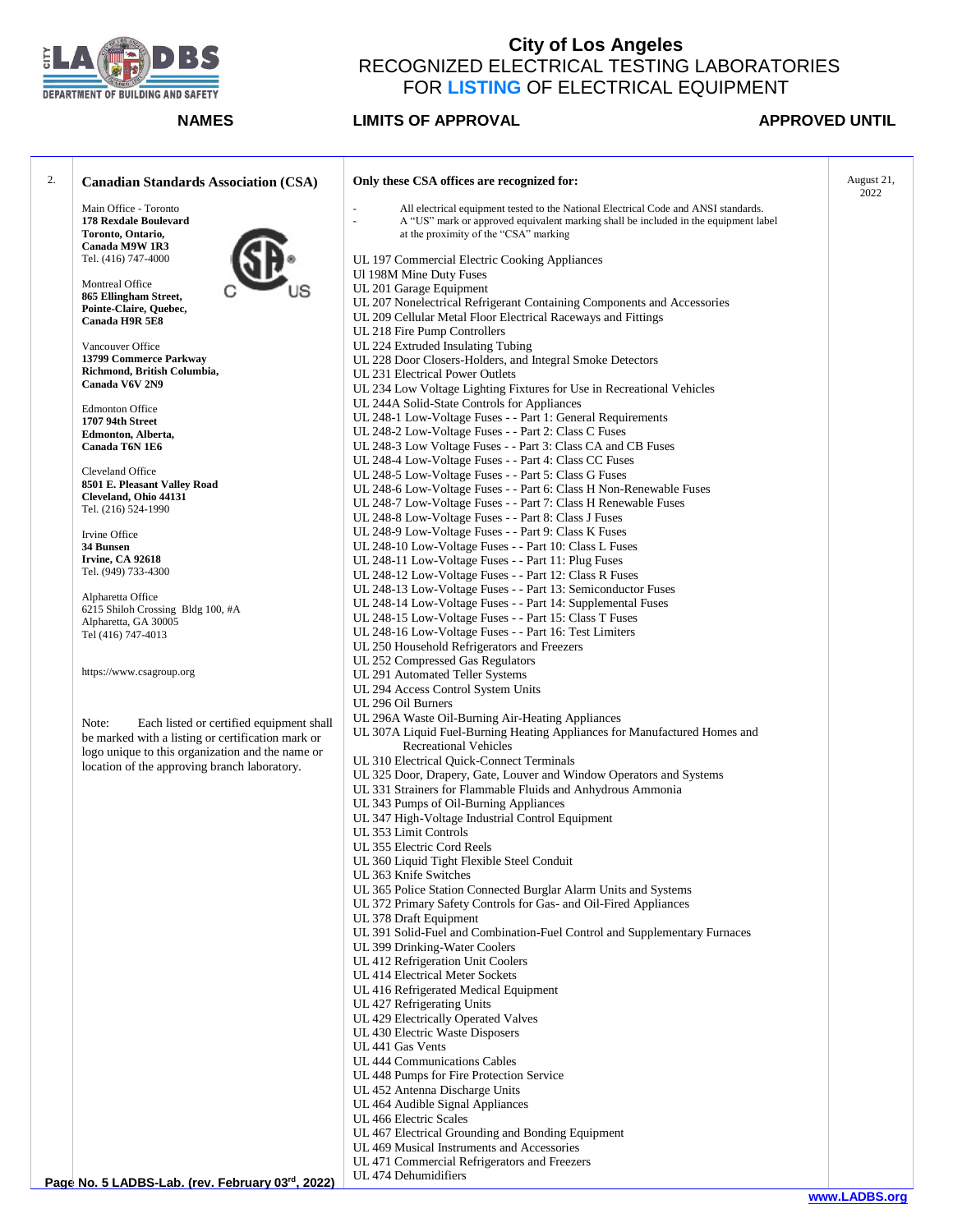# City of Los Angeles
## RECOGNIZED ELECTRICAL TESTING LABORATORIES FOR LISTING OF ELECTRICAL EQUIPMENT

| | NAMES | LIMITS OF APPROVAL | APPROVED UNTIL |
|---|---|---|---|
| 2. | **Canadian Standards Association (CSA)**<br><br>Main Office - Toronto<br>**178 Rexdale Boulevard**<br>**Toronto, Ontario,**<br>**Canada M9W 1R3**<br>Tel. (416) 747-4000<br><br>Montreal Office<br>**865 Ellingham Street,**<br>**Pointe-Claire, Quebec,**<br>**Canada H9R 5E8**<br><br>Vancouver Office<br>**13799 Commerce Parkway**<br>**Richmond, British Columbia,**<br>**Canada V6V 2N9**<br><br>Edmonton Office<br>**1707 94th Street**<br>**Edmonton, Alberta,**<br>**Canada T6N 1E6**<br><br>Cleveland Office<br>**8501 E. Pleasant Valley Road**<br>**Cleveland, Ohio 44131**<br>Tel. (216) 524-1990<br><br>Irvine Office<br>**34 Bunsen**<br>**Irvine, CA 92618**<br>Tel. (949) 733-4300<br><br>Alpharetta Office<br>6215 Shiloh Crossing Bldg 100, #A<br>Alpharetta, GA 30005<br>Tel (416) 747-4013<br><br>https://www.csagroup.org<br><br>Note: Each listed or certified equipment shall be marked with a listing or certification mark or logo unique to this organization and the name or location of the approving branch laboratory. | **Only these CSA offices are recognized for:**<br><br>- All electrical equipment tested to the National Electrical Code and ANSI standards.<br>- A "US" mark or approved equivalent marking shall be included in the equipment label at the proximity of the "CSA" marking<br><br>UL 197 Commercial Electric Cooking Appliances<br>Ul 198M Mine Duty Fuses<br>UL 201 Garage Equipment<br>UL 207 Nonelectrical Refrigerant Containing Components and Accessories<br>UL 209 Cellular Metal Floor Electrical Raceways and Fittings<br>UL 218 Fire Pump Controllers<br>UL 224 Extruded Insulating Tubing<br>UL 228 Door Closers-Holders, and Integral Smoke Detectors<br>UL 231 Electrical Power Outlets<br>UL 234 Low Voltage Lighting Fixtures for Use in Recreational Vehicles<br>UL 244A Solid-State Controls for Appliances<br>UL 248-1 Low-Voltage Fuses - - Part 1: General Requirements<br>UL 248-2 Low-Voltage Fuses - - Part 2: Class C Fuses<br>UL 248-3 Low Voltage Fuses - - Part 3: Class CA and CB Fuses<br>UL 248-4 Low-Voltage Fuses - - Part 4: Class CC Fuses<br>UL 248-5 Low-Voltage Fuses - - Part 5: Class G Fuses<br>UL 248-6 Low-Voltage Fuses - - Part 6: Class H Non-Renewable Fuses<br>UL 248-7 Low-Voltage Fuses - - Part 7: Class H Renewable Fuses<br>UL 248-8 Low-Voltage Fuses - - Part 8: Class J Fuses<br>UL 248-9 Low-Voltage Fuses - - Part 9: Class K Fuses<br>UL 248-10 Low-Voltage Fuses - - Part 10: Class L Fuses<br>UL 248-11 Low-Voltage Fuses - - Part 11: Plug Fuses<br>UL 248-12 Low-Voltage Fuses - - Part 12: Class R Fuses<br>UL 248-13 Low-Voltage Fuses - - Part 13: Semiconductor Fuses<br>UL 248-14 Low-Voltage Fuses - - Part 14: Supplemental Fuses<br>UL 248-15 Low-Voltage Fuses - - Part 15: Class T Fuses<br>UL 248-16 Low-Voltage Fuses - - Part 16: Test Limiters<br>UL 250 Household Refrigerators and Freezers<br>UL 252 Compressed Gas Regulators<br>UL 291 Automated Teller Systems<br>UL 294 Access Control System Units<br>UL 296 Oil Burners<br>UL 296A Waste Oil-Burning Air-Heating Appliances<br>UL 307A Liquid Fuel-Burning Heating Appliances for Manufactured Homes and Recreational Vehicles<br>UL 310 Electrical Quick-Connect Terminals<br>UL 325 Door, Drapery, Gate, Louver and Window Operators and Systems<br>UL 331 Strainers for Flammable Fluids and Anhydrous Ammonia<br>UL 343 Pumps of Oil-Burning Appliances<br>UL 347 High-Voltage Industrial Control Equipment<br>UL 353 Limit Controls<br>UL 355 Electric Cord Reels<br>UL 360 Liquid Tight Flexible Steel Conduit<br>UL 363 Knife Switches<br>UL 365 Police Station Connected Burglar Alarm Units and Systems<br>UL 372 Primary Safety Controls for Gas- and Oil-Fired Appliances<br>UL 378 Draft Equipment<br>UL 391 Solid-Fuel and Combination-Fuel Control and Supplementary Furnaces<br>UL 399 Drinking-Water Coolers<br>UL 412 Refrigeration Unit Coolers<br>UL 414 Electrical Meter Sockets<br>UL 416 Refrigerated Medical Equipment<br>UL 427 Refrigerating Units<br>UL 429 Electrically Operated Valves<br>UL 430 Electric Waste Disposers<br>UL 441 Gas Vents<br>UL 444 Communications Cables<br>UL 448 Pumps for Fire Protection Service<br>UL 452 Antenna Discharge Units<br>UL 464 Audible Signal Appliances<br>UL 466 Electric Scales<br>UL 467 Electrical Grounding and Bonding Equipment<br>UL 469 Musical Instruments and Accessories<br>UL 471 Commercial Refrigerators and Freezers<br>UL 474 Dehumidifiers | August 21, 2022 |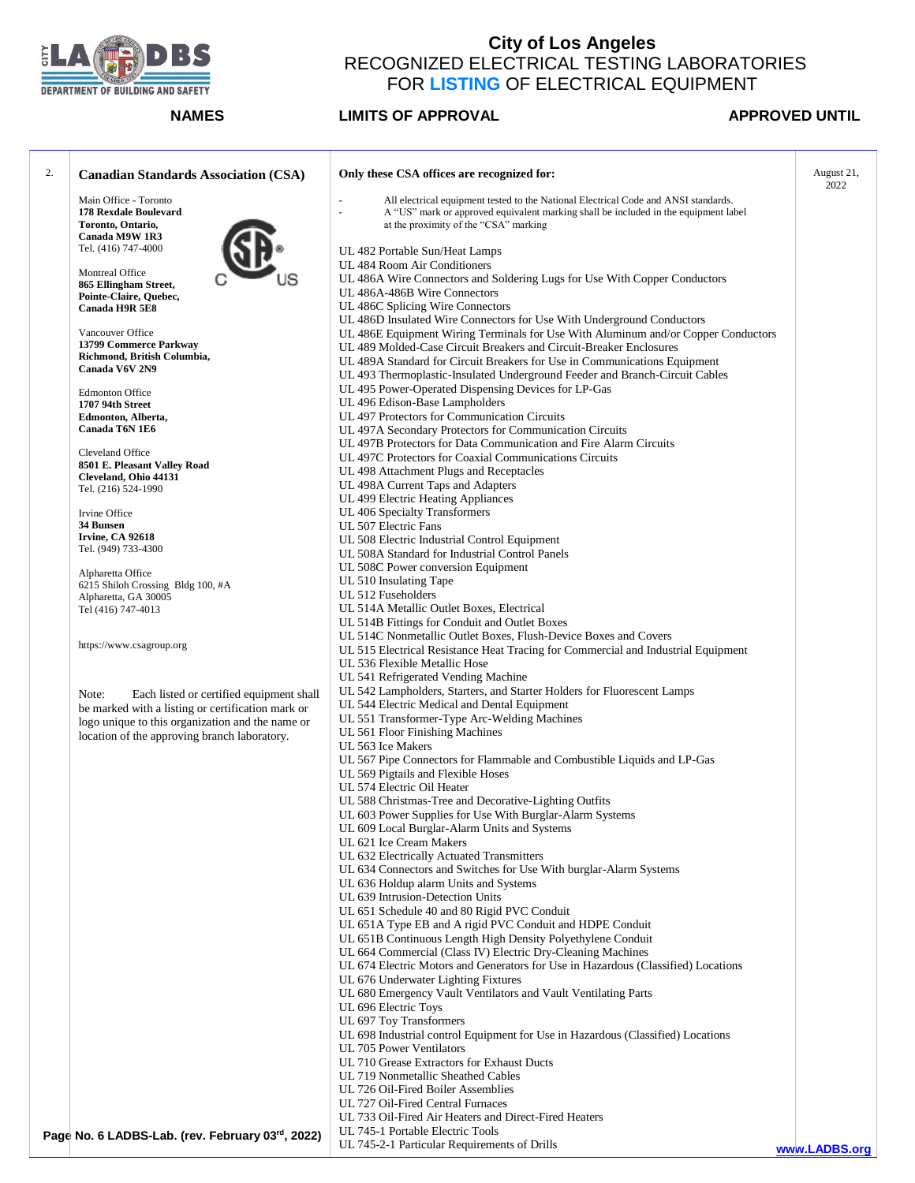# City of Los Angeles
## RECOGNIZED ELECTRICAL TESTING LABORATORIES FOR LISTING OF ELECTRICAL EQUIPMENT

| | NAMES | LIMITS OF APPROVAL | APPROVED UNTIL |
|---|---|---|---|
| 2. | **Canadian Standards Association (CSA)** | **Only these CSA offices are recognized for:** | August 21, 2022 |

**Canadian Standards Association (CSA)**

Main Office - Toronto
**178 Rexdale Boulevard**
**Toronto, Ontario,**
**Canada M9W 1R3**
Tel. (416) 747-4000

Montreal Office
**865 Ellingham Street,**
**Pointe-Claire, Quebec,**
**Canada H9R 5E8**

Vancouver Office
**13799 Commerce Parkway**
**Richmond, British Columbia,**
**Canada V6V 2N9**

Edmonton Office
**1707 94th Street**
**Edmonton, Alberta,**
**Canada T6N 1E6**

Cleveland Office
**8501 E. Pleasant Valley Road**
**Cleveland, Ohio 44131**
Tel. (216) 524-1990

Irvine Office
**34 Bunsen**
**Irvine, CA 92618**
Tel. (949) 733-4300

Alpharetta Office
6215 Shiloh Crossing Bldg 100, #A
Alpharetta, GA 30005
Tel (416) 747-4013

https://www.csagroup.org

Note: Each listed or certified equipment shall be marked with a listing or certification mark or logo unique to this organization and the name or location of the approving branch laboratory.

**Only these CSA offices are recognized for:**

- All electrical equipment tested to the National Electrical Code and ANSI standards.
- A "US" mark or approved equivalent marking shall be included in the equipment label at the proximity of the "CSA" marking

UL 482 Portable Sun/Heat Lamps
UL 484 Room Air Conditioners
UL 486A Wire Connectors and Soldering Lugs for Use With Copper Conductors
UL 486A-486B Wire Connectors
UL 486C Splicing Wire Connectors
UL 486D Insulated Wire Connectors for Use With Underground Conductors
UL 486E Equipment Wiring Terminals for Use With Aluminum and/or Copper Conductors
UL 489 Molded-Case Circuit Breakers and Circuit-Breaker Enclosures
UL 489A Standard for Circuit Breakers for Use in Communications Equipment
UL 493 Thermoplastic-Insulated Underground Feeder and Branch-Circuit Cables
UL 495 Power-Operated Dispensing Devices for LP-Gas
UL 496 Edison-Base Lampholders
UL 497 Protectors for Communication Circuits
UL 497A Secondary Protectors for Communication Circuits
UL 497B Protectors for Data Communication and Fire Alarm Circuits
UL 497C Protectors for Coaxial Communications Circuits
UL 498 Attachment Plugs and Receptacles
UL 498A Current Taps and Adapters
UL 499 Electric Heating Appliances
UL 406 Specialty Transformers
UL 507 Electric Fans
UL 508 Electric Industrial Control Equipment
UL 508A Standard for Industrial Control Panels
UL 508C Power conversion Equipment
UL 510 Insulating Tape
UL 512 Fuseholders
UL 514A Metallic Outlet Boxes, Electrical
UL 514B Fittings for Conduit and Outlet Boxes
UL 514C Nonmetallic Outlet Boxes, Flush-Device Boxes and Covers
UL 515 Electrical Resistance Heat Tracing for Commercial and Industrial Equipment
UL 536 Flexible Metallic Hose
UL 541 Refrigerated Vending Machine
UL 542 Lampholders, Starters, and Starter Holders for Fluorescent Lamps
UL 544 Electric Medical and Dental Equipment
UL 551 Transformer-Type Arc-Welding Machines
UL 561 Floor Finishing Machines
UL 563 Ice Makers
UL 567 Pipe Connectors for Flammable and Combustible Liquids and LP-Gas
UL 569 Pigtails and Flexible Hoses
UL 574 Electric Oil Heater
UL 588 Christmas-Tree and Decorative-Lighting Outfits
UL 603 Power Supplies for Use With Burglar-Alarm Systems
UL 609 Local Burglar-Alarm Units and Systems
UL 621 Ice Cream Makers
UL 632 Electrically Actuated Transmitters
UL 634 Connectors and Switches for Use With burglar-Alarm Systems
UL 636 Holdup alarm Units and Systems
UL 639 Intrusion-Detection Units
UL 651 Schedule 40 and 80 Rigid PVC Conduit
UL 651A Type EB and A rigid PVC Conduit and HDPE Conduit
UL 651B Continuous Length High Density Polyethylene Conduit
UL 664 Commercial (Class IV) Electric Dry-Cleaning Machines
UL 674 Electric Motors and Generators for Use in Hazardous (Classified) Locations
UL 676 Underwater Lighting Fixtures
UL 680 Emergency Vault Ventilators and Vault Ventilating Parts
UL 696 Electric Toys
UL 697 Toy Transformers
UL 698 Industrial control Equipment for Use in Hazardous (Classified) Locations
UL 705 Power Ventilators
UL 710 Grease Extractors for Exhaust Ducts
UL 719 Nonmetallic Sheathed Cables
UL 726 Oil-Fired Boiler Assemblies
UL 727 Oil-Fired Central Furnaces
UL 733 Oil-Fired Air Heaters and Direct-Fired Heaters
UL 745-1 Portable Electric Tools
UL 745-2-1 Particular Requirements of Drills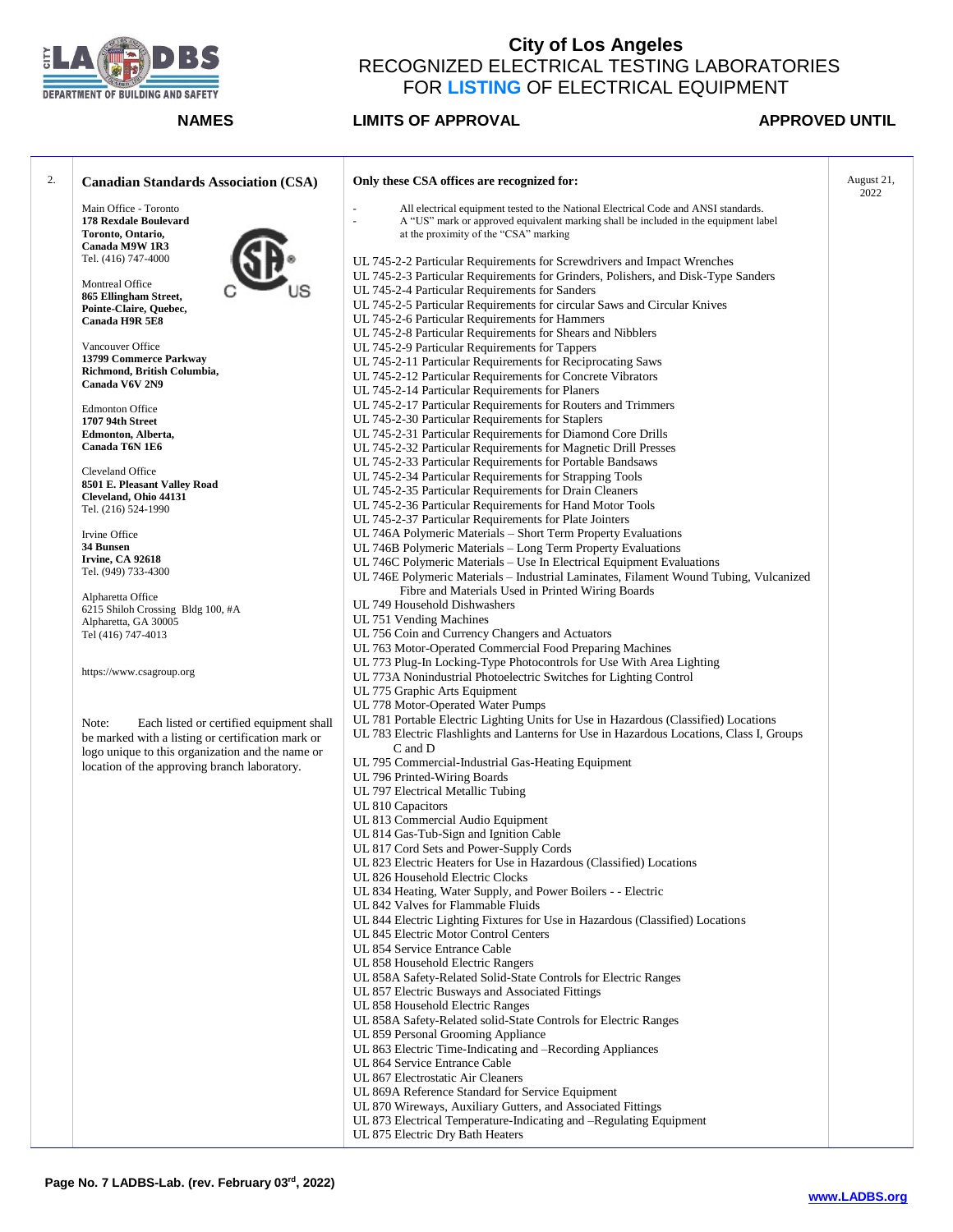# City of Los Angeles
## RECOGNIZED ELECTRICAL TESTING LABORATORIES FOR LISTING OF ELECTRICAL EQUIPMENT

| | NAMES | LIMITS OF APPROVAL | APPROVED UNTIL |
|---|---|---|---|
| 2. | **Canadian Standards Association (CSA)** | **Only these CSA offices are recognized for:** | August 21, 2022 |

**Canadian Standards Association (CSA)**

Main Office - Toronto
**178 Rexdale Boulevard**
**Toronto, Ontario,**
**Canada M9W 1R3**
Tel. (416) 747-4000

Montreal Office
**865 Ellingham Street,**
**Pointe-Claire, Quebec,**
**Canada H9R 5E8**

Vancouver Office
**13799 Commerce Parkway**
**Richmond, British Columbia,**
**Canada V6V 2N9**

Edmonton Office
**1707 94th Street**
**Edmonton, Alberta,**
**Canada T6N 1E6**

Cleveland Office
**8501 E. Pleasant Valley Road**
**Cleveland, Ohio 44131**
Tel. (216) 524-1990

Irvine Office
**34 Bunsen**
**Irvine, CA 92618**
Tel. (949) 733-4300

Alpharetta Office
6215 Shiloh Crossing Bldg 100, #A
Alpharetta, GA 30005
Tel (416) 747-4013

https://www.csagroup.org

Note: Each listed or certified equipment shall be marked with a listing or certification mark or logo unique to this organization and the name or location of the approving branch laboratory.

**Only these CSA offices are recognized for:**

- All electrical equipment tested to the National Electrical Code and ANSI standards.
- A "US" mark or approved equivalent marking shall be included in the equipment label at the proximity of the "CSA" marking

UL 745-2-2 Particular Requirements for Screwdrivers and Impact Wrenches
UL 745-2-3 Particular Requirements for Grinders, Polishers, and Disk-Type Sanders
UL 745-2-4 Particular Requirements for Sanders
UL 745-2-5 Particular Requirements for circular Saws and Circular Knives
UL 745-2-6 Particular Requirements for Hammers
UL 745-2-8 Particular Requirements for Shears and Nibblers
UL 745-2-9 Particular Requirements for Tappers
UL 745-2-11 Particular Requirements for Reciprocating Saws
UL 745-2-12 Particular Requirements for Concrete Vibrators
UL 745-2-14 Particular Requirements for Planers
UL 745-2-17 Particular Requirements for Routers and Trimmers
UL 745-2-30 Particular Requirements for Staplers
UL 745-2-31 Particular Requirements for Diamond Core Drills
UL 745-2-32 Particular Requirements for Magnetic Drill Presses
UL 745-2-33 Particular Requirements for Portable Bandsaws
UL 745-2-34 Particular Requirements for Strapping Tools
UL 745-2-35 Particular Requirements for Drain Cleaners
UL 745-2-36 Particular Requirements for Hand Motor Tools
UL 745-2-37 Particular Requirements for Plate Jointers
UL 746A Polymeric Materials – Short Term Property Evaluations
UL 746B Polymeric Materials – Long Term Property Evaluations
UL 746C Polymeric Materials – Use In Electrical Equipment Evaluations
UL 746E Polymeric Materials – Industrial Laminates, Filament Wound Tubing, Vulcanized Fibre and Materials Used in Printed Wiring Boards
UL 749 Household Dishwashers
UL 751 Vending Machines
UL 756 Coin and Currency Changers and Actuators
UL 763 Motor-Operated Commercial Food Preparing Machines
UL 773 Plug-In Locking-Type Photocontrols for Use With Area Lighting
UL 773A Nonindustrial Photoelectric Switches for Lighting Control
UL 775 Graphic Arts Equipment
UL 778 Motor-Operated Water Pumps
UL 781 Portable Electric Lighting Units for Use in Hazardous (Classified) Locations
UL 783 Electric Flashlights and Lanterns for Use in Hazardous Locations, Class I, Groups C and D
UL 795 Commercial-Industrial Gas-Heating Equipment
UL 796 Printed-Wiring Boards
UL 797 Electrical Metallic Tubing
UL 810 Capacitors
UL 813 Commercial Audio Equipment
UL 814 Gas-Tub-Sign and Ignition Cable
UL 817 Cord Sets and Power-Supply Cords
UL 823 Electric Heaters for Use in Hazardous (Classified) Locations
UL 826 Household Electric Clocks
UL 834 Heating, Water Supply, and Power Boilers - - Electric
UL 842 Valves for Flammable Fluids
UL 844 Electric Lighting Fixtures for Use in Hazardous (Classified) Locations
UL 845 Electric Motor Control Centers
UL 854 Service Entrance Cable
UL 858 Household Electric Rangers
UL 858A Safety-Related Solid-State Controls for Electric Ranges
UL 857 Electric Busways and Associated Fittings
UL 858 Household Electric Ranges
UL 858A Safety-Related solid-State Controls for Electric Ranges
UL 859 Personal Grooming Appliance
UL 863 Electric Time-Indicating and –Recording Appliances
UL 864 Service Entrance Cable
UL 867 Electrostatic Air Cleaners
UL 869A Reference Standard for Service Equipment
UL 870 Wireways, Auxiliary Gutters, and Associated Fittings
UL 873 Electrical Temperature-Indicating and –Regulating Equipment
UL 875 Electric Dry Bath Heaters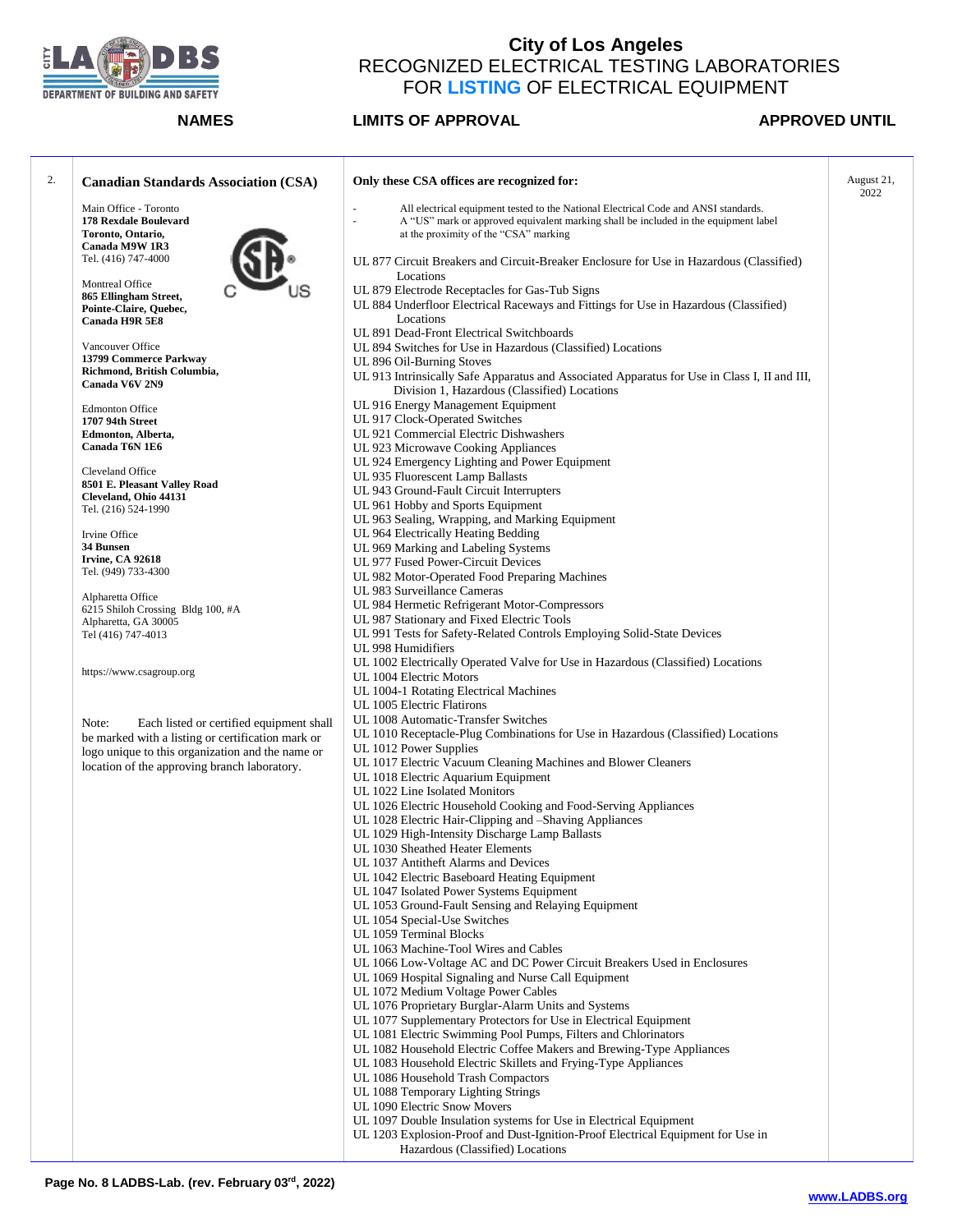# City of Los Angeles
## RECOGNIZED ELECTRICAL TESTING LABORATORIES FOR LISTING OF ELECTRICAL EQUIPMENT

| NAMES | LIMITS OF APPROVAL | APPROVED UNTIL |
|---|---|---|
| 2. **Canadian Standards Association (CSA)**<br><br>Main Office - Toronto<br>**178 Rexdale Boulevard**<br>**Toronto, Ontario,**<br>**Canada M9W 1R3**<br>Tel. (416) 747-4000<br><br>Montreal Office<br>**865 Ellingham Street,**<br>**Pointe-Claire, Quebec,**<br>**Canada H9R 5E8**<br><br>Vancouver Office<br>**13799 Commerce Parkway**<br>**Richmond, British Columbia,**<br>**Canada V6V 2N9**<br><br>Edmonton Office<br>**1707 94th Street**<br>**Edmonton, Alberta,**<br>**Canada T6N 1E6**<br><br>Cleveland Office<br>**8501 E. Pleasant Valley Road**<br>**Cleveland, Ohio 44131**<br>Tel. (216) 524-1990<br><br>Irvine Office<br>**34 Bunsen**<br>**Irvine, CA 92618**<br>Tel. (949) 733-4300<br><br>Alpharetta Office<br>6215 Shiloh Crossing Bldg 100, #A<br>Alpharetta, GA 30005<br>Tel (416) 747-4013<br><br>https://www.csagroup.org<br><br>Note: Each listed or certified equipment shall be marked with a listing or certification mark or logo unique to this organization and the name or location of the approving branch laboratory. | **Only these CSA offices are recognized for:**<br><br>- All electrical equipment tested to the National Electrical Code and ANSI standards.<br>- A "US" mark or approved equivalent marking shall be included in the equipment label at the proximity of the "CSA" marking<br><br>UL 877 Circuit Breakers and Circuit-Breaker Enclosure for Use in Hazardous (Classified) Locations<br>UL 879 Electrode Receptacles for Gas-Tub Signs<br>UL 884 Underfloor Electrical Raceways and Fittings for Use in Hazardous (Classified) Locations<br>UL 891 Dead-Front Electrical Switchboards<br>UL 894 Switches for Use in Hazardous (Classified) Locations<br>UL 896 Oil-Burning Stoves<br>UL 913 Intrinsically Safe Apparatus and Associated Apparatus for Use in Class I, II and III, Division 1, Hazardous (Classified) Locations<br>UL 916 Energy Management Equipment<br>UL 917 Clock-Operated Switches<br>UL 921 Commercial Electric Dishwashers<br>UL 923 Microwave Cooking Appliances<br>UL 924 Emergency Lighting and Power Equipment<br>UL 935 Fluorescent Lamp Ballasts<br>UL 943 Ground-Fault Circuit Interrupters<br>UL 961 Hobby and Sports Equipment<br>UL 963 Sealing, Wrapping, and Marking Equipment<br>UL 964 Electrically Heating Bedding<br>UL 969 Marking and Labeling Systems<br>UL 977 Fused Power-Circuit Devices<br>UL 982 Motor-Operated Food Preparing Machines<br>UL 983 Surveillance Cameras<br>UL 984 Hermetic Refrigerant Motor-Compressors<br>UL 987 Stationary and Fixed Electric Tools<br>UL 991 Tests for Safety-Related Controls Employing Solid-State Devices<br>UL 998 Humidifiers<br>UL 1002 Electrically Operated Valve for Use in Hazardous (Classified) Locations<br>UL 1004 Electric Motors<br>UL 1004-1 Rotating Electrical Machines<br>UL 1005 Electric Flatirons<br>UL 1008 Automatic-Transfer Switches<br>UL 1010 Receptacle-Plug Combinations for Use in Hazardous (Classified) Locations<br>UL 1012 Power Supplies<br>UL 1017 Electric Vacuum Cleaning Machines and Blower Cleaners<br>UL 1018 Electric Aquarium Equipment<br>UL 1022 Line Isolated Monitors<br>UL 1026 Electric Household Cooking and Food-Serving Appliances<br>UL 1028 Electric Hair-Clipping and –Shaving Appliances<br>UL 1029 High-Intensity Discharge Lamp Ballasts<br>UL 1030 Sheathed Heater Elements<br>UL 1037 Antitheft Alarms and Devices<br>UL 1042 Electric Baseboard Heating Equipment<br>UL 1047 Isolated Power Systems Equipment<br>UL 1053 Ground-Fault Sensing and Relaying Equipment<br>UL 1054 Special-Use Switches<br>UL 1059 Terminal Blocks<br>UL 1063 Machine-Tool Wires and Cables<br>UL 1066 Low-Voltage AC and DC Power Circuit Breakers Used in Enclosures<br>UL 1069 Hospital Signaling and Nurse Call Equipment<br>UL 1072 Medium Voltage Power Cables<br>UL 1076 Proprietary Burglar-Alarm Units and Systems<br>UL 1077 Supplementary Protectors for Use in Electrical Equipment<br>UL 1081 Electric Swimming Pool Pumps, Filters and Chlorinators<br>UL 1082 Household Electric Coffee Makers and Brewing-Type Appliances<br>UL 1083 Household Electric Skillets and Frying-Type Appliances<br>UL 1086 Household Trash Compactors<br>UL 1088 Temporary Lighting Strings<br>UL 1090 Electric Snow Movers<br>UL 1097 Double Insulation systems for Use in Electrical Equipment<br>UL 1203 Explosion-Proof and Dust-Ignition-Proof Electrical Equipment for Use in Hazardous (Classified) Locations | August 21, 2022 |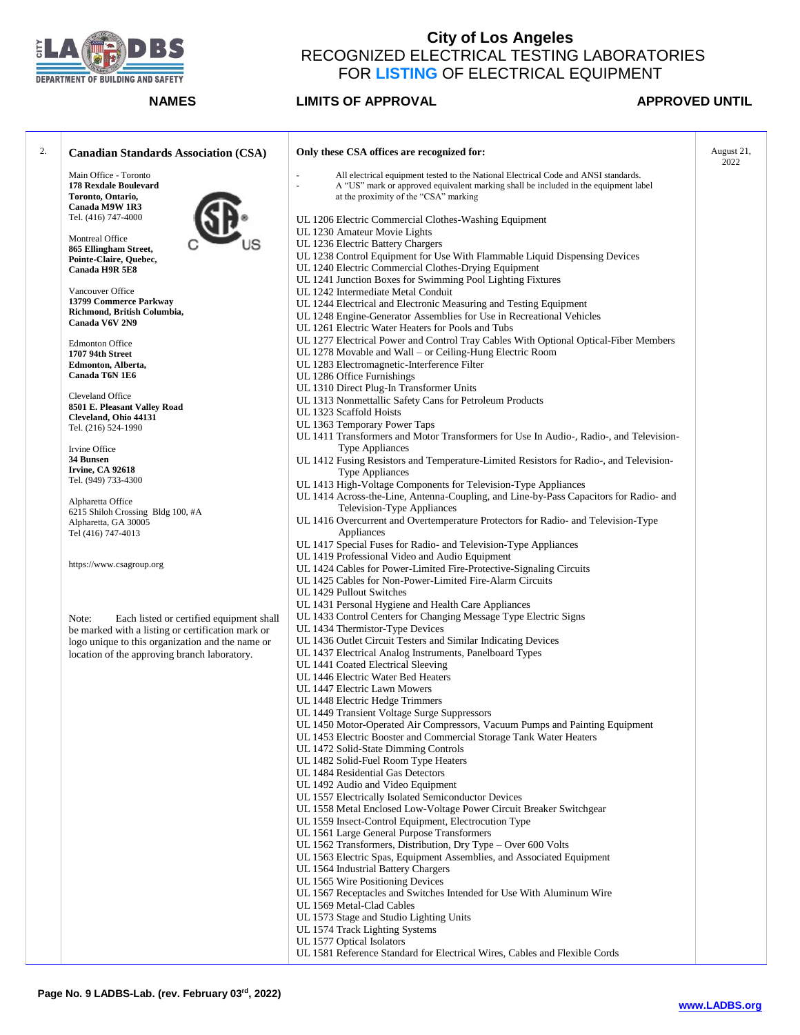# City of Los Angeles
## RECOGNIZED ELECTRICAL TESTING LABORATORIES FOR LISTING OF ELECTRICAL EQUIPMENT

| | NAMES | LIMITS OF APPROVAL | APPROVED UNTIL |
|---|---|---|---|
| 2. | **Canadian Standards Association (CSA)**<br><br>Main Office - Toronto<br>**178 Rexdale Boulevard**<br>**Toronto, Ontario,**<br>**Canada M9W 1R3**<br>Tel. (416) 747-4000<br><br>Montreal Office<br>**865 Ellingham Street,**<br>**Pointe-Claire, Quebec,**<br>**Canada H9R 5E8**<br><br>Vancouver Office<br>**13799 Commerce Parkway**<br>**Richmond, British Columbia,**<br>**Canada V6V 2N9**<br><br>Edmonton Office<br>**1707 94th Street**<br>**Edmonton, Alberta,**<br>**Canada T6N 1E6**<br><br>Cleveland Office<br>**8501 E. Pleasant Valley Road**<br>**Cleveland, Ohio 44131**<br>Tel. (216) 524-1990<br><br>Irvine Office<br>**34 Bunsen**<br>**Irvine, CA 92618**<br>Tel. (949) 733-4300<br><br>Alpharetta Office<br>6215 Shiloh Crossing Bldg 100, #A<br>Alpharetta, GA 30005<br>Tel (416) 747-4013<br><br>https://www.csagroup.org<br><br>Note: Each listed or certified equipment shall be marked with a listing or certification mark or logo unique to this organization and the name or location of the approving branch laboratory. | **Only these CSA offices are recognized for:**<br><br>- All electrical equipment tested to the National Electrical Code and ANSI standards.<br>- A "US" mark or approved equivalent marking shall be included in the equipment label at the proximity of the "CSA" marking<br><br>UL 1206 Electric Commercial Clothes-Washing Equipment<br>UL 1230 Amateur Movie Lights<br>UL 1236 Electric Battery Chargers<br>UL 1238 Control Equipment for Use With Flammable Liquid Dispensing Devices<br>UL 1240 Electric Commercial Clothes-Drying Equipment<br>UL 1241 Junction Boxes for Swimming Pool Lighting Fixtures<br>UL 1242 Intermediate Metal Conduit<br>UL 1244 Electrical and Electronic Measuring and Testing Equipment<br>UL 1248 Engine-Generator Assemblies for Use in Recreational Vehicles<br>UL 1261 Electric Water Heaters for Pools and Tubs<br>UL 1277 Electrical Power and Control Tray Cables With Optional Optical-Fiber Members<br>UL 1278 Movable and Wall – or Ceiling-Hung Electric Room<br>UL 1283 Electromagnetic-Interference Filter<br>UL 1286 Office Furnishings<br>UL 1310 Direct Plug-In Transformer Units<br>UL 1313 Nonmettallic Safety Cans for Petroleum Products<br>UL 1323 Scaffold Hoists<br>UL 1363 Temporary Power Taps<br>UL 1411 Transformers and Motor Transformers for Use In Audio-, Radio-, and Television-Type Appliances<br>UL 1412 Fusing Resistors and Temperature-Limited Resistors for Radio-, and Television-Type Appliances<br>UL 1413 High-Voltage Components for Television-Type Appliances<br>UL 1414 Across-the-Line, Antenna-Coupling, and Line-by-Pass Capacitors for Radio- and Television-Type Appliances<br>UL 1416 Overcurrent and Overtemperature Protectors for Radio- and Television-Type Appliances<br>UL 1417 Special Fuses for Radio- and Television-Type Appliances<br>UL 1419 Professional Video and Audio Equipment<br>UL 1424 Cables for Power-Limited Fire-Protective-Signaling Circuits<br>UL 1425 Cables for Non-Power-Limited Fire-Alarm Circuits<br>UL 1429 Pullout Switches<br>UL 1431 Personal Hygiene and Health Care Appliances<br>UL 1433 Control Centers for Changing Message Type Electric Signs<br>UL 1434 Thermistor-Type Devices<br>UL 1436 Outlet Circuit Testers and Similar Indicating Devices<br>UL 1437 Electrical Analog Instruments, Panelboard Types<br>UL 1441 Coated Electrical Sleeving<br>UL 1446 Electric Water Bed Heaters<br>UL 1447 Electric Lawn Mowers<br>UL 1448 Electric Hedge Trimmers<br>UL 1449 Transient Voltage Surge Suppressors<br>UL 1450 Motor-Operated Air Compressors, Vacuum Pumps and Painting Equipment<br>UL 1453 Electric Booster and Commercial Storage Tank Water Heaters<br>UL 1472 Solid-State Dimming Controls<br>UL 1482 Solid-Fuel Room Type Heaters<br>UL 1484 Residential Gas Detectors<br>UL 1492 Audio and Video Equipment<br>UL 1557 Electrically Isolated Semiconductor Devices<br>UL 1558 Metal Enclosed Low-Voltage Power Circuit Breaker Switchgear<br>UL 1559 Insect-Control Equipment, Electrocution Type<br>UL 1561 Large General Purpose Transformers<br>UL 1562 Transformers, Distribution, Dry Type – Over 600 Volts<br>UL 1563 Electric Spas, Equipment Assemblies, and Associated Equipment<br>UL 1564 Industrial Battery Chargers<br>UL 1565 Wire Positioning Devices<br>UL 1567 Receptacles and Switches Intended for Use With Aluminum Wire<br>UL 1569 Metal-Clad Cables<br>UL 1573 Stage and Studio Lighting Units<br>UL 1574 Track Lighting Systems<br>UL 1577 Optical Isolators<br>UL 1581 Reference Standard for Electrical Wires, Cables and Flexible Cords | August 21, 2022 |

Page No. 9 LADBS-Lab. (rev. February 03rd, 2022)

www.LADBS.org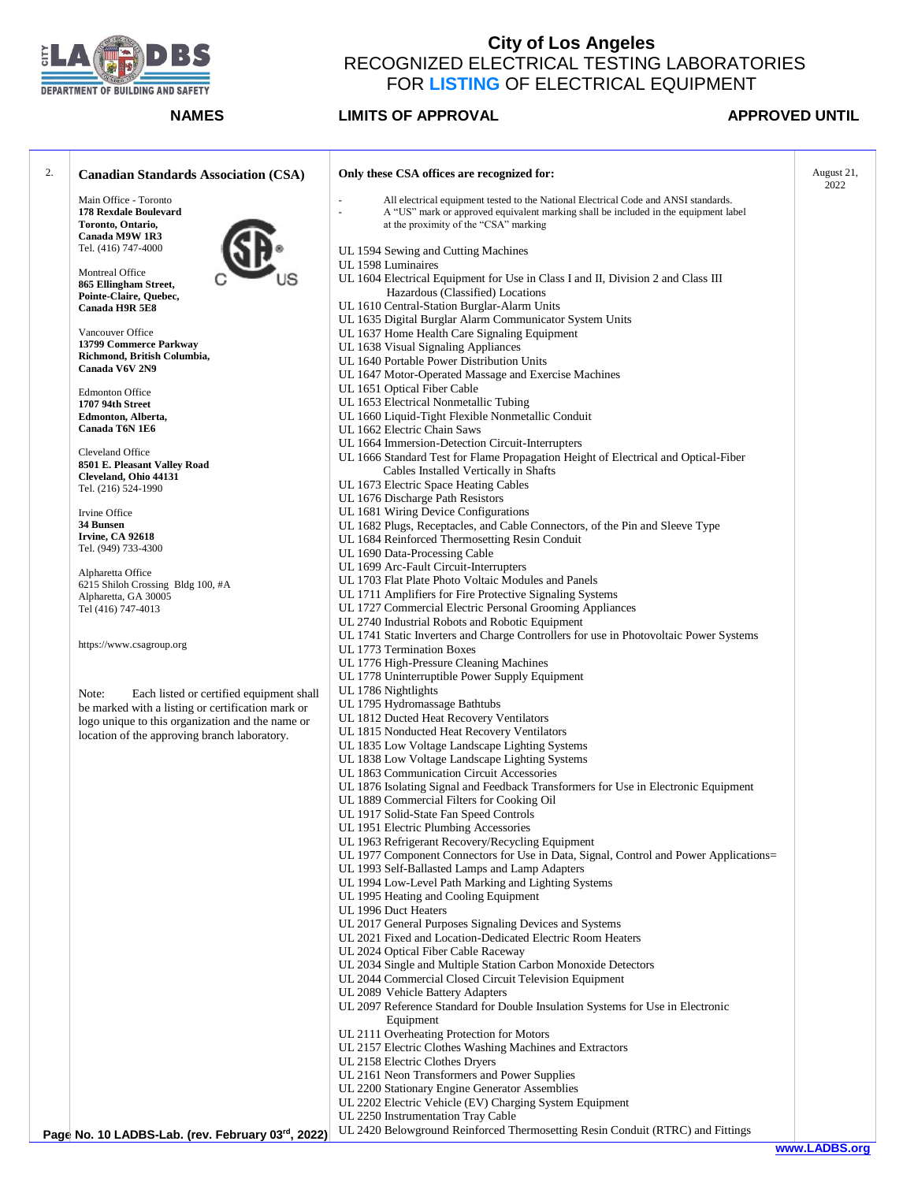# City of Los Angeles
## RECOGNIZED ELECTRICAL TESTING LABORATORIES FOR LISTING OF ELECTRICAL EQUIPMENT

| | NAMES | LIMITS OF APPROVAL | APPROVED UNTIL |
|---|---|---|---|
| 2. | **Canadian Standards Association (CSA)**<br><br>Main Office - Toronto<br>**178 Rexdale Boulevard**<br>**Toronto, Ontario,**<br>**Canada M9W 1R3**<br>Tel. (416) 747-4000<br><br>Montreal Office<br>**865 Ellingham Street,**<br>**Pointe-Claire, Quebec,**<br>**Canada H9R 5E8**<br><br>Vancouver Office<br>**13799 Commerce Parkway**<br>**Richmond, British Columbia,**<br>**Canada V6V 2N9**<br><br>Edmonton Office<br>**1707 94th Street**<br>**Edmonton, Alberta,**<br>**Canada T6N 1E6**<br><br>Cleveland Office<br>**8501 E. Pleasant Valley Road**<br>**Cleveland, Ohio 44131**<br>Tel. (216) 524-1990<br><br>Irvine Office<br>**34 Bunsen**<br>**Irvine, CA 92618**<br>Tel. (949) 733-4300<br><br>Alpharetta Office<br>6215 Shiloh Crossing Bldg 100, #A<br>Alpharetta, GA 30005<br>Tel (416) 747-4013<br><br>https://www.csagroup.org<br><br>Note: Each listed or certified equipment shall be marked with a listing or certification mark or logo unique to this organization and the name or location of the approving branch laboratory. | **Only these CSA offices are recognized for:**<br><br>- All electrical equipment tested to the National Electrical Code and ANSI standards.<br>- A "US" mark or approved equivalent marking shall be included in the equipment label at the proximity of the "CSA" marking<br><br>UL 1594 Sewing and Cutting Machines<br>UL 1598 Luminaires<br>UL 1604 Electrical Equipment for Use in Class I and II, Division 2 and Class III Hazardous (Classified) Locations<br>UL 1610 Central-Station Burglar-Alarm Units<br>UL 1635 Digital Burglar Alarm Communicator System Units<br>UL 1637 Home Health Care Signaling Equipment<br>UL 1638 Visual Signaling Appliances<br>UL 1640 Portable Power Distribution Units<br>UL 1647 Motor-Operated Massage and Exercise Machines<br>UL 1651 Optical Fiber Cable<br>UL 1653 Electrical Nonmetallic Tubing<br>UL 1660 Liquid-Tight Flexible Nonmetallic Conduit<br>UL 1662 Electric Chain Saws<br>UL 1664 Immersion-Detection Circuit-Interrupters<br>UL 1666 Standard Test for Flame Propagation Height of Electrical and Optical-Fiber Cables Installed Vertically in Shafts<br>UL 1673 Electric Space Heating Cables<br>UL 1676 Discharge Path Resistors<br>UL 1681 Wiring Device Configurations<br>UL 1682 Plugs, Receptacles, and Cable Connectors, of the Pin and Sleeve Type<br>UL 1684 Reinforced Thermosetting Resin Conduit<br>UL 1690 Data-Processing Cable<br>UL 1699 Arc-Fault Circuit-Interrupters<br>UL 1703 Flat Plate Photo Voltaic Modules and Panels<br>UL 1711 Amplifiers for Fire Protective Signaling Systems<br>UL 1727 Commercial Electric Personal Grooming Appliances<br>UL 2740 Industrial Robots and Robotic Equipment<br>UL 1741 Static Inverters and Charge Controllers for use in Photovoltaic Power Systems<br>UL 1773 Termination Boxes<br>UL 1776 High-Pressure Cleaning Machines<br>UL 1778 Uninterruptible Power Supply Equipment<br>UL 1786 Nightlights<br>UL 1795 Hydromassage Bathtubs<br>UL 1812 Ducted Heat Recovery Ventilators<br>UL 1815 Nonducted Heat Recovery Ventilators<br>UL 1835 Low Voltage Landscape Lighting Systems<br>UL 1838 Low Voltage Landscape Lighting Systems<br>UL 1863 Communication Circuit Accessories<br>UL 1876 Isolating Signal and Feedback Transformers for Use in Electronic Equipment<br>UL 1889 Commercial Filters for Cooking Oil<br>UL 1917 Solid-State Fan Speed Controls<br>UL 1951 Electric Plumbing Accessories<br>UL 1963 Refrigerant Recovery/Recycling Equipment<br>UL 1977 Component Connectors for Use in Data, Signal, Control and Power Applications=<br>UL 1993 Self-Ballasted Lamps and Lamp Adapters<br>UL 1994 Low-Level Path Marking and Lighting Systems<br>UL 1995 Heating and Cooling Equipment<br>UL 1996 Duct Heaters<br>UL 2017 General Purposes Signaling Devices and Systems<br>UL 2021 Fixed and Location-Dedicated Electric Room Heaters<br>UL 2024 Optical Fiber Cable Raceway<br>UL 2034 Single and Multiple Station Carbon Monoxide Detectors<br>UL 2044 Commercial Closed Circuit Television Equipment<br>UL 2089 Vehicle Battery Adapters<br>UL 2097 Reference Standard for Double Insulation Systems for Use in Electronic Equipment<br>UL 2111 Overheating Protection for Motors<br>UL 2157 Electric Clothes Washing Machines and Extractors<br>UL 2158 Electric Clothes Dryers<br>UL 2161 Neon Transformers and Power Supplies<br>UL 2200 Stationary Engine Generator Assemblies<br>UL 2202 Electric Vehicle (EV) Charging System Equipment<br>UL 2250 Instrumentation Tray Cable<br>UL 2420 Belowground Reinforced Thermosetting Resin Conduit (RTRC) and Fittings | August 21, 2022 |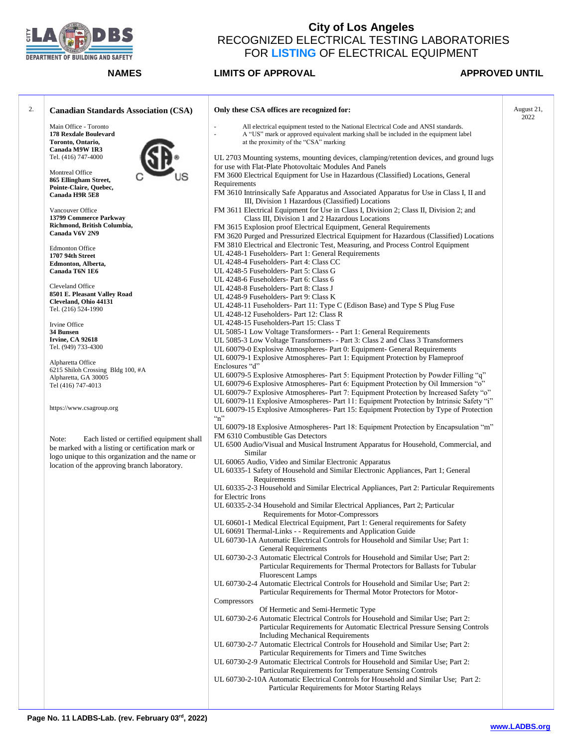# City of Los Angeles
## RECOGNIZED ELECTRICAL TESTING LABORATORIES FOR LISTING OF ELECTRICAL EQUIPMENT

| NAMES | LIMITS OF APPROVAL | APPROVED UNTIL |
|---|---|---|
| 2. **Canadian Standards Association (CSA)**<br><br>Main Office - Toronto<br>**178 Rexdale Boulevard**<br>**Toronto, Ontario,**<br>**Canada M9W 1R3**<br>Tel. (416) 747-4000<br><br>Montreal Office<br>**865 Ellingham Street,**<br>**Pointe-Claire, Quebec,**<br>**Canada H9R 5E8**<br><br>Vancouver Office<br>**13799 Commerce Parkway**<br>**Richmond, British Columbia,**<br>**Canada V6V 2N9**<br><br>Edmonton Office<br>**1707 94th Street**<br>**Edmonton, Alberta,**<br>**Canada T6N 1E6**<br><br>Cleveland Office<br>**8501 E. Pleasant Valley Road**<br>**Cleveland, Ohio 44131**<br>Tel. (216) 524-1990<br><br>Irvine Office<br>**34 Bunsen**<br>**Irvine, CA 92618**<br>Tel. (949) 733-4300<br><br>Alpharetta Office<br>6215 Shiloh Crossing Bldg 100, #A<br>Alpharetta, GA 30005<br>Tel (416) 747-4013<br><br>https://www.csagroup.org<br><br>Note: Each listed or certified equipment shall be marked with a listing or certification mark or logo unique to this organization and the name or location of the approving branch laboratory. | **Only these CSA offices are recognized for:**<br><br>- All electrical equipment tested to the National Electrical Code and ANSI standards.<br>- A "US" mark or approved equivalent marking shall be included in the equipment label at the proximity of the "CSA" marking<br><br>UL 2703 Mounting systems, mounting devices, clamping/retention devices, and ground lugs for use with Flat-Plate Photovoltaic Modules And Panels<br>FM 3600 Electrical Equipment for Use in Hazardous (Classified) Locations, General Requirements<br>FM 3610 Intrinsically Safe Apparatus and Associated Apparatus for Use in Class I, II and III, Division 1 Hazardous (Classified) Locations<br>FM 3611 Electrical Equipment for Use in Class I, Division 2; Class II, Division 2; and Class III, Division 1 and 2 Hazardous Locations<br>FM 3615 Explosion proof Electrical Equipment, General Requirements<br>FM 3620 Purged and Pressurized Electrical Equipment for Hazardous (Classified) Locations<br>FM 3810 Electrical and Electronic Test, Measuring, and Process Control Equipment<br>UL 4248-1 Fuseholders- Part 1: General Requirements<br>UL 4248-4 Fuseholders- Part 4: Class CC<br>UL 4248-5 Fuseholders- Part 5: Class G<br>UL 4248-6 Fuseholders- Part 6: Class 6<br>UL 4248-8 Fuseholders- Part 8: Class J<br>UL 4248-9 Fuseholders- Part 9: Class K<br>UL 4248-11 Fuseholders- Part 11: Type C (Edison Base) and Type S Plug Fuse<br>UL 4248-12 Fuseholders- Part 12: Class R<br>UL 4248-15 Fuseholders-Part 15: Class T<br>UL 5085-1 Low Voltage Transformers- - Part 1: General Requirements<br>UL 5085-3 Low Voltage Transformers- - Part 3: Class 2 and Class 3 Transformers<br>UL 60079-0 Explosive Atmospheres- Part 0: Equipment- General Requirements<br>UL 60079-1 Explosive Atmospheres- Part 1: Equipment Protection by Flameproof Enclosures "d"<br>UL 60079-5 Explosive Atmospheres- Part 5: Equipment Protection by Powder Filling "q"<br>UL 60079-6 Explosive Atmospheres- Part 6: Equipment Protection by Oil Immersion "o"<br>UL 60079-7 Explosive Atmospheres- Part 7: Equipment Protection by Increased Safety "o"<br>UL 60079-11 Explosive Atmospheres- Part 11: Equipment Protection by Intrinsic Safety "i"<br>UL 60079-15 Explosive Atmospheres- Part 15: Equipment Protection by Type of Protection "n"<br>UL 60079-18 Explosive Atmospheres- Part 18: Equipment Protection by Encapsulation "m"<br>FM 6310 Combustible Gas Detectors<br>UL 6500 Audio/Visual and Musical Instrument Apparatus for Household, Commercial, and Similar<br>UL 60065 Audio, Video and Similar Electronic Apparatus<br>UL 60335-1 Safety of Household and Similar Electronic Appliances, Part 1; General Requirements<br>UL 60335-2-3 Household and Similar Electrical Appliances, Part 2: Particular Requirements for Electric Irons<br>UL 60335-2-34 Household and Similar Electrical Appliances, Part 2; Particular Requirements for Motor-Compressors<br>UL 60601-1 Medical Electrical Equipment, Part 1: General requirements for Safety<br>UL 60691 Thermal-Links - - Requirements and Application Guide<br>UL 60730-1A Automatic Electrical Controls for Household and Similar Use; Part 1: General Requirements<br>UL 60730-2-3 Automatic Electrical Controls for Household and Similar Use; Part 2: Particular Requirements for Thermal Protectors for Ballasts for Tubular Fluorescent Lamps<br>UL 60730-2-4 Automatic Electrical Controls for Household and Similar Use; Part 2: Particular Requirements for Thermal Motor Protectors for Motor-Compressors Of Hermetic and Semi-Hermetic Type<br>UL 60730-2-6 Automatic Electrical Controls for Household and Similar Use; Part 2: Particular Requirements for Automatic Electrical Pressure Sensing Controls Including Mechanical Requirements<br>UL 60730-2-7 Automatic Electrical Controls for Household and Similar Use; Part 2: Particular Requirements for Timers and Time Switches<br>UL 60730-2-9 Automatic Electrical Controls for Household and Similar Use; Part 2: Particular Requirements for Temperature Sensing Controls<br>UL 60730-2-10A Automatic Electrical Controls for Household and Similar Use; Part 2: Particular Requirements for Motor Starting Relays | August 21, 2022 |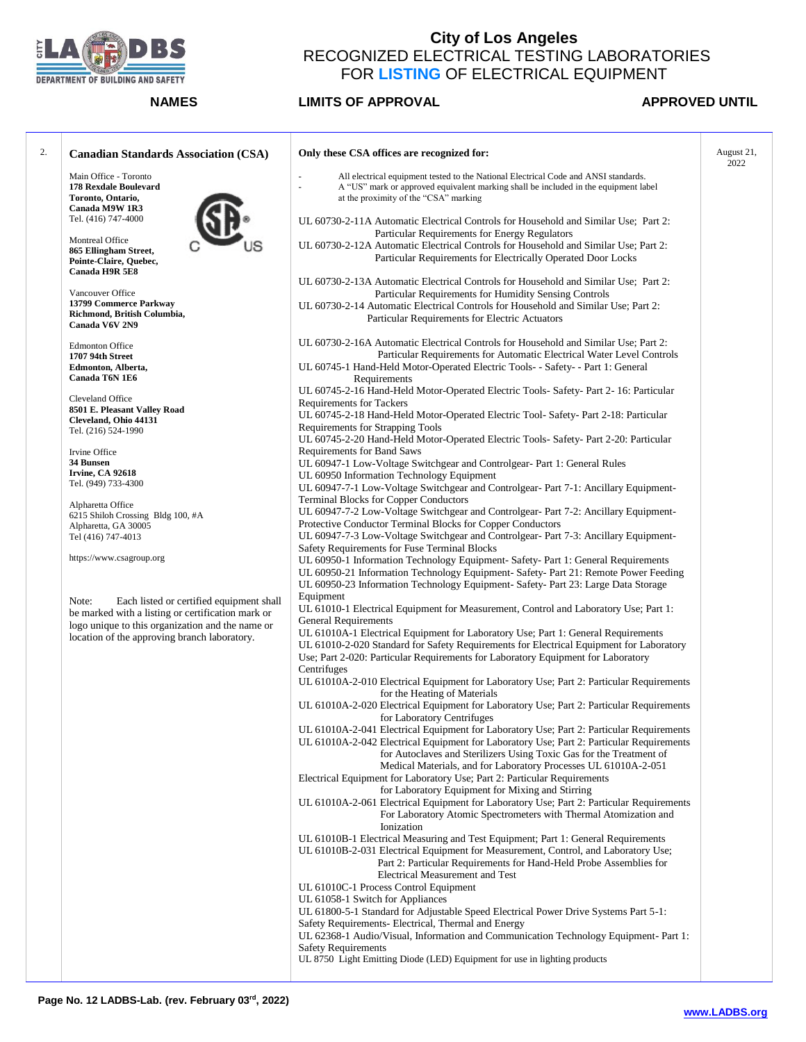# City of Los Angeles
## RECOGNIZED ELECTRICAL TESTING LABORATORIES FOR LISTING OF ELECTRICAL EQUIPMENT

| | NAMES | LIMITS OF APPROVAL | APPROVED UNTIL |
|---|---|---|---|
| 2. | **Canadian Standards Association (CSA)**<br><br>Main Office - Toronto<br>**178 Rexdale Boulevard**<br>**Toronto, Ontario,**<br>**Canada M9W 1R3**<br>Tel. (416) 747-4000<br><br>Montreal Office<br>**865 Ellingham Street,**<br>**Pointe-Claire, Quebec,**<br>**Canada H9R 5E8**<br><br>Vancouver Office<br>**13799 Commerce Parkway**<br>**Richmond, British Columbia,**<br>**Canada V6V 2N9**<br><br>Edmonton Office<br>**1707 94th Street**<br>**Edmonton, Alberta,**<br>**Canada T6N 1E6**<br><br>Cleveland Office<br>**8501 E. Pleasant Valley Road**<br>**Cleveland, Ohio 44131**<br>Tel. (216) 524-1990<br><br>Irvine Office<br>**34 Bunsen**<br>**Irvine, CA 92618**<br>Tel. (949) 733-4300<br><br>Alpharetta Office<br>6215 Shiloh Crossing Bldg 100, #A<br>Alpharetta, GA 30005<br>Tel (416) 747-4013<br><br>https://www.csagroup.org<br><br>Note: Each listed or certified equipment shall be marked with a listing or certification mark or logo unique to this organization and the name or location of the approving branch laboratory. | **Only these CSA offices are recognized for:**<br><br>- All electrical equipment tested to the National Electrical Code and ANSI standards.<br>- A "US" mark or approved equivalent marking shall be included in the equipment label at the proximity of the "CSA" marking<br><br>UL 60730-2-11A Automatic Electrical Controls for Household and Similar Use; Part 2: Particular Requirements for Energy Regulators<br>UL 60730-2-12A Automatic Electrical Controls for Household and Similar Use; Part 2: Particular Requirements for Electrically Operated Door Locks<br><br>UL 60730-2-13A Automatic Electrical Controls for Household and Similar Use; Part 2: Particular Requirements for Humidity Sensing Controls<br>UL 60730-2-14 Automatic Electrical Controls for Household and Similar Use; Part 2: Particular Requirements for Electric Actuators<br><br>UL 60730-2-16A Automatic Electrical Controls for Household and Similar Use; Part 2: Particular Requirements for Automatic Electrical Water Level Controls<br>UL 60745-1 Hand-Held Motor-Operated Electric Tools- - Safety- - Part 1: General Requirements<br>UL 60745-2-16 Hand-Held Motor-Operated Electric Tools- Safety- Part 2- 16: Particular Requirements for Tackers<br>UL 60745-2-18 Hand-Held Motor-Operated Electric Tool- Safety- Part 2-18: Particular Requirements for Strapping Tools<br>UL 60745-2-20 Hand-Held Motor-Operated Electric Tools- Safety- Part 2-20: Particular Requirements for Band Saws<br>UL 60947-1 Low-Voltage Switchgear and Controlgear- Part 1: General Rules<br>UL 60950 Information Technology Equipment<br>UL 60947-7-1 Low-Voltage Switchgear and Controlgear- Part 7-1: Ancillary Equipment- Terminal Blocks for Copper Conductors<br>UL 60947-7-2 Low-Voltage Switchgear and Controlgear- Part 7-2: Ancillary Equipment- Protective Conductor Terminal Blocks for Copper Conductors<br>UL 60947-7-3 Low-Voltage Switchgear and Controlgear- Part 7-3: Ancillary Equipment- Safety Requirements for Fuse Terminal Blocks<br>UL 60950-1 Information Technology Equipment- Safety- Part 1: General Requirements<br>UL 60950-21 Information Technology Equipment- Safety- Part 21: Remote Power Feeding<br>UL 60950-23 Information Technology Equipment- Safety- Part 23: Large Data Storage Equipment<br>UL 61010-1 Electrical Equipment for Measurement, Control and Laboratory Use; Part 1: General Requirements<br>UL 61010A-1 Electrical Equipment for Laboratory Use; Part 1: General Requirements<br>UL 61010-2-020 Standard for Safety Requirements for Electrical Equipment for Laboratory Use; Part 2-020: Particular Requirements for Laboratory Equipment for Laboratory Centrifuges<br>UL 61010A-2-010 Electrical Equipment for Laboratory Use; Part 2: Particular Requirements for the Heating of Materials<br>UL 61010A-2-020 Electrical Equipment for Laboratory Use; Part 2: Particular Requirements for Laboratory Centrifuges<br>UL 61010A-2-041 Electrical Equipment for Laboratory Use; Part 2: Particular Requirements<br>UL 61010A-2-042 Electrical Equipment for Laboratory Use; Part 2: Particular Requirements for Autoclaves and Sterilizers Using Toxic Gas for the Treatment of Medical Materials, and for Laboratory Processes UL 61010A-2-051<br>Electrical Equipment for Laboratory Use; Part 2: Particular Requirements for Laboratory Equipment for Mixing and Stirring<br>UL 61010A-2-061 Electrical Equipment for Laboratory Use; Part 2: Particular Requirements For Laboratory Atomic Spectrometers with Thermal Atomization and Ionization<br>UL 61010B-1 Electrical Measuring and Test Equipment; Part 1: General Requirements<br>UL 61010B-2-031 Electrical Equipment for Measurement, Control, and Laboratory Use; Part 2: Particular Requirements for Hand-Held Probe Assemblies for Electrical Measurement and Test<br>UL 61010C-1 Process Control Equipment<br>UL 61058-1 Switch for Appliances<br>UL 61800-5-1 Standard for Adjustable Speed Electrical Power Drive Systems Part 5-1: Safety Requirements- Electrical, Thermal and Energy<br>UL 62368-1 Audio/Visual, Information and Communication Technology Equipment- Part 1: Safety Requirements<br>UL 8750 Light Emitting Diode (LED) Equipment for use in lighting products | August 21, 2022 |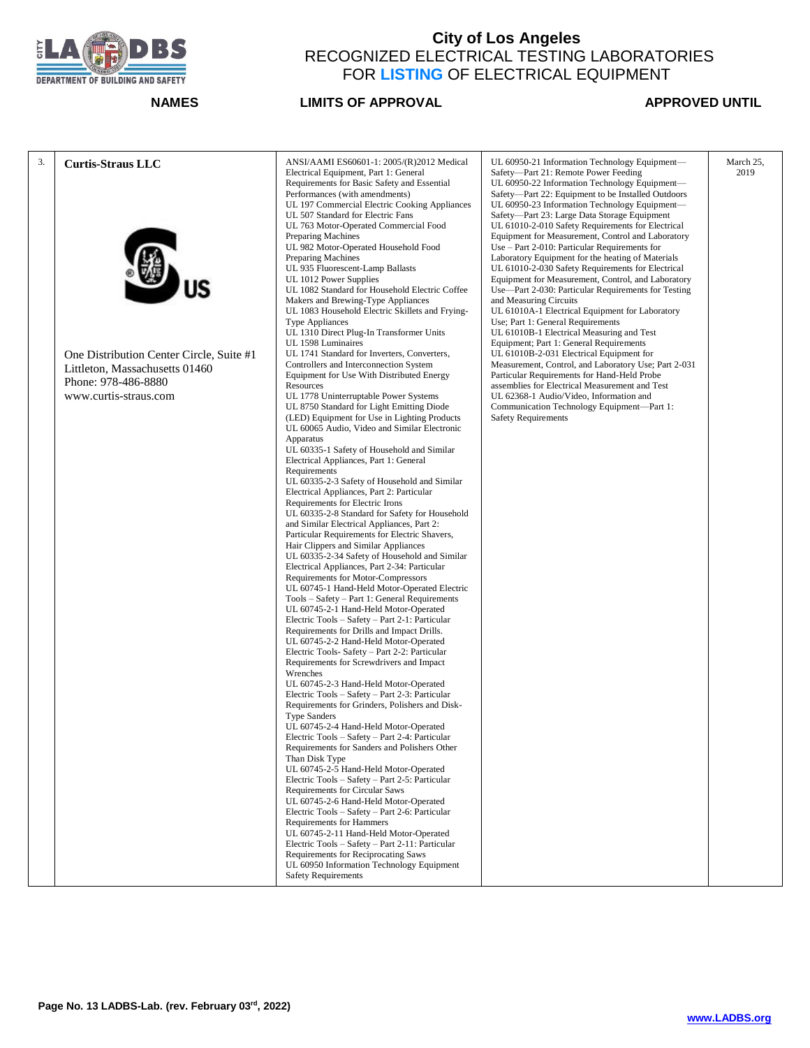# City of Los Angeles
## RECOGNIZED ELECTRICAL TESTING LABORATORIES FOR LISTING OF ELECTRICAL EQUIPMENT

| | NAMES | LIMITS OF APPROVAL | | APPROVED UNTIL |
|---|---|---|---|---|
| 3. | **Curtis-Straus LLC**<br><br>One Distribution Center Circle, Suite #1<br>Littleton, Massachusetts 01460<br>Phone: 978-486-8880<br>www.curtis-straus.com | ANSI/AAMI ES60601-1: 2005/(R)2012 Medical Electrical Equipment, Part 1: General Requirements for Basic Safety and Essential Performances (with amendments)<br>UL 197 Commercial Electric Cooking Appliances<br>UL 507 Standard for Electric Fans<br>UL 763 Motor-Operated Commercial Food Preparing Machines<br>UL 982 Motor-Operated Household Food Preparing Machines<br>UL 935 Fluorescent-Lamp Ballasts<br>UL 1012 Power Supplies<br>UL 1082 Standard for Household Electric Coffee Makers and Brewing-Type Appliances<br>UL 1083 Household Electric Skillets and Frying-Type Appliances<br>UL 1310 Direct Plug-In Transformer Units<br>UL 1598 Luminaires<br>UL 1741 Standard for Inverters, Converters, Controllers and Interconnection System Equipment for Use With Distributed Energy Resources<br>UL 1778 Uninterruptable Power Systems<br>UL 8750 Standard for Light Emitting Diode (LED) Equipment for Use in Lighting Products<br>UL 60065 Audio, Video and Similar Electronic Apparatus<br>UL 60335-1 Safety of Household and Similar Electrical Appliances, Part 1: General Requirements<br>UL 60335-2-3 Safety of Household and Similar Electrical Appliances, Part 2: Particular Requirements for Electric Irons<br>UL 60335-2-8 Standard for Safety for Household and Similar Electrical Appliances, Part 2: Particular Requirements for Electric Shavers, Hair Clippers and Similar Appliances<br>UL 60335-2-34 Safety of Household and Similar Electrical Appliances, Part 2-34: Particular Requirements for Motor-Compressors<br>UL 60745-1 Hand-Held Motor-Operated Electric Tools – Safety – Part 1: General Requirements<br>UL 60745-2-1 Hand-Held Motor-Operated Electric Tools – Safety – Part 2-1: Particular Requirements for Drills and Impact Drills.<br>UL 60745-2-2 Hand-Held Motor-Operated Electric Tools- Safety – Part 2-2: Particular Requirements for Screwdrivers and Impact Wrenches<br>UL 60745-2-3 Hand-Held Motor-Operated Electric Tools – Safety – Part 2-3: Particular Requirements for Grinders, Polishers and Disk-Type Sanders<br>UL 60745-2-4 Hand-Held Motor-Operated Electric Tools – Safety – Part 2-4: Particular Requirements for Sanders and Polishers Other Than Disk Type<br>UL 60745-2-5 Hand-Held Motor-Operated Electric Tools – Safety – Part 2-5: Particular Requirements for Circular Saws<br>UL 60745-2-6 Hand-Held Motor-Operated Electric Tools – Safety – Part 2-6: Particular Requirements for Hammers<br>UL 60745-2-11 Hand-Held Motor-Operated Electric Tools – Safety – Part 2-11: Particular Requirements for Reciprocating Saws<br>UL 60950 Information Technology Equipment Safety Requirements | UL 60950-21 Information Technology Equipment—Safety—Part 21: Remote Power Feeding<br>UL 60950-22 Information Technology Equipment—Safety—Part 22: Equipment to be Installed Outdoors<br>UL 60950-23 Information Technology Equipment—Safety—Part 23: Large Data Storage Equipment<br>UL 61010-2-010 Safety Requirements for Electrical Equipment for Measurement, Control and Laboratory Use – Part 2-010: Particular Requirements for Laboratory Equipment for the heating of Materials<br>UL 61010-2-030 Safety Requirements for Electrical Equipment for Measurement, Control, and Laboratory Use—Part 2-030: Particular Requirements for Testing and Measuring Circuits<br>UL 61010A-1 Electrical Equipment for Laboratory Use; Part 1: General Requirements<br>UL 61010B-1 Electrical Measuring and Test Equipment; Part 1: General Requirements<br>UL 61010B-2-031 Electrical Equipment for Measurement, Control, and Laboratory Use; Part 2-031 Particular Requirements for Hand-Held Probe assemblies for Electrical Measurement and Test<br>UL 62368-1 Audio/Video, Information and Communication Technology Equipment—Part 1: Safety Requirements | March 25, 2019 |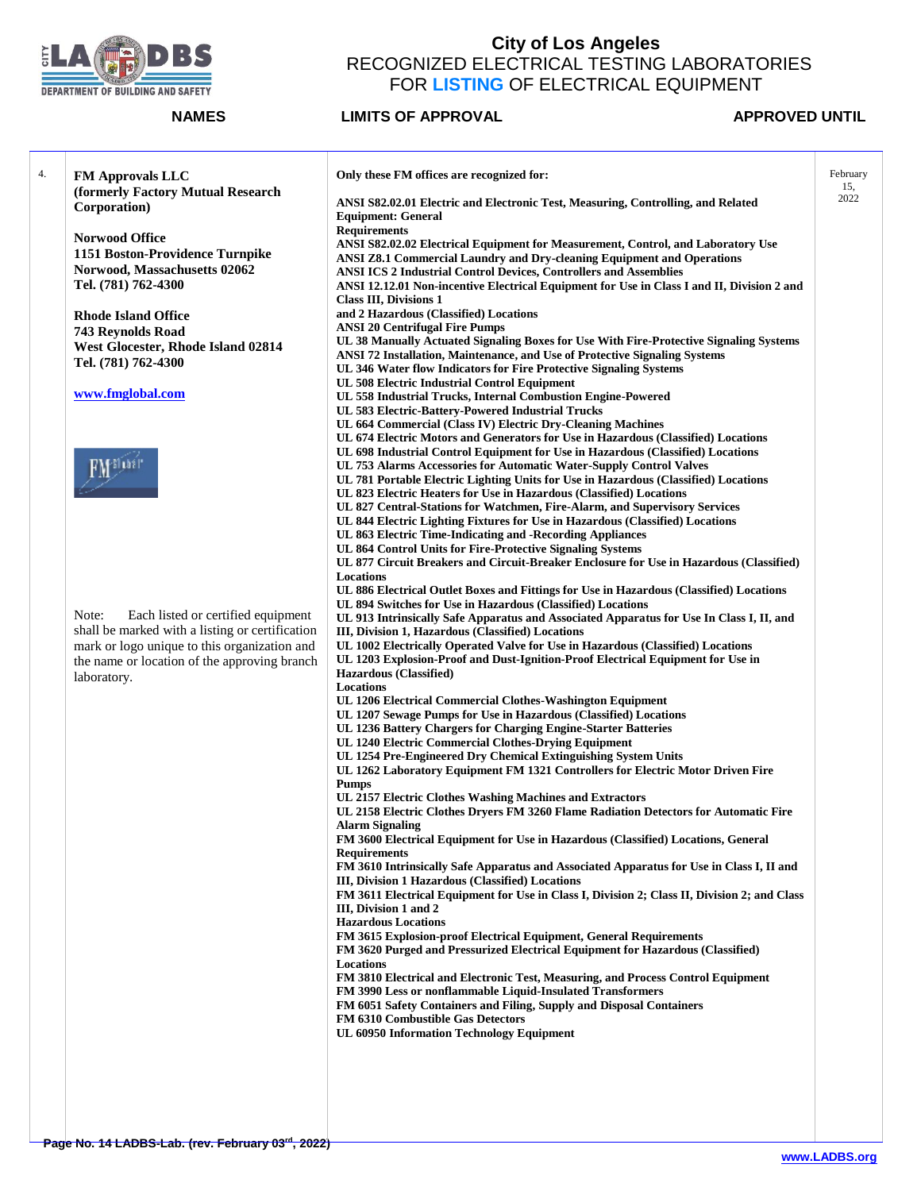# City of Los Angeles
## RECOGNIZED ELECTRICAL TESTING LABORATORIES FOR LISTING OF ELECTRICAL EQUIPMENT

| | NAMES | LIMITS OF APPROVAL | APPROVED UNTIL |
|---|---|---|---|
| 4. | **FM Approvals LLC (formerly Factory Mutual Research Corporation)**<br><br>**Norwood Office**<br>**1151 Boston-Providence Turnpike**<br>**Norwood, Massachusetts 02062**<br>**Tel. (781) 762-4300**<br><br>**Rhode Island Office**<br>**743 Reynolds Road**<br>**West Glocester, Rhode Island 02814**<br>**Tel. (781) 762-4300**<br><br>**www.fmglobal.com**<br><br>Note: Each listed or certified equipment shall be marked with a listing or certification mark or logo unique to this organization and the name or location of the approving branch laboratory. | **Only these FM offices are recognized for:**<br><br>**ANSI S82.02.01 Electric and Electronic Test, Measuring, Controlling, and Related Equipment: General Requirements**<br>**ANSI S82.02.02 Electrical Equipment for Measurement, Control, and Laboratory Use**<br>**ANSI Z8.1 Commercial Laundry and Dry-cleaning Equipment and Operations**<br>**ANSI ICS 2 Industrial Control Devices, Controllers and Assemblies**<br>**ANSI 12.12.01 Non-incentive Electrical Equipment for Use in Class I and II, Division 2 and Class III, Divisions 1 and 2 Hazardous (Classified) Locations**<br>**ANSI 20 Centrifugal Fire Pumps**<br>**UL 38 Manually Actuated Signaling Boxes for Use With Fire-Protective Signaling Systems**<br>**ANSI 72 Installation, Maintenance, and Use of Protective Signaling Systems**<br>**UL 346 Water flow Indicators for Fire Protective Signaling Systems**<br>**UL 508 Electric Industrial Control Equipment**<br>**UL 558 Industrial Trucks, Internal Combustion Engine-Powered**<br>**UL 583 Electric-Battery-Powered Industrial Trucks**<br>**UL 664 Commercial (Class IV) Electric Dry-Cleaning Machines**<br>**UL 674 Electric Motors and Generators for Use in Hazardous (Classified) Locations**<br>**UL 698 Industrial Control Equipment for Use in Hazardous (Classified) Locations**<br>**UL 753 Alarms Accessories for Automatic Water-Supply Control Valves**<br>**UL 781 Portable Electric Lighting Units for Use in Hazardous (Classified) Locations**<br>**UL 823 Electric Heaters for Use in Hazardous (Classified) Locations**<br>**UL 827 Central-Stations for Watchmen, Fire-Alarm, and Supervisory Services**<br>**UL 844 Electric Lighting Fixtures for Use in Hazardous (Classified) Locations**<br>**UL 863 Electric Time-Indicating and -Recording Appliances**<br>**UL 864 Control Units for Fire-Protective Signaling Systems**<br>**UL 877 Circuit Breakers and Circuit-Breaker Enclosure for Use in Hazardous (Classified) Locations**<br>**UL 886 Electrical Outlet Boxes and Fittings for Use in Hazardous (Classified) Locations**<br>**UL 894 Switches for Use in Hazardous (Classified) Locations**<br>**UL 913 Intrinsically Safe Apparatus and Associated Apparatus for Use In Class I, II, and III, Division 1, Hazardous (Classified) Locations**<br>**UL 1002 Electrically Operated Valve for Use in Hazardous (Classified) Locations**<br>**UL 1203 Explosion-Proof and Dust-Ignition-Proof Electrical Equipment for Use in Hazardous (Classified) Locations**<br>**UL 1206 Electrical Commercial Clothes-Washington Equipment**<br>**UL 1207 Sewage Pumps for Use in Hazardous (Classified) Locations**<br>**UL 1236 Battery Chargers for Charging Engine-Starter Batteries**<br>**UL 1240 Electric Commercial Clothes-Drying Equipment**<br>**UL 1254 Pre-Engineered Dry Chemical Extinguishing System Units**<br>**UL 1262 Laboratory Equipment FM 1321 Controllers for Electric Motor Driven Fire Pumps**<br>**UL 2157 Electric Clothes Washing Machines and Extractors**<br>**UL 2158 Electric Clothes Dryers FM 3260 Flame Radiation Detectors for Automatic Fire Alarm Signaling**<br>**FM 3600 Electrical Equipment for Use in Hazardous (Classified) Locations, General Requirements**<br>**FM 3610 Intrinsically Safe Apparatus and Associated Apparatus for Use in Class I, II and III, Division 1 Hazardous (Classified) Locations**<br>**FM 3611 Electrical Equipment for Use in Class I, Division 2; Class II, Division 2; and Class III, Division 1 and 2 Hazardous Locations**<br>**FM 3615 Explosion-proof Electrical Equipment, General Requirements**<br>**FM 3620 Purged and Pressurized Electrical Equipment for Hazardous (Classified) Locations**<br>**FM 3810 Electrical and Electronic Test, Measuring, and Process Control Equipment**<br>**FM 3990 Less or nonflammable Liquid-Insulated Transformers**<br>**FM 6051 Safety Containers and Filing, Supply and Disposal Containers**<br>**FM 6310 Combustible Gas Detectors**<br>**UL 60950 Information Technology Equipment** | February 15, 2022 |

Page No. 14 LADBS-Lab. (rev. February 03rd, 2022)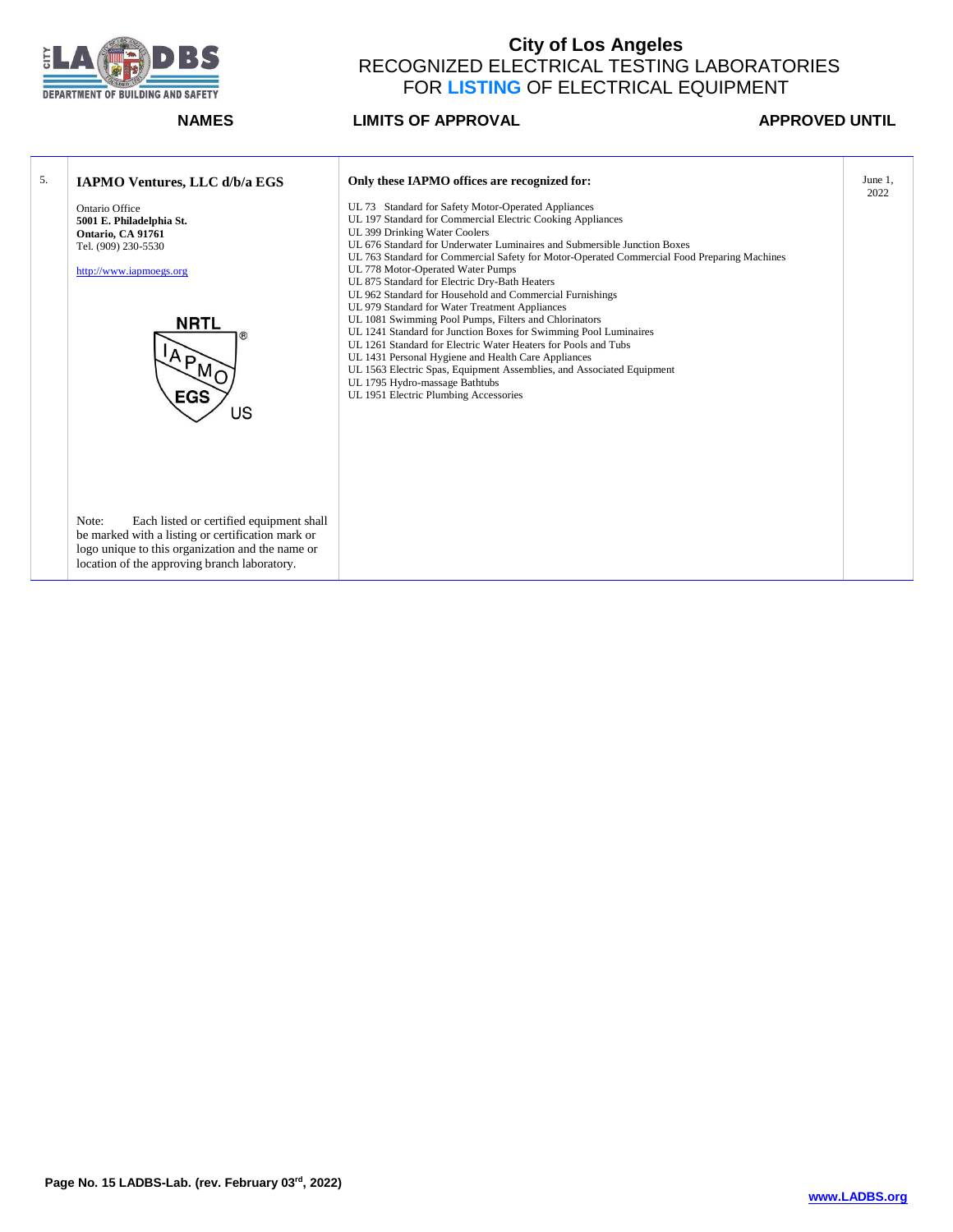# City of Los Angeles
## RECOGNIZED ELECTRICAL TESTING LABORATORIES FOR **LISTING** OF ELECTRICAL EQUIPMENT

| | NAMES | LIMITS OF APPROVAL | APPROVED UNTIL |
|---|---|---|---|
| 5. | **IAPMO Ventures, LLC d/b/a EGS**<br><br>Ontario Office<br>**5001 E. Philadelphia St.**<br>**Ontario, CA 91761**<br>Tel. (909) 230-5530<br><br>http://www.iapmoegs.org<br><br>NRTL IAPMO EGS US<br><br>Note: Each listed or certified equipment shall be marked with a listing or certification mark or logo unique to this organization and the name or location of the approving branch laboratory. | **Only these IAPMO offices are recognized for:**<br><br>UL 73 Standard for Safety Motor-Operated Appliances<br>UL 197 Standard for Commercial Electric Cooking Appliances<br>UL 399 Drinking Water Coolers<br>UL 676 Standard for Underwater Luminaires and Submersible Junction Boxes<br>UL 763 Standard for Commercial Safety for Motor-Operated Commercial Food Preparing Machines<br>UL 778 Motor-Operated Water Pumps<br>UL 875 Standard for Electric Dry-Bath Heaters<br>UL 962 Standard for Household and Commercial Furnishings<br>UL 979 Standard for Water Treatment Appliances<br>UL 1081 Swimming Pool Pumps, Filters and Chlorinators<br>UL 1241 Standard for Junction Boxes for Swimming Pool Luminaires<br>UL 1261 Standard for Electric Water Heaters for Pools and Tubs<br>UL 1431 Personal Hygiene and Health Care Appliances<br>UL 1563 Electric Spas, Equipment Assemblies, and Associated Equipment<br>UL 1795 Hydro-massage Bathtubs<br>UL 1951 Electric Plumbing Accessories | June 1, 2022 |

Page No. 15 LADBS-Lab. (rev. February 03rd, 2022)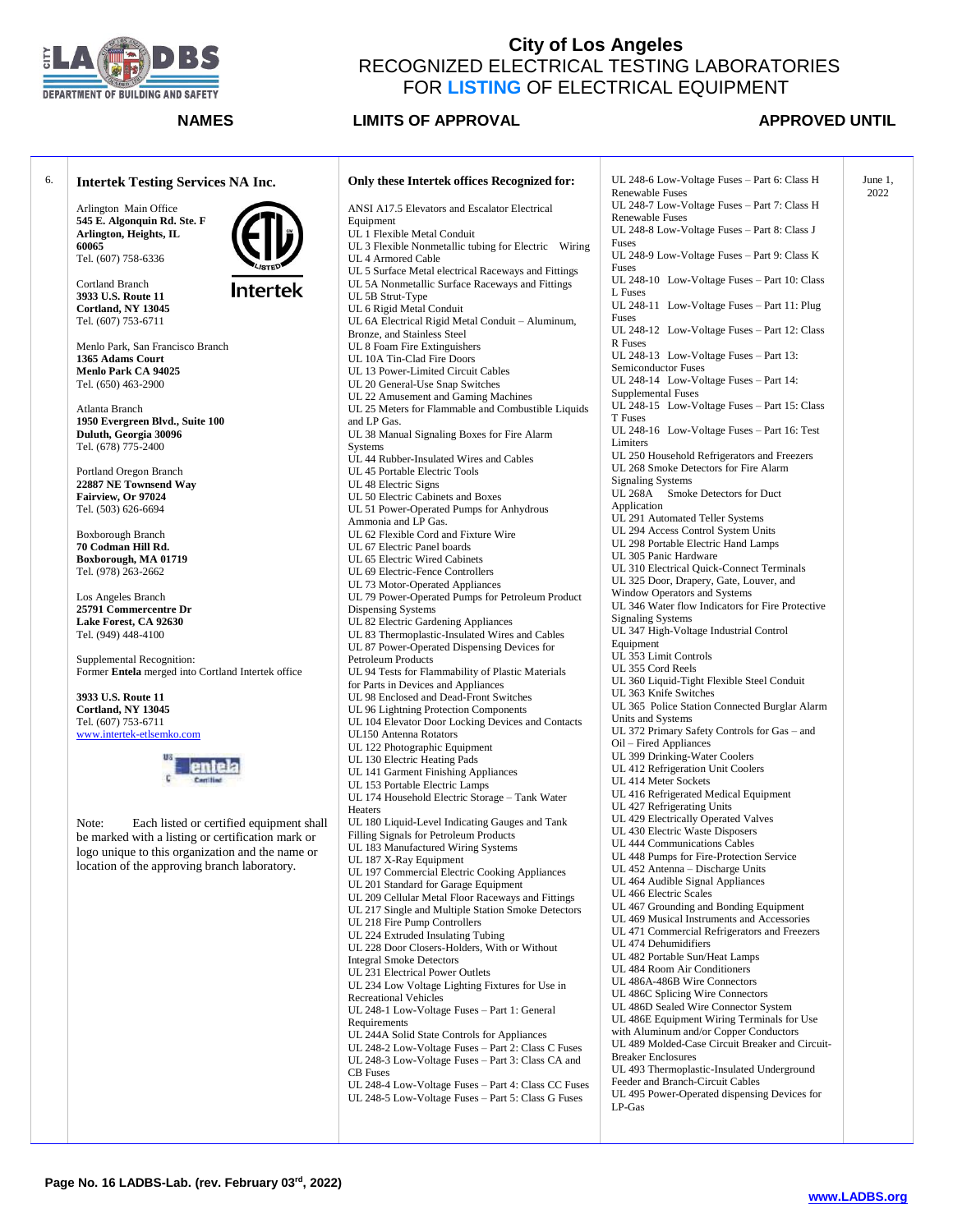# City of Los Angeles
## RECOGNIZED ELECTRICAL TESTING LABORATORIES FOR LISTING OF ELECTRICAL EQUIPMENT

| | NAMES | LIMITS OF APPROVAL | | APPROVED UNTIL |
|---|---|---|---|---|
| 6. | **Intertek Testing Services NA Inc.**<br><br>Arlington Main Office<br>**545 E. Algonquin Rd. Ste. F**<br>**Arlington, Heights, IL**<br>**60065**<br>Tel. (607) 758-6336<br><br>Cortland Branch<br>**3933 U.S. Route 11**<br>**Cortland, NY 13045**<br>Tel. (607) 753-6711<br><br>Menlo Park, San Francisco Branch<br>**1365 Adams Court**<br>**Menlo Park CA 94025**<br>Tel. (650) 463-2900<br><br>Atlanta Branch<br>**1950 Evergreen Blvd., Suite 100**<br>**Duluth, Georgia 30096**<br>Tel. (678) 775-2400<br><br>Portland Oregon Branch<br>**22887 NE Townsend Way**<br>**Fairview, Or 97024**<br>Tel. (503) 626-6694<br><br>Boxborough Branch<br>**70 Codman Hill Rd.**<br>**Boxborough, MA 01719**<br>Tel. (978) 263-2662<br><br>Los Angeles Branch<br>**25791 Commercentre Dr**<br>**Lake Forest, CA 92630**<br>Tel. (949) 448-4100<br><br>Supplemental Recognition:<br>Former **Entela** merged into Cortland Intertek office<br><br>**3933 U.S. Route 11**<br>**Cortland, NY 13045**<br>Tel. (607) 753-6711<br>www.intertek-etlsemko.com<br><br>Note: Each listed or certified equipment shall be marked with a listing or certification mark or logo unique to this organization and the name or location of the approving branch laboratory. | **Only these Intertek offices Recognized for:**<br><br>ANSI A17.5 Elevators and Escalator Electrical Equipment<br>UL 1 Flexible Metal Conduit<br>UL 3 Flexible Nonmetallic tubing for Electric Wiring<br>UL 4 Armored Cable<br>UL 5 Surface Metal electrical Raceways and Fittings<br>UL 5A Nonmetallic Surface Raceways and Fittings<br>UL 5B Strut-Type<br>UL 6 Rigid Metal Conduit<br>UL 6A Electrical Rigid Metal Conduit – Aluminum, Bronze, and Stainless Steel<br>UL 8 Foam Fire Extinguishers<br>UL 10A Tin-Clad Fire Doors<br>UL 13 Power-Limited Circuit Cables<br>UL 20 General-Use Snap Switches<br>UL 22 Amusement and Gaming Machines<br>UL 25 Meters for Flammable and Combustible Liquids and LP Gas.<br>UL 38 Manual Signaling Boxes for Fire Alarm Systems<br>UL 44 Rubber-Insulated Wires and Cables<br>UL 45 Portable Electric Tools<br>UL 48 Electric Signs<br>UL 50 Electric Cabinets and Boxes<br>UL 51 Power-Operated Pumps for Anhydrous Ammonia and LP Gas.<br>UL 62 Flexible Cord and Fixture Wire<br>UL 67 Electric Panel boards<br>UL 65 Electric Wired Cabinets<br>UL 69 Electric-Fence Controllers<br>UL 73 Motor-Operated Appliances<br>UL 79 Power-Operated Pumps for Petroleum Product Dispensing Systems<br>UL 82 Electric Gardening Appliances<br>UL 83 Thermoplastic-Insulated Wires and Cables<br>UL 87 Power-Operated Dispensing Devices for Petroleum Products<br>UL 94 Tests for Flammability of Plastic Materials for Parts in Devices and Appliances<br>UL 98 Enclosed and Dead-Front Switches<br>UL 96 Lightning Protection Components<br>UL 104 Elevator Door Locking Devices and Contacts<br>UL150 Antenna Rotators<br>UL 122 Photographic Equipment<br>UL 130 Electric Heating Pads<br>UL 141 Garment Finishing Appliances<br>UL 153 Portable Electric Lamps<br>UL 174 Household Electric Storage – Tank Water Heaters<br>UL 180 Liquid-Level Indicating Gauges and Tank Filling Signals for Petroleum Products<br>UL 183 Manufactured Wiring Systems<br>UL 187 X-Ray Equipment<br>UL 197 Commercial Electric Cooking Appliances<br>UL 201 Standard for Garage Equipment<br>UL 209 Cellular Metal Floor Raceways and Fittings<br>UL 217 Single and Multiple Station Smoke Detectors<br>UL 218 Fire Pump Controllers<br>UL 224 Extruded Insulating Tubing<br>UL 228 Door Closers-Holders, With or Without Integral Smoke Detectors<br>UL 231 Electrical Power Outlets<br>UL 234 Low Voltage Lighting Fixtures for Use in Recreational Vehicles<br>UL 248-1 Low-Voltage Fuses – Part 1: General Requirements<br>UL 244A Solid State Controls for Appliances<br>UL 248-2 Low-Voltage Fuses – Part 2: Class C Fuses<br>UL 248-3 Low-Voltage Fuses – Part 3: Class CA and CB Fuses<br>UL 248-4 Low-Voltage Fuses – Part 4: Class CC Fuses<br>UL 248-5 Low-Voltage Fuses – Part 5: Class G Fuses | UL 248-6 Low-Voltage Fuses – Part 6: Class H Renewable Fuses<br>UL 248-7 Low-Voltage Fuses – Part 7: Class H Renewable Fuses<br>UL 248-8 Low-Voltage Fuses – Part 8: Class J Fuses<br>UL 248-9 Low-Voltage Fuses – Part 9: Class K Fuses<br>UL 248-10 Low-Voltage Fuses – Part 10: Class L Fuses<br>UL 248-11 Low-Voltage Fuses – Part 11: Plug Fuses<br>UL 248-12 Low-Voltage Fuses – Part 12: Class R Fuses<br>UL 248-13 Low-Voltage Fuses – Part 13: Semiconductor Fuses<br>UL 248-14 Low-Voltage Fuses – Part 14: Supplemental Fuses<br>UL 248-15 Low-Voltage Fuses – Part 15: Class T Fuses<br>UL 248-16 Low-Voltage Fuses – Part 16: Test Limiters<br>UL 250 Household Refrigerators and Freezers<br>UL 268 Smoke Detectors for Fire Alarm Signaling Systems<br>UL 268A Smoke Detectors for Duct Application<br>UL 291 Automated Teller Systems<br>UL 294 Access Control System Units<br>UL 298 Portable Electric Hand Lamps<br>UL 305 Panic Hardware<br>UL 310 Electrical Quick-Connect Terminals<br>UL 325 Door, Drapery, Gate, Louver, and Window Operators and Systems<br>UL 346 Water flow Indicators for Fire Protective Signaling Systems<br>UL 347 High-Voltage Industrial Control Equipment<br>UL 353 Limit Controls<br>UL 355 Cord Reels<br>UL 360 Liquid-Tight Flexible Steel Conduit<br>UL 363 Knife Switches<br>UL 365 Police Station Connected Burglar Alarm Units and Systems<br>UL 372 Primary Safety Controls for Gas – and Oil – Fired Appliances<br>UL 399 Drinking-Water Coolers<br>UL 412 Refrigeration Unit Coolers<br>UL 414 Meter Sockets<br>UL 416 Refrigerated Medical Equipment<br>UL 427 Refrigerating Units<br>UL 429 Electrically Operated Valves<br>UL 430 Electric Waste Disposers<br>UL 444 Communications Cables<br>UL 448 Pumps for Fire-Protection Service<br>UL 452 Antenna – Discharge Units<br>UL 464 Audible Signal Appliances<br>UL 466 Electric Scales<br>UL 467 Grounding and Bonding Equipment<br>UL 469 Musical Instruments and Accessories<br>UL 471 Commercial Refrigerators and Freezers<br>UL 474 Dehumidifiers<br>UL 482 Portable Sun/Heat Lamps<br>UL 484 Room Air Conditioners<br>UL 486A-486B Wire Connectors<br>UL 486C Splicing Wire Connectors<br>UL 486D Sealed Wire Connector System<br>UL 486E Equipment Wiring Terminals for Use with Aluminum and/or Copper Conductors<br>UL 489 Molded-Case Circuit Breaker and Circuit-Breaker Enclosures<br>UL 493 Thermoplastic-Insulated Underground Feeder and Branch-Circuit Cables<br>UL 495 Power-Operated dispensing Devices for LP-Gas | June 1, 2022 |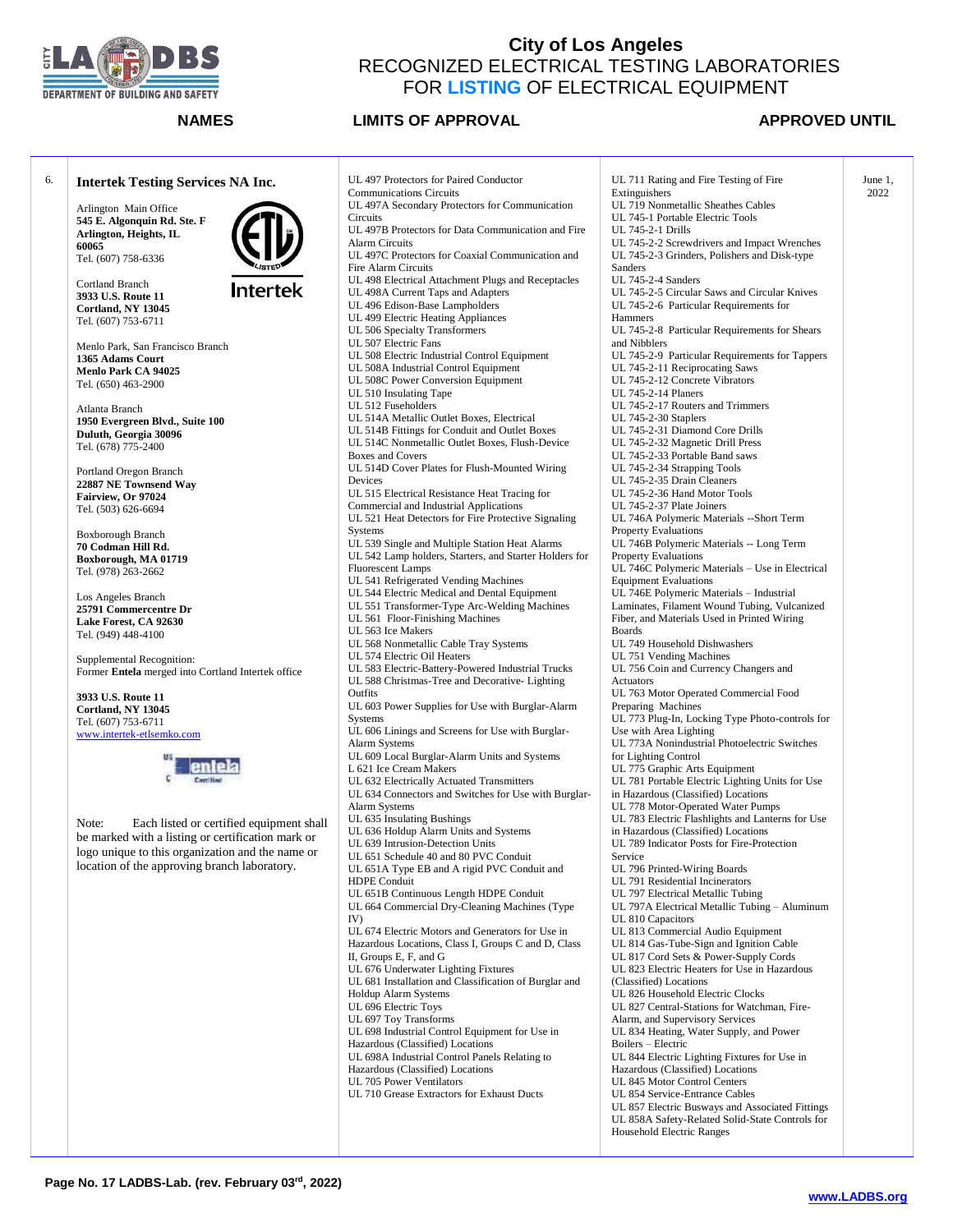# City of Los Angeles
## RECOGNIZED ELECTRICAL TESTING LABORATORIES FOR LISTING OF ELECTRICAL EQUIPMENT

| | NAMES | LIMITS OF APPROVAL | | APPROVED UNTIL |
|---|---|---|---|---|
| 6. | **Intertek Testing Services NA Inc.**<br><br>Arlington Main Office<br>**545 E. Algonquin Rd. Ste. F**<br>**Arlington, Heights, IL**<br>**60065**<br>Tel. (607) 758-6336<br><br>Cortland Branch<br>**3933 U.S. Route 11**<br>**Cortland, NY 13045**<br>Tel. (607) 753-6711<br><br>Menlo Park, San Francisco Branch<br>**1365 Adams Court**<br>**Menlo Park CA 94025**<br>Tel. (650) 463-2900<br><br>Atlanta Branch<br>**1950 Evergreen Blvd., Suite 100**<br>**Duluth, Georgia 30096**<br>Tel. (678) 775-2400<br><br>Portland Oregon Branch<br>**22887 NE Townsend Way**<br>**Fairview, Or 97024**<br>Tel. (503) 626-6694<br><br>Boxborough Branch<br>**70 Codman Hill Rd.**<br>**Boxborough, MA 01719**<br>Tel. (978) 263-2662<br><br>Los Angeles Branch<br>**25791 Commercentre Dr**<br>**Lake Forest, CA 92630**<br>Tel. (949) 448-4100<br><br>Supplemental Recognition:<br>Former **Entela** merged into Cortland Intertek office<br><br>**3933 U.S. Route 11**<br>**Cortland, NY 13045**<br>Tel. (607) 753-6711<br>www.intertek-etlsemko.com<br><br>Note: Each listed or certified equipment shall be marked with a listing or certification mark or logo unique to this organization and the name or location of the approving branch laboratory. | UL 497 Protectors for Paired Conductor Communications Circuits<br>UL 497A Secondary Protectors for Communication Circuits<br>UL 497B Protectors for Data Communication and Fire Alarm Circuits<br>UL 497C Protectors for Coaxial Communication and Fire Alarm Circuits<br>UL 498 Electrical Attachment Plugs and Receptacles<br>UL 498A Current Taps and Adapters<br>UL 496 Edison-Base Lampholders<br>UL 499 Electric Heating Appliances<br>UL 506 Specialty Transformers<br>UL 507 Electric Fans<br>UL 508 Electric Industrial Control Equipment<br>UL 508A Industrial Control Equipment<br>UL 508C Power Conversion Equipment<br>UL 510 Insulating Tape<br>UL 512 Fuseholders<br>UL 514A Metallic Outlet Boxes, Electrical<br>UL 514B Fittings for Conduit and Outlet Boxes<br>UL 514C Nonmetallic Outlet Boxes, Flush-Device Boxes and Covers<br>UL 514D Cover Plates for Flush-Mounted Wiring Devices<br>UL 515 Electrical Resistance Heat Tracing for Commercial and Industrial Applications<br>UL 521 Heat Detectors for Fire Protective Signaling Systems<br>UL 539 Single and Multiple Station Heat Alarms<br>UL 542 Lamp holders, Starters, and Starter Holders for Fluorescent Lamps<br>UL 541 Refrigerated Vending Machines<br>UL 544 Electric Medical and Dental Equipment<br>UL 551 Transformer-Type Arc-Welding Machines<br>UL 561 Floor-Finishing Machines<br>UL 563 Ice Makers<br>UL 568 Nonmetallic Cable Tray Systems<br>UL 574 Electric Oil Heaters<br>UL 583 Electric-Battery-Powered Industrial Trucks<br>UL 588 Christmas-Tree and Decorative- Lighting Outfits<br>UL 603 Power Supplies for Use with Burglar-Alarm Systems<br>UL 606 Linings and Screens for Use with Burglar-Alarm Systems<br>UL 609 Local Burglar-Alarm Units and Systems<br>L 621 Ice Cream Makers<br>UL 632 Electrically Actuated Transmitters<br>UL 634 Connectors and Switches for Use with Burglar-Alarm Systems<br>UL 635 Insulating Bushings<br>UL 636 Holdup Alarm Units and Systems<br>UL 639 Intrusion-Detection Units<br>UL 651 Schedule 40 and 80 PVC Conduit<br>UL 651A Type EB and A rigid PVC Conduit and HDPE Conduit<br>UL 651B Continuous Length HDPE Conduit<br>UL 664 Commercial Dry-Cleaning Machines (Type IV)<br>UL 674 Electric Motors and Generators for Use in Hazardous Locations, Class I, Groups C and D, Class II, Groups E, F, and G<br>UL 676 Underwater Lighting Fixtures<br>UL 681 Installation and Classification of Burglar and Holdup Alarm Systems<br>UL 696 Electric Toys<br>UL 697 Toy Transforms<br>UL 698 Industrial Control Equipment for Use in Hazardous (Classified) Locations<br>UL 698A Industrial Control Panels Relating to Hazardous (Classified) Locations<br>UL 705 Power Ventilators<br>UL 710 Grease Extractors for Exhaust Ducts | UL 711 Rating and Fire Testing of Fire Extinguishers<br>UL 719 Nonmetallic Sheathes Cables<br>UL 745-1 Portable Electric Tools<br>UL 745-2-1 Drills<br>UL 745-2-2 Screwdrivers and Impact Wrenches<br>UL 745-2-3 Grinders, Polishers and Disk-type Sanders<br>UL 745-2-4 Sanders<br>UL 745-2-5 Circular Saws and Circular Knives<br>UL 745-2-6 Particular Requirements for Hammers<br>UL 745-2-8 Particular Requirements for Shears and Nibblers<br>UL 745-2-9 Particular Requirements for Tappers<br>UL 745-2-11 Reciprocating Saws<br>UL 745-2-12 Concrete Vibrators<br>UL 745-2-14 Planers<br>UL 745-2-17 Routers and Trimmers<br>UL 745-2-30 Staplers<br>UL 745-2-31 Diamond Core Drills<br>UL 745-2-32 Magnetic Drill Press<br>UL 745-2-33 Portable Band saws<br>UL 745-2-34 Strapping Tools<br>UL 745-2-35 Drain Cleaners<br>UL 745-2-36 Hand Motor Tools<br>UL 745-2-37 Plate Joiners<br>UL 746A Polymeric Materials --Short Term Property Evaluations<br>UL 746B Polymeric Materials -- Long Term Property Evaluations<br>UL 746C Polymeric Materials – Use in Electrical Equipment Evaluations<br>UL 746E Polymeric Materials – Industrial Laminates, Filament Wound Tubing, Vulcanized Fiber, and Materials Used in Printed Wiring Boards<br>UL 749 Household Dishwashers<br>UL 751 Vending Machines<br>UL 756 Coin and Currency Changers and Actuators<br>UL 763 Motor Operated Commercial Food Preparing Machines<br>UL 773 Plug-In, Locking Type Photo-controls for Use with Area Lighting<br>UL 773A Nonindustrial Photoelectric Switches for Lighting Control<br>UL 775 Graphic Arts Equipment<br>UL 781 Portable Electric Lighting Units for Use in Hazardous (Classified) Locations<br>UL 778 Motor-Operated Water Pumps<br>UL 783 Electric Flashlights and Lanterns for Use in Hazardous (Classified) Locations<br>UL 789 Indicator Posts for Fire-Protection Service<br>UL 796 Printed-Wiring Boards<br>UL 791 Residential Incinerators<br>UL 797 Electrical Metallic Tubing<br>UL 797A Electrical Metallic Tubing – Aluminum<br>UL 810 Capacitors<br>UL 813 Commercial Audio Equipment<br>UL 814 Gas-Tube-Sign and Ignition Cable<br>UL 817 Cord Sets & Power-Supply Cords<br>UL 823 Electric Heaters for Use in Hazardous (Classified) Locations<br>UL 826 Household Electric Clocks<br>UL 827 Central-Stations for Watchman, Fire-Alarm, and Supervisory Services<br>UL 834 Heating, Water Supply, and Power Boilers – Electric<br>UL 844 Electric Lighting Fixtures for Use in Hazardous (Classified) Locations<br>UL 845 Motor Control Centers<br>UL 854 Service-Entrance Cables<br>UL 857 Electric Busways and Associated Fittings<br>UL 858A Safety-Related Solid-State Controls for Household Electric Ranges | June 1, 2022 |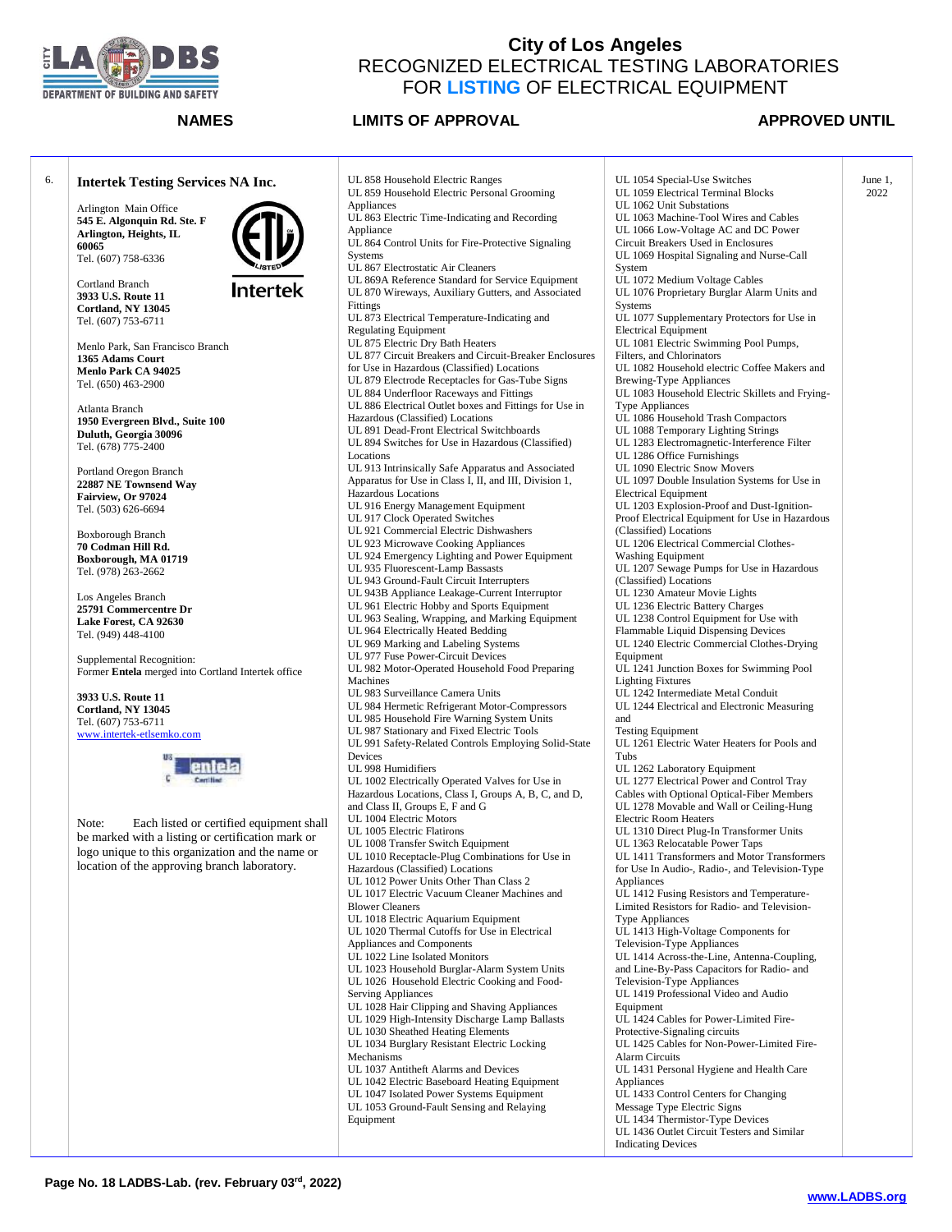# City of Los Angeles
## RECOGNIZED ELECTRICAL TESTING LABORATORIES FOR LISTING OF ELECTRICAL EQUIPMENT

| | NAMES | LIMITS OF APPROVAL | | APPROVED UNTIL |
|---|---|---|---|---|
| 6. | **Intertek Testing Services NA Inc.**<br><br>Arlington Main Office<br>**545 E. Algonquin Rd. Ste. F**<br>**Arlington, Heights, IL**<br>**60065**<br>Tel. (607) 758-6336<br><br>Cortland Branch<br>**3933 U.S. Route 11**<br>**Cortland, NY 13045**<br>Tel. (607) 753-6711<br><br>Menlo Park, San Francisco Branch<br>**1365 Adams Court**<br>**Menlo Park CA 94025**<br>Tel. (650) 463-2900<br><br>Atlanta Branch<br>**1950 Evergreen Blvd., Suite 100**<br>**Duluth, Georgia 30096**<br>Tel. (678) 775-2400<br><br>Portland Oregon Branch<br>**22887 NE Townsend Way**<br>**Fairview, Or 97024**<br>Tel. (503) 626-6694<br><br>Boxborough Branch<br>**70 Codman Hill Rd.**<br>**Boxborough, MA 01719**<br>Tel. (978) 263-2662<br><br>Los Angeles Branch<br>**25791 Commercentre Dr**<br>**Lake Forest, CA 92630**<br>Tel. (949) 448-4100<br><br>Supplemental Recognition:<br>Former **Entela** merged into Cortland Intertek office<br><br>**3933 U.S. Route 11**<br>**Cortland, NY 13045**<br>Tel. (607) 753-6711<br>www.intertek-etlsemko.com<br><br>Note: Each listed or certified equipment shall be marked with a listing or certification mark or logo unique to this organization and the name or location of the approving branch laboratory. | UL 858 Household Electric Ranges<br>UL 859 Household Electric Personal Grooming Appliances<br>UL 863 Electric Time-Indicating and Recording Appliance<br>UL 864 Control Units for Fire-Protective Signaling Systems<br>UL 867 Electrostatic Air Cleaners<br>UL 869A Reference Standard for Service Equipment<br>UL 870 Wireways, Auxiliary Gutters, and Associated Fittings<br>UL 873 Electrical Temperature-Indicating and Regulating Equipment<br>UL 875 Electric Dry Bath Heaters<br>UL 877 Circuit Breakers and Circuit-Breaker Enclosures for Use in Hazardous (Classified) Locations<br>UL 879 Electrode Receptacles for Gas-Tube Signs<br>UL 884 Underfloor Raceways and Fittings<br>UL 886 Electrical Outlet boxes and Fittings for Use in Hazardous (Classified) Locations<br>UL 891 Dead-Front Electrical Switchboards<br>UL 894 Switches for Use in Hazardous (Classified) Locations<br>UL 913 Intrinsically Safe Apparatus and Associated Apparatus for Use in Class I, II, and III, Division 1, Hazardous Locations<br>UL 916 Energy Management Equipment<br>UL 917 Clock Operated Switches<br>UL 921 Commercial Electric Dishwashers<br>UL 923 Microwave Cooking Appliances<br>UL 924 Emergency Lighting and Power Equipment<br>UL 935 Fluorescent-Lamp Bassasts<br>UL 943 Ground-Fault Circuit Interrupters<br>UL 943B Appliance Leakage-Current Interruptor<br>UL 961 Electric Hobby and Sports Equipment<br>UL 963 Sealing, Wrapping, and Marking Equipment<br>UL 964 Electrically Heated Bedding<br>UL 969 Marking and Labeling Systems<br>UL 977 Fuse Power-Circuit Devices<br>UL 982 Motor-Operated Household Food Preparing Machines<br>UL 983 Surveillance Camera Units<br>UL 984 Hermetic Refrigerant Motor-Compressors<br>UL 985 Household Fire Warning System Units<br>UL 987 Stationary and Fixed Electric Tools<br>UL 991 Safety-Related Controls Employing Solid-State Devices<br>UL 998 Humidifiers<br>UL 1002 Electrically Operated Valves for Use in Hazardous Locations, Class I, Groups A, B, C, and D, and Class II, Groups E, F and G<br>UL 1004 Electric Motors<br>UL 1005 Electric Flatirons<br>UL 1008 Transfer Switch Equipment<br>UL 1010 Receptacle-Plug Combinations for Use in Hazardous (Classified) Locations<br>UL 1012 Power Units Other Than Class 2<br>UL 1017 Electric Vacuum Cleaner Machines and Blower Cleaners<br>UL 1018 Electric Aquarium Equipment<br>UL 1020 Thermal Cutoffs for Use in Electrical Appliances and Components<br>UL 1022 Line Isolated Monitors<br>UL 1023 Household Burglar-Alarm System Units<br>UL 1026 Household Electric Cooking and Food-Serving Appliances<br>UL 1028 Hair Clipping and Shaving Appliances<br>UL 1029 High-Intensity Discharge Lamp Ballasts<br>UL 1030 Sheathed Heating Elements<br>UL 1034 Burglary Resistant Electric Locking Mechanisms<br>UL 1037 Antitheft Alarms and Devices<br>UL 1042 Electric Baseboard Heating Equipment<br>UL 1047 Isolated Power Systems Equipment<br>UL 1053 Ground-Fault Sensing and Relaying Equipment | UL 1054 Special-Use Switches<br>UL 1059 Electrical Terminal Blocks<br>UL 1062 Unit Substations<br>UL 1063 Machine-Tool Wires and Cables<br>UL 1066 Low-Voltage AC and DC Power Circuit Breakers Used in Enclosures<br>UL 1069 Hospital Signaling and Nurse-Call System<br>UL 1072 Medium Voltage Cables<br>UL 1076 Proprietary Burglar Alarm Units and Systems<br>UL 1077 Supplementary Protectors for Use in Electrical Equipment<br>UL 1081 Electric Swimming Pool Pumps, Filters, and Chlorinators<br>UL 1082 Household electric Coffee Makers and Brewing-Type Appliances<br>UL 1083 Household Electric Skillets and Frying-Type Appliances<br>UL 1086 Household Trash Compactors<br>UL 1088 Temporary Lighting Strings<br>UL 1283 Electromagnetic-Interference Filter<br>UL 1286 Office Furnishings<br>UL 1090 Electric Snow Movers<br>UL 1097 Double Insulation Systems for Use in Electrical Equipment<br>UL 1203 Explosion-Proof and Dust-Ignition-Proof Electrical Equipment for Use in Hazardous (Classified) Locations<br>UL 1206 Electrical Commercial Clothes-Washing Equipment<br>UL 1207 Sewage Pumps for Use in Hazardous (Classified) Locations<br>UL 1230 Amateur Movie Lights<br>UL 1236 Electric Battery Charges<br>UL 1238 Control Equipment for Use with Flammable Liquid Dispensing Devices<br>UL 1240 Electric Commercial Clothes-Drying Equipment<br>UL 1241 Junction Boxes for Swimming Pool Lighting Fixtures<br>UL 1242 Intermediate Metal Conduit<br>UL 1244 Electrical and Electronic Measuring and Testing Equipment<br>UL 1261 Electric Water Heaters for Pools and Tubs<br>UL 1262 Laboratory Equipment<br>UL 1277 Electrical Power and Control Tray Cables with Optional Optical-Fiber Members<br>UL 1278 Movable and Wall or Ceiling-Hung Electric Room Heaters<br>UL 1310 Direct Plug-In Transformer Units<br>UL 1363 Relocatable Power Taps<br>UL 1411 Transformers and Motor Transformers for Use In Audio-, Radio-, and Television-Type Appliances<br>UL 1412 Fusing Resistors and Temperature-Limited Resistors for Radio- and Television-Type Appliances<br>UL 1413 High-Voltage Components for Television-Type Appliances<br>UL 1414 Across-the-Line, Antenna-Coupling, and Line-By-Pass Capacitors for Radio- and Television-Type Appliances<br>UL 1419 Professional Video and Audio Equipment<br>UL 1424 Cables for Power-Limited Fire-Protective-Signaling circuits<br>UL 1425 Cables for Non-Power-Limited Fire-Alarm Circuits<br>UL 1431 Personal Hygiene and Health Care Appliances<br>UL 1433 Control Centers for Changing Message Type Electric Signs<br>UL 1434 Thermistor-Type Devices<br>UL 1436 Outlet Circuit Testers and Similar Indicating Devices | June 1, 2022 |

Page No. 18 LADBS-Lab. (rev. February 03rd, 2022)

www.LADBS.org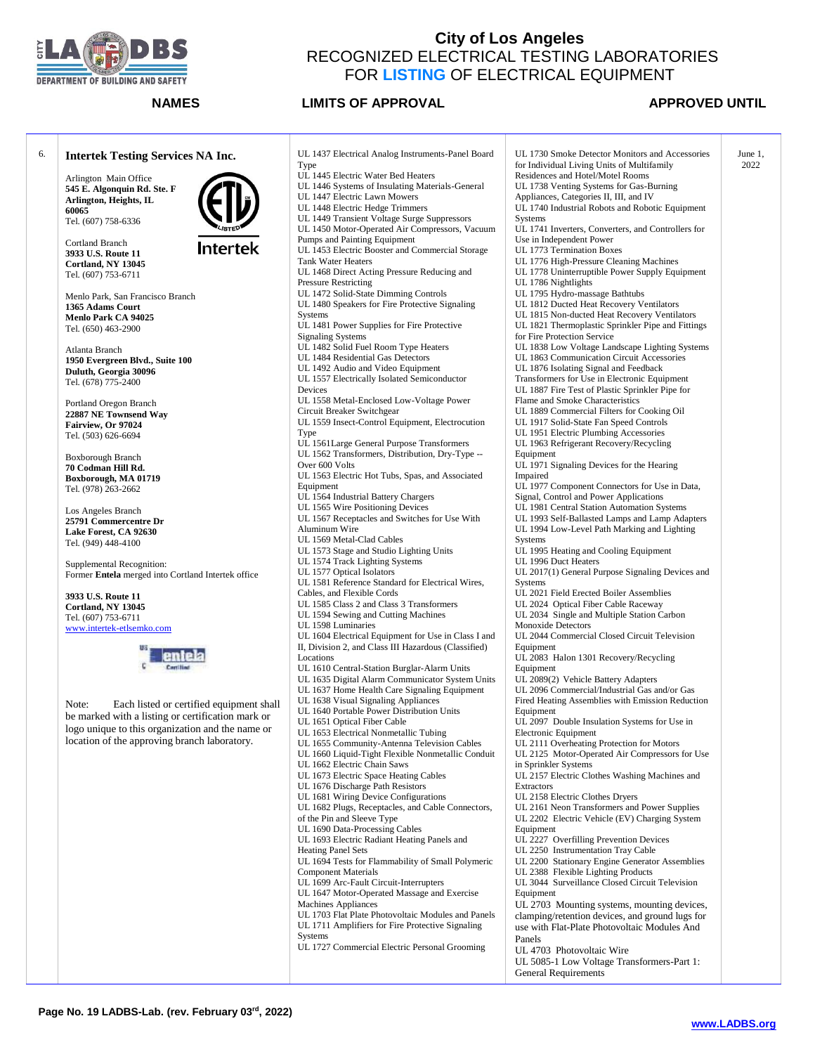# City of Los Angeles
## RECOGNIZED ELECTRICAL TESTING LABORATORIES FOR LISTING OF ELECTRICAL EQUIPMENT

| | NAMES | LIMITS OF APPROVAL | | APPROVED UNTIL |
|---|---|---|---|---|
| 6. | **Intertek Testing Services NA Inc.**<br><br>Arlington Main Office<br>**545 E. Algonquin Rd. Ste. F**<br>**Arlington, Heights, IL**<br>**60065**<br>Tel. (607) 758-6336<br><br>Cortland Branch<br>**3933 U.S. Route 11**<br>**Cortland, NY 13045**<br>Tel. (607) 753-6711<br><br>Menlo Park, San Francisco Branch<br>**1365 Adams Court**<br>**Menlo Park CA 94025**<br>Tel. (650) 463-2900<br><br>Atlanta Branch<br>**1950 Evergreen Blvd., Suite 100**<br>**Duluth, Georgia 30096**<br>Tel. (678) 775-2400<br><br>Portland Oregon Branch<br>**22887 NE Townsend Way**<br>**Fairview, Or 97024**<br>Tel. (503) 626-6694<br><br>Boxborough Branch<br>**70 Codman Hill Rd.**<br>**Boxborough, MA 01719**<br>Tel. (978) 263-2662<br><br>Los Angeles Branch<br>**25791 Commercentre Dr**<br>**Lake Forest, CA 92630**<br>Tel. (949) 448-4100<br><br>Supplemental Recognition:<br>Former **Entela** merged into Cortland Intertek office<br><br>**3933 U.S. Route 11**<br>**Cortland, NY 13045**<br>Tel. (607) 753-6711<br>www.intertek-etlsemko.com<br><br>Note: Each listed or certified equipment shall be marked with a listing or certification mark or logo unique to this organization and the name or location of the approving branch laboratory. | UL 1437 Electrical Analog Instruments-Panel Board Type<br>UL 1445 Electric Water Bed Heaters<br>UL 1446 Systems of Insulating Materials-General<br>UL 1447 Electric Lawn Mowers<br>UL 1448 Electric Hedge Trimmers<br>UL 1449 Transient Voltage Surge Suppressors<br>UL 1450 Motor-Operated Air Compressors, Vacuum Pumps and Painting Equipment<br>UL 1453 Electric Booster and Commercial Storage Tank Water Heaters<br>UL 1468 Direct Acting Pressure Reducing and Pressure Restricting<br>UL 1472 Solid-State Dimming Controls<br>UL 1480 Speakers for Fire Protective Signaling Systems<br>UL 1481 Power Supplies for Fire Protective Signaling Systems<br>UL 1482 Solid Fuel Room Type Heaters<br>UL 1484 Residential Gas Detectors<br>UL 1492 Audio and Video Equipment<br>UL 1557 Electrically Isolated Semiconductor Devices<br>UL 1558 Metal-Enclosed Low-Voltage Power Circuit Breaker Switchgear<br>UL 1559 Insect-Control Equipment, Electrocution Type<br>UL 1561Large General Purpose Transformers<br>UL 1562 Transformers, Distribution, Dry-Type -- Over 600 Volts<br>UL 1563 Electric Hot Tubs, Spas, and Associated Equipment<br>UL 1564 Industrial Battery Chargers<br>UL 1565 Wire Positioning Devices<br>UL 1567 Receptacles and Switches for Use With Aluminum Wire<br>UL 1569 Metal-Clad Cables<br>UL 1573 Stage and Studio Lighting Units<br>UL 1574 Track Lighting Systems<br>UL 1577 Optical Isolators<br>UL 1581 Reference Standard for Electrical Wires, Cables, and Flexible Cords<br>UL 1585 Class 2 and Class 3 Transformers<br>UL 1594 Sewing and Cutting Machines<br>UL 1598 Luminaries<br>UL 1604 Electrical Equipment for Use in Class I and II, Division 2, and Class III Hazardous (Classified) Locations<br>UL 1610 Central-Station Burglar-Alarm Units<br>UL 1635 Digital Alarm Communicator System Units<br>UL 1637 Home Health Care Signaling Equipment<br>UL 1638 Visual Signaling Appliances<br>UL 1640 Portable Power Distribution Units<br>UL 1651 Optical Fiber Cable<br>UL 1653 Electrical Nonmetallic Tubing<br>UL 1655 Community-Antenna Television Cables<br>UL 1660 Liquid-Tight Flexible Nonmetallic Conduit<br>UL 1662 Electric Chain Saws<br>UL 1673 Electric Space Heating Cables<br>UL 1676 Discharge Path Resistors<br>UL 1681 Wiring Device Configurations<br>UL 1682 Plugs, Receptacles, and Cable Connectors, of the Pin and Sleeve Type<br>UL 1690 Data-Processing Cables<br>UL 1693 Electric Radiant Heating Panels and Heating Panel Sets<br>UL 1694 Tests for Flammability of Small Polymeric Component Materials<br>UL 1699 Arc-Fault Circuit-Interrupters<br>UL 1647 Motor-Operated Massage and Exercise Machines Appliances<br>UL 1703 Flat Plate Photovoltaic Modules and Panels<br>UL 1711 Amplifiers for Fire Protective Signaling Systems<br>UL 1727 Commercial Electric Personal Grooming | UL 1730 Smoke Detector Monitors and Accessories for Individual Living Units of Multifamily Residences and Hotel/Motel Rooms<br>UL 1738 Venting Systems for Gas-Burning Appliances, Categories II, III, and IV<br>UL 1740 Industrial Robots and Robotic Equipment Systems<br>UL 1741 Inverters, Converters, and Controllers for Use in Independent Power<br>UL 1773 Termination Boxes<br>UL 1776 High-Pressure Cleaning Machines<br>UL 1778 Uninterruptible Power Supply Equipment<br>UL 1786 Nightlights<br>UL 1795 Hydro-massage Bathtubs<br>UL 1812 Ducted Heat Recovery Ventilators<br>UL 1815 Non-ducted Heat Recovery Ventilators<br>UL 1821 Thermoplastic Sprinkler Pipe and Fittings for Fire Protection Service<br>UL 1838 Low Voltage Landscape Lighting Systems<br>UL 1863 Communication Circuit Accessories<br>UL 1876 Isolating Signal and Feedback Transformers for Use in Electronic Equipment<br>UL 1887 Fire Test of Plastic Sprinkler Pipe for Flame and Smoke Characteristics<br>UL 1889 Commercial Filters for Cooking Oil<br>UL 1917 Solid-State Fan Speed Controls<br>UL 1951 Electric Plumbing Accessories<br>UL 1963 Refrigerant Recovery/Recycling Equipment<br>UL 1971 Signaling Devices for the Hearing Impaired<br>UL 1977 Component Connectors for Use in Data, Signal, Control and Power Applications<br>UL 1981 Central Station Automation Systems<br>UL 1993 Self-Ballasted Lamps and Lamp Adapters<br>UL 1994 Low-Level Path Marking and Lighting Systems<br>UL 1995 Heating and Cooling Equipment<br>UL 1996 Duct Heaters<br>UL 2017(1) General Purpose Signaling Devices and Systems<br>UL 2021 Field Erected Boiler Assemblies<br>UL 2024 Optical Fiber Cable Raceway<br>UL 2034 Single and Multiple Station Carbon Monoxide Detectors<br>UL 2044 Commercial Closed Circuit Television Equipment<br>UL 2083 Halon 1301 Recovery/Recycling Equipment<br>UL 2089(2) Vehicle Battery Adapters<br>UL 2096 Commercial/Industrial Gas and/or Gas Fired Heating Assemblies with Emission Reduction Equipment<br>UL 2097 Double Insulation Systems for Use in Electronic Equipment<br>UL 2111 Overheating Protection for Motors<br>UL 2125 Motor-Operated Air Compressors for Use in Sprinkler Systems<br>UL 2157 Electric Clothes Washing Machines and Extractors<br>UL 2158 Electric Clothes Dryers<br>UL 2161 Neon Transformers and Power Supplies<br>UL 2202 Electric Vehicle (EV) Charging System Equipment<br>UL 2227 Overfilling Prevention Devices<br>UL 2250 Instrumentation Tray Cable<br>UL 2200 Stationary Engine Generator Assemblies<br>UL 2388 Flexible Lighting Products<br>UL 3044 Surveillance Closed Circuit Television Equipment<br>UL 2703 Mounting systems, mounting devices, clamping/retention devices, and ground lugs for use with Flat-Plate Photovoltaic Modules And Panels<br>UL 4703 Photovoltaic Wire<br>UL 5085-1 Low Voltage Transformers-Part 1: General Requirements | June 1, 2022 |

Page No. 19 LADBS-Lab. (rev. February 03rd, 2022)

www.LADBS.org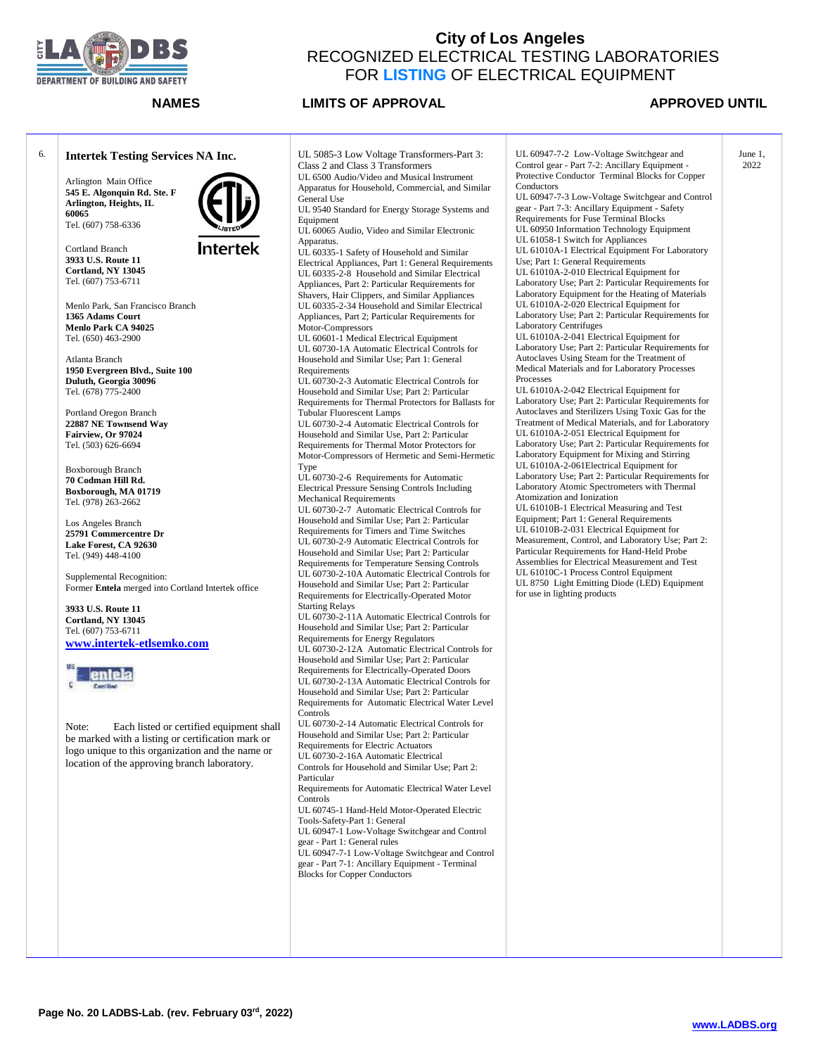# City of Los Angeles
## RECOGNIZED ELECTRICAL TESTING LABORATORIES FOR **LISTING** OF ELECTRICAL EQUIPMENT

| | NAMES | LIMITS OF APPROVAL | | APPROVED UNTIL |
|---|---|---|---|---|
| 6. | **Intertek Testing Services NA Inc.**<br><br>Arlington Main Office<br>**545 E. Algonquin Rd. Ste. F**<br>**Arlington, Heights, IL**<br>**60065**<br>Tel. (607) 758-6336<br><br>Cortland Branch<br>**3933 U.S. Route 11**<br>**Cortland, NY 13045**<br>Tel. (607) 753-6711<br><br>Menlo Park, San Francisco Branch<br>**1365 Adams Court**<br>**Menlo Park CA 94025**<br>Tel. (650) 463-2900<br><br>Atlanta Branch<br>**1950 Evergreen Blvd., Suite 100**<br>**Duluth, Georgia 30096**<br>Tel. (678) 775-2400<br><br>Portland Oregon Branch<br>**22887 NE Townsend Way**<br>**Fairview, Or 97024**<br>Tel. (503) 626-6694<br><br>Boxborough Branch<br>**70 Codman Hill Rd.**<br>**Boxborough, MA 01719**<br>Tel. (978) 263-2662<br><br>Los Angeles Branch<br>**25791 Commercentre Dr**<br>**Lake Forest, CA 92630**<br>Tel. (949) 448-4100<br><br>Supplemental Recognition:<br>Former **Entela** merged into Cortland Intertek office<br><br>**3933 U.S. Route 11**<br>**Cortland, NY 13045**<br>Tel. (607) 753-6711<br>**www.intertek-etlsemko.com**<br><br>Note: Each listed or certified equipment shall be marked with a listing or certification mark or logo unique to this organization and the name or location of the approving branch laboratory. | UL 5085-3 Low Voltage Transformers-Part 3: Class 2 and Class 3 Transformers<br>UL 6500 Audio/Video and Musical Instrument Apparatus for Household, Commercial, and Similar General Use<br>UL 9540 Standard for Energy Storage Systems and Equipment<br>UL 60065 Audio, Video and Similar Electronic Apparatus.<br>UL 60335-1 Safety of Household and Similar Electrical Appliances, Part 1: General Requirements<br>UL 60335-2-8 Household and Similar Electrical Appliances, Part 2: Particular Requirements for Shavers, Hair Clippers, and Similar Appliances<br>UL 60335-2-34 Household and Similar Electrical Appliances, Part 2; Particular Requirements for Motor-Compressors<br>UL 60601-1 Medical Electrical Equipment<br>UL 60730-1A Automatic Electrical Controls for Household and Similar Use; Part 1: General Requirements<br>UL 60730-2-3 Automatic Electrical Controls for Household and Similar Use; Part 2: Particular Requirements for Thermal Protectors for Ballasts for Tubular Fluorescent Lamps<br>UL 60730-2-4 Automatic Electrical Controls for Household and Similar Use, Part 2: Particular Requirements for Thermal Motor Protectors for Motor-Compressors of Hermetic and Semi-Hermetic Type<br>UL 60730-2-6 Requirements for Automatic Electrical Pressure Sensing Controls Including Mechanical Requirements<br>UL 60730-2-7 Automatic Electrical Controls for Household and Similar Use; Part 2: Particular Requirements for Timers and Time Switches<br>UL 60730-2-9 Automatic Electrical Controls for Household and Similar Use; Part 2: Particular Requirements for Temperature Sensing Controls<br>UL 60730-2-10A Automatic Electrical Controls for Household and Similar Use; Part 2: Particular Requirements for Electrically-Operated Motor Starting Relays<br>UL 60730-2-11A Automatic Electrical Controls for Household and Similar Use; Part 2: Particular Requirements for Energy Regulators<br>UL 60730-2-12A Automatic Electrical Controls for Household and Similar Use; Part 2: Particular Requirements for Electrically-Operated Doors<br>UL 60730-2-13A Automatic Electrical Controls for Household and Similar Use; Part 2: Particular Requirements for Automatic Electrical Water Level Controls<br>UL 60730-2-14 Automatic Electrical Controls for Household and Similar Use; Part 2: Particular Requirements for Electric Actuators<br>UL 60730-2-16A Automatic Electrical Controls for Household and Similar Use; Part 2: Particular Requirements for Automatic Electrical Water Level Controls<br>UL 60745-1 Hand-Held Motor-Operated Electric Tools-Safety-Part 1: General<br>UL 60947-1 Low-Voltage Switchgear and Control gear - Part 1: General rules<br>UL 60947-7-1 Low-Voltage Switchgear and Control gear - Part 7-1: Ancillary Equipment - Terminal Blocks for Copper Conductors | UL 60947-7-2 Low-Voltage Switchgear and Control gear - Part 7-2: Ancillary Equipment - Protective Conductor Terminal Blocks for Copper Conductors<br>UL 60947-7-3 Low-Voltage Switchgear and Control gear - Part 7-3: Ancillary Equipment - Safety Requirements for Fuse Terminal Blocks<br>UL 60950 Information Technology Equipment<br>UL 61058-1 Switch for Appliances<br>UL 61010A-1 Electrical Equipment For Laboratory Use; Part 1: General Requirements<br>UL 61010A-2-010 Electrical Equipment for Laboratory Use; Part 2: Particular Requirements for Laboratory Equipment for the Heating of Materials<br>UL 61010A-2-020 Electrical Equipment for Laboratory Use; Part 2: Particular Requirements for Laboratory Centrifuges<br>UL 61010A-2-041 Electrical Equipment for Laboratory Use; Part 2: Particular Requirements for Autoclaves Using Steam for the Treatment of Medical Materials and for Laboratory Processes Processes<br>UL 61010A-2-042 Electrical Equipment for Laboratory Use; Part 2: Particular Requirements for Autoclaves and Sterilizers Using Toxic Gas for the Treatment of Medical Materials, and for Laboratory<br>UL 61010A-2-051 Electrical Equipment for Laboratory Use; Part 2: Particular Requirements for Laboratory Equipment for Mixing and Stirring<br>UL 61010A-2-061Electrical Equipment for Laboratory Use; Part 2: Particular Requirements for Laboratory Atomic Spectrometers with Thermal Atomization and Ionization<br>UL 61010B-1 Electrical Measuring and Test Equipment; Part 1: General Requirements<br>UL 61010B-2-031 Electrical Equipment for Measurement, Control, and Laboratory Use; Part 2: Particular Requirements for Hand-Held Probe Assemblies for Electrical Measurement and Test<br>UL 61010C-1 Process Control Equipment<br>UL 8750 Light Emitting Diode (LED) Equipment for use in lighting products | June 1, 2022 |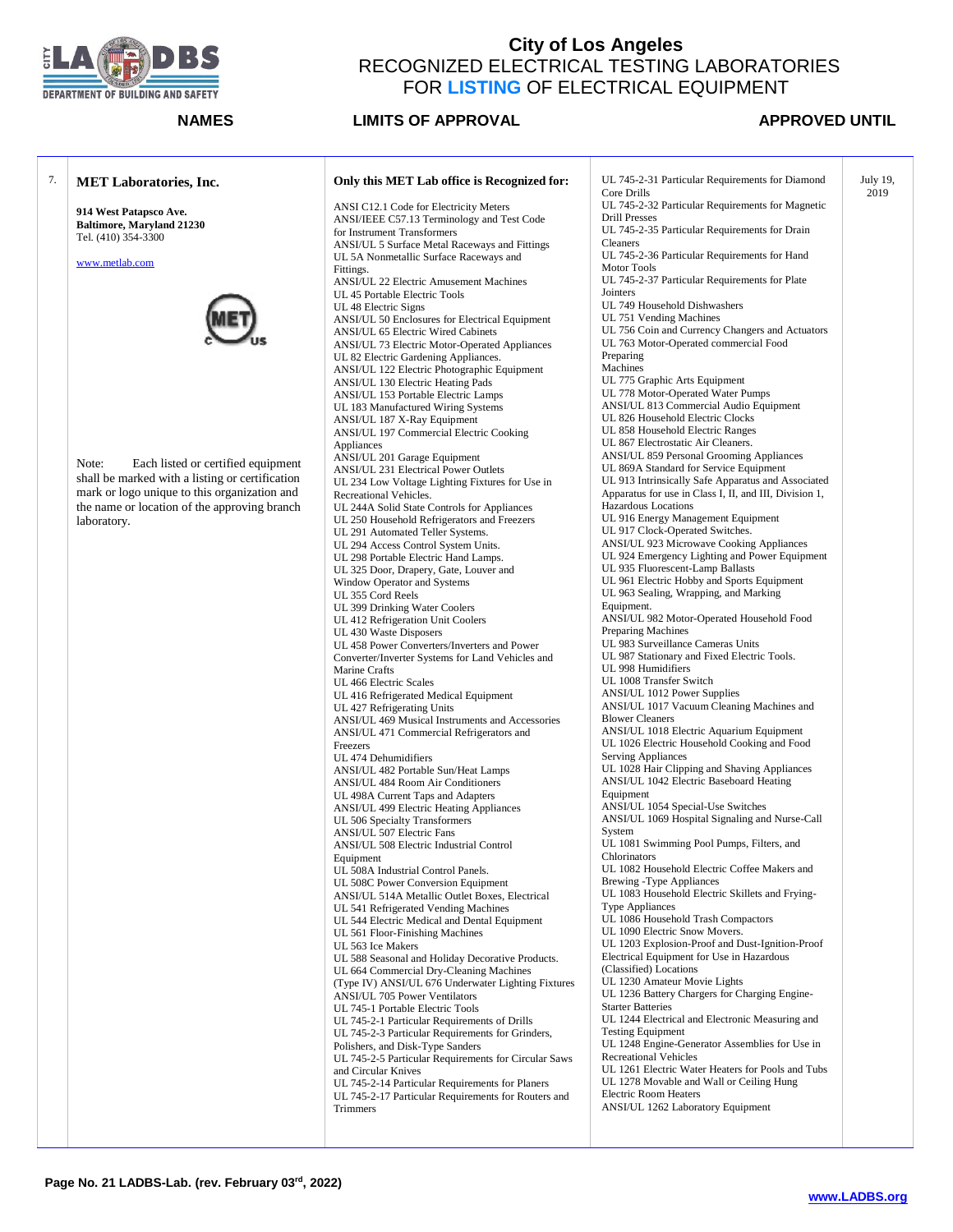# City of Los Angeles
## RECOGNIZED ELECTRICAL TESTING LABORATORIES FOR LISTING OF ELECTRICAL EQUIPMENT

| | NAMES | LIMITS OF APPROVAL | | APPROVED UNTIL |
|---|---|---|---|---|
| 7. | **MET Laboratories, Inc.**<br><br>**914 West Patapsco Ave.**<br>**Baltimore, Maryland 21230**<br>Tel. (410) 354-3300<br><br>www.metlab.com<br><br>MET c US<br><br>Note: Each listed or certified equipment shall be marked with a listing or certification mark or logo unique to this organization and the name or location of the approving branch laboratory. | **Only this MET Lab office is Recognized for:**<br><br>ANSI C12.1 Code for Electricity Meters<br>ANSI/IEEE C57.13 Terminology and Test Code for Instrument Transformers<br>ANSI/UL 5 Surface Metal Raceways and Fittings<br>UL 5A Nonmetallic Surface Raceways and Fittings.<br>ANSI/UL 22 Electric Amusement Machines<br>UL 45 Portable Electric Tools<br>UL 48 Electric Signs<br>ANSI/UL 50 Enclosures for Electrical Equipment<br>ANSI/UL 65 Electric Wired Cabinets<br>ANSI/UL 73 Electric Motor-Operated Appliances<br>UL 82 Electric Gardening Appliances.<br>ANSI/UL 122 Electric Photographic Equipment<br>ANSI/UL 130 Electric Heating Pads<br>ANSI/UL 153 Portable Electric Lamps<br>UL 183 Manufactured Wiring Systems<br>ANSI/UL 187 X-Ray Equipment<br>ANSI/UL 197 Commercial Electric Cooking Appliances<br>ANSI/UL 201 Garage Equipment<br>ANSI/UL 231 Electrical Power Outlets<br>UL 234 Low Voltage Lighting Fixtures for Use in Recreational Vehicles.<br>UL 244A Solid State Controls for Appliances<br>UL 250 Household Refrigerators and Freezers<br>UL 291 Automated Teller Systems.<br>UL 294 Access Control System Units.<br>UL 298 Portable Electric Hand Lamps.<br>UL 325 Door, Drapery, Gate, Louver and Window Operator and Systems<br>UL 355 Cord Reels<br>UL 399 Drinking Water Coolers<br>UL 412 Refrigeration Unit Coolers<br>UL 430 Waste Disposers<br>UL 458 Power Converters/Inverters and Power Converter/Inverter Systems for Land Vehicles and Marine Crafts<br>UL 466 Electric Scales<br>UL 416 Refrigerated Medical Equipment<br>UL 427 Refrigerating Units<br>ANSI/UL 469 Musical Instruments and Accessories<br>ANSI/UL 471 Commercial Refrigerators and Freezers<br>UL 474 Dehumidifiers<br>ANSI/UL 482 Portable Sun/Heat Lamps<br>ANSI/UL 484 Room Air Conditioners<br>UL 498A Current Taps and Adapters<br>ANSI/UL 499 Electric Heating Appliances<br>UL 506 Specialty Transformers<br>ANSI/UL 507 Electric Fans<br>ANSI/UL 508 Electric Industrial Control Equipment<br>UL 508A Industrial Control Panels.<br>UL 508C Power Conversion Equipment<br>ANSI/UL 514A Metallic Outlet Boxes, Electrical<br>UL 541 Refrigerated Vending Machines<br>UL 544 Electric Medical and Dental Equipment<br>UL 561 Floor-Finishing Machines<br>UL 563 Ice Makers<br>UL 588 Seasonal and Holiday Decorative Products.<br>UL 664 Commercial Dry-Cleaning Machines (Type IV) ANSI/UL 676 Underwater Lighting Fixtures<br>ANSI/UL 705 Power Ventilators<br>UL 745-1 Portable Electric Tools<br>UL 745-2-1 Particular Requirements of Drills<br>UL 745-2-3 Particular Requirements for Grinders, Polishers, and Disk-Type Sanders<br>UL 745-2-5 Particular Requirements for Circular Saws and Circular Knives<br>UL 745-2-14 Particular Requirements for Planers<br>UL 745-2-17 Particular Requirements for Routers and Trimmers | UL 745-2-31 Particular Requirements for Diamond Core Drills<br>UL 745-2-32 Particular Requirements for Magnetic Drill Presses<br>UL 745-2-35 Particular Requirements for Drain Cleaners<br>UL 745-2-36 Particular Requirements for Hand Motor Tools<br>UL 745-2-37 Particular Requirements for Plate Jointers<br>UL 749 Household Dishwashers<br>UL 751 Vending Machines<br>UL 756 Coin and Currency Changers and Actuators<br>UL 763 Motor-Operated commercial Food Preparing Machines<br>UL 775 Graphic Arts Equipment<br>UL 778 Motor-Operated Water Pumps<br>ANSI/UL 813 Commercial Audio Equipment<br>UL 826 Household Electric Clocks<br>UL 858 Household Electric Ranges<br>UL 867 Electrostatic Air Cleaners.<br>ANSI/UL 859 Personal Grooming Appliances<br>UL 869A Standard for Service Equipment<br>UL 913 Intrinsically Safe Apparatus and Associated Apparatus for use in Class I, II, and III, Division 1, Hazardous Locations<br>UL 916 Energy Management Equipment<br>UL 917 Clock-Operated Switches.<br>ANSI/UL 923 Microwave Cooking Appliances<br>UL 924 Emergency Lighting and Power Equipment<br>UL 935 Fluorescent-Lamp Ballasts<br>UL 961 Electric Hobby and Sports Equipment<br>UL 963 Sealing, Wrapping, and Marking Equipment.<br>ANSI/UL 982 Motor-Operated Household Food Preparing Machines<br>UL 983 Surveillance Cameras Units<br>UL 987 Stationary and Fixed Electric Tools.<br>UL 998 Humidifiers<br>UL 1008 Transfer Switch<br>ANSI/UL 1012 Power Supplies<br>ANSI/UL 1017 Vacuum Cleaning Machines and Blower Cleaners<br>ANSI/UL 1018 Electric Aquarium Equipment<br>UL 1026 Electric Household Cooking and Food Serving Appliances<br>UL 1028 Hair Clipping and Shaving Appliances<br>ANSI/UL 1042 Electric Baseboard Heating Equipment<br>ANSI/UL 1054 Special-Use Switches<br>ANSI/UL 1069 Hospital Signaling and Nurse-Call System<br>UL 1081 Swimming Pool Pumps, Filters, and Chlorinators<br>UL 1082 Household Electric Coffee Makers and Brewing -Type Appliances<br>UL 1083 Household Electric Skillets and Frying-Type Appliances<br>UL 1086 Household Trash Compactors<br>UL 1090 Electric Snow Movers.<br>UL 1203 Explosion-Proof and Dust-Ignition-Proof Electrical Equipment for Use in Hazardous (Classified) Locations<br>UL 1230 Amateur Movie Lights<br>UL 1236 Battery Chargers for Charging Engine-Starter Batteries<br>UL 1244 Electrical and Electronic Measuring and Testing Equipment<br>UL 1248 Engine-Generator Assemblies for Use in Recreational Vehicles<br>UL 1261 Electric Water Heaters for Pools and Tubs<br>UL 1278 Movable and Wall or Ceiling Hung Electric Room Heaters<br>ANSI/UL 1262 Laboratory Equipment | July 19, 2019 |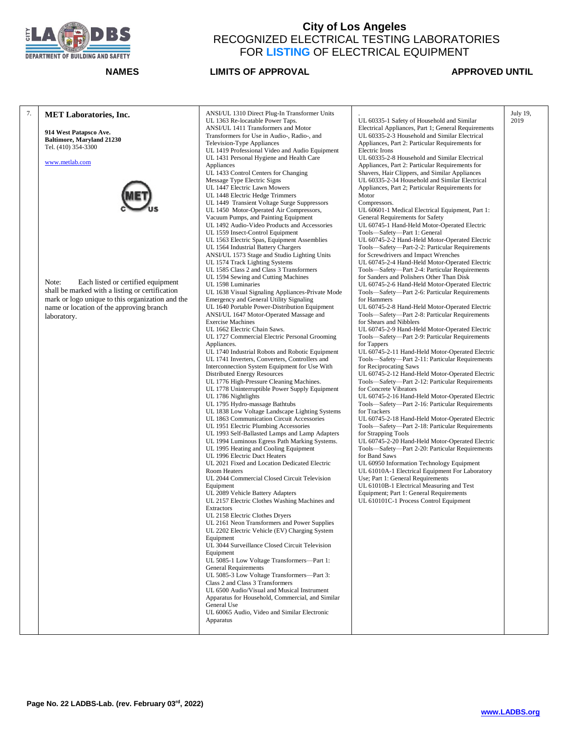# City of Los Angeles
## RECOGNIZED ELECTRICAL TESTING LABORATORIES FOR LISTING OF ELECTRICAL EQUIPMENT

| | NAMES | LIMITS OF APPROVAL | | APPROVED UNTIL |
|---|---|---|---|---|
| 7. | **MET Laboratories, Inc.**<br><br>**914 West Patapsco Ave.**<br>**Baltimore, Maryland 21230**<br>Tel. (410) 354-3300<br><br>www.metlab.com<br><br>Note: Each listed or certified equipment shall be marked with a listing or certification mark or logo unique to this organization and the name or location of the approving branch laboratory. | ANSI/UL 1310 Direct Plug-In Transformer Units<br>UL 1363 Re-locatable Power Taps.<br>ANSI/UL 1411 Transformers and Motor Transformers for Use in Audio-, Radio-, and Television-Type Appliances<br>UL 1419 Professional Video and Audio Equipment<br>UL 1431 Personal Hygiene and Health Care Appliances<br>UL 1433 Control Centers for Changing Message Type Electric Signs<br>UL 1447 Electric Lawn Mowers<br>UL 1448 Electric Hedge Trimmers<br>UL 1449 Transient Voltage Surge Suppressors<br>UL 1450 Motor-Operated Air Compressors, Vacuum Pumps, and Painting Equipment<br>UL 1492 Audio-Video Products and Accessories<br>UL 1559 Insect-Control Equipment<br>UL 1563 Electric Spas, Equipment Assemblies<br>UL 1564 Industrial Battery Chargers<br>ANSI/UL 1573 Stage and Studio Lighting Units<br>UL 1574 Track Lighting Systems<br>UL 1585 Class 2 and Class 3 Transformers<br>UL 1594 Sewing and Cutting Machines<br>UL 1598 Luminaries<br>UL 1638 Visual Signaling Appliances-Private Mode Emergency and General Utility Signaling<br>UL 1640 Portable Power-Distribution Equipment<br>ANSI/UL 1647 Motor-Operated Massage and Exercise Machines<br>UL 1662 Electric Chain Saws.<br>UL 1727 Commercial Electric Personal Grooming Appliances.<br>UL 1740 Industrial Robots and Robotic Equipment<br>UL 1741 Inverters, Converters, Controllers and Interconnection System Equipment for Use With Distributed Energy Resources<br>UL 1776 High-Pressure Cleaning Machines.<br>UL 1778 Uninterruptible Power Supply Equipment<br>UL 1786 Nightlights<br>UL 1795 Hydro-massage Bathtubs<br>UL 1838 Low Voltage Landscape Lighting Systems<br>UL 1863 Communication Circuit Accessories<br>UL 1951 Electric Plumbing Accessories<br>UL 1993 Self-Ballasted Lamps and Lamp Adapters<br>UL 1994 Luminous Egress Path Marking Systems.<br>UL 1995 Heating and Cooling Equipment<br>UL 1996 Electric Duct Heaters<br>UL 2021 Fixed and Location Dedicated Electric Room Heaters<br>UL 2044 Commercial Closed Circuit Television Equipment<br>UL 2089 Vehicle Battery Adapters<br>UL 2157 Electric Clothes Washing Machines and Extractors<br>UL 2158 Electric Clothes Dryers<br>UL 2161 Neon Transformers and Power Supplies<br>UL 2202 Electric Vehicle (EV) Charging System Equipment<br>UL 3044 Surveillance Closed Circuit Television Equipment<br>UL 5085-1 Low Voltage Transformers—Part 1: General Requirements<br>UL 5085-3 Low Voltage Transformers—Part 3: Class 2 and Class 3 Transformers<br>UL 6500 Audio/Visual and Musical Instrument Apparatus for Household, Commercial, and Similar General Use<br>UL 60065 Audio, Video and Similar Electronic Apparatus | .<br>UL 60335-1 Safety of Household and Similar Electrical Appliances, Part 1; General Requirements<br>UL 60335-2-3 Household and Similar Electrical Appliances, Part 2: Particular Requirements for Electric Irons<br>UL 60335-2-8 Household and Similar Electrical Appliances, Part 2: Particular Requirements for Shavers, Hair Clippers, and Similar Appliances<br>UL 60335-2-34 Household and Similar Electrical Appliances, Part 2; Particular Requirements for Motor Compressors.<br>UL 60601-1 Medical Electrical Equipment, Part 1: General Requirements for Safety<br>UL 60745-1 Hand-Held Motor-Operated Electric Tools—Safety—Part 1: General<br>UL 60745-2-2 Hand-Held Motor-Operated Electric Tools—Safety—Part-2-2: Particular Requirements for Screwdrivers and Impact Wrenches<br>UL 60745-2-4 Hand-Held Motor-Operated Electric Tools—Safety—Part 2-4: Particular Requirements for Sanders and Polishers Other Than Disk<br>UL 60745-2-6 Hand-Held Motor-Operated Electric Tools—Safety—Part 2-6: Particular Requirements for Hammers<br>UL 60745-2-8 Hand-Held Motor-Operated Electric Tools—Safety—Part 2-8: Particular Requirements for Shears and Nibblers<br>UL 60745-2-9 Hand-Held Motor-Operated Electric Tools—Safety—Part 2-9: Particular Requirements for Tappers<br>UL 60745-2-11 Hand-Held Motor-Operated Electric Tools—Safety—Part 2-11: Particular Requirements for Reciprocating Saws<br>UL 60745-2-12 Hand-Held Motor-Operated Electric Tools—Safety—Part 2-12: Particular Requirements for Concrete Vibrators<br>UL 60745-2-16 Hand-Held Motor-Operated Electric Tools—Safety—Part 2-16: Particular Requirements for Trackers<br>UL 60745-2-18 Hand-Held Motor-Operated Electric Tools—Safety—Part 2-18: Particular Requirements for Strapping Tools<br>UL 60745-2-20 Hand-Held Motor-Operated Electric Tools—Safety—Part 2-20: Particular Requirements for Band Saws<br>UL 60950 Information Technology Equipment<br>UL 61010A-1 Electrical Equipment For Laboratory Use; Part 1: General Requirements<br>UL 61010B-1 Electrical Measuring and Test Equipment; Part 1: General Requirements<br>UL 610101C-1 Process Control Equipment | July 19, 2019 |

Page No. 22 LADBS-Lab. (rev. February 03rd, 2022)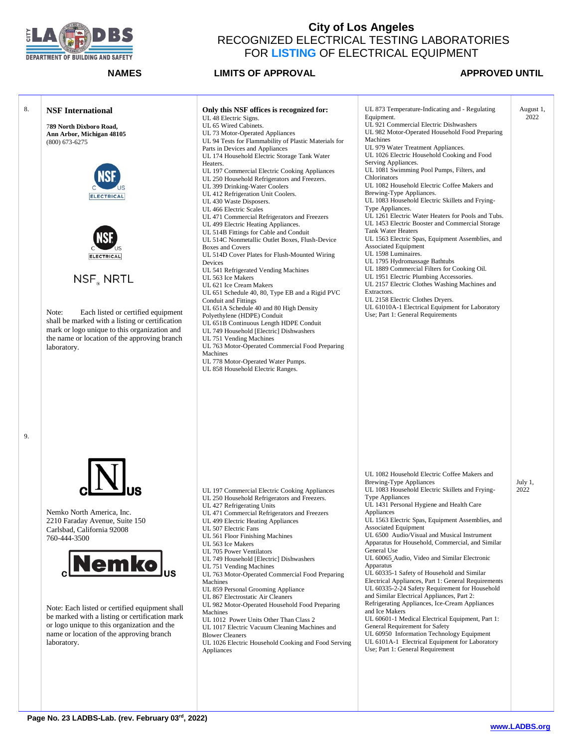# City of Los Angeles
## RECOGNIZED ELECTRICAL TESTING LABORATORIES FOR LISTING OF ELECTRICAL EQUIPMENT

| | NAMES | LIMITS OF APPROVAL | | APPROVED UNTIL |
|---|---|---|---|---|
| 8. | **NSF International**<br><br>**789 North Dixboro Road, Ann Arbor, Michigan 48105**<br>(800) 673-6275<br><br>NSF c US ELECTRICAL<br><br>NSF c US ELECTRICAL<br><br>NSF® NRTL<br><br>Note: Each listed or certified equipment shall be marked with a listing or certification mark or logo unique to this organization and the name or location of the approving branch laboratory. | **Only this NSF offices is recognized for:**<br>UL 48 Electric Signs.<br>UL 65 Wired Cabinets.<br>UL 73 Motor-Operated Appliances<br>UL 94 Tests for Flammability of Plastic Materials for Parts in Devices and Appliances<br>UL 174 Household Electric Storage Tank Water Heaters.<br>UL 197 Commercial Electric Cooking Appliances<br>UL 250 Household Refrigerators and Freezers.<br>UL 399 Drinking-Water Coolers<br>UL 412 Refrigeration Unit Coolers.<br>UL 430 Waste Disposers.<br>UL 466 Electric Scales<br>UL 471 Commercial Refrigerators and Freezers<br>UL 499 Electric Heating Appliances.<br>UL 514B Fittings for Cable and Conduit<br>UL 514C Nonmetallic Outlet Boxes, Flush-Device Boxes and Covers<br>UL 514D Cover Plates for Flush-Mounted Wiring Devices<br>UL 541 Refrigerated Vending Machines<br>UL 563 Ice Makers<br>UL 621 Ice Cream Makers<br>UL 651 Schedule 40, 80, Type EB and a Rigid PVC Conduit and Fittings<br>UL 651A Schedule 40 and 80 High Density Polyethylene (HDPE) Conduit<br>UL 651B Continuous Length HDPE Conduit<br>UL 749 Household [Electric] Dishwashers<br>UL 751 Vending Machines<br>UL 763 Motor-Operated Commercial Food Preparing Machines<br>UL 778 Motor-Operated Water Pumps.<br>UL 858 Household Electric Ranges. | UL 873 Temperature-Indicating and - Regulating Equipment.<br>UL 921 Commercial Electric Dishwashers<br>UL 982 Motor-Operated Household Food Preparing Machines<br>UL 979 Water Treatment Appliances.<br>UL 1026 Electric Household Cooking and Food Serving Appliances.<br>UL 1081 Swimming Pool Pumps, Filters, and Chlorinators<br>UL 1082 Household Electric Coffee Makers and Brewing-Type Appliances.<br>UL 1083 Household Electric Skillets and Frying-Type Appliances.<br>UL 1261 Electric Water Heaters for Pools and Tubs.<br>UL 1453 Electric Booster and Commercial Storage Tank Water Heaters<br>UL 1563 Electric Spas, Equipment Assemblies, and Associated Equipment<br>UL 1598 Luminaires.<br>UL 1795 Hydromassage Bathtubs<br>UL 1889 Commercial Filters for Cooking Oil.<br>UL 1951 Electric Plumbing Accessories.<br>UL 2157 Electric Clothes Washing Machines and Extractors.<br>UL 2158 Electric Clothes Dryers.<br>UL 61010A-1 Electrical Equipment for Laboratory Use; Part 1: General Requirements | August 1, 2022 |
| 9. | c N US<br><br>Nemko North America, Inc.<br>2210 Faraday Avenue, Suite 150<br>Carlsbad, California 92008<br>760-444-3500<br><br>c Nemko US<br><br>Note: Each listed or certified equipment shall be marked with a listing or certification mark or logo unique to this organization and the name or location of the approving branch laboratory. | UL 197 Commercial Electric Cooking Appliances<br>UL 250 Household Refrigerators and Freezers.<br>UL 427 Refrigerating Units<br>UL 471 Commercial Refrigerators and Freezers<br>UL 499 Electric Heating Appliances<br>UL 507 Electric Fans<br>UL 561 Floor Finishing Machines<br>UL 563 Ice Makers<br>UL 705 Power Ventilators<br>UL 749 Household [Electric] Dishwashers<br>UL 751 Vending Machines<br>UL 763 Motor-Operated Commercial Food Preparing Machines<br>UL 859 Personal Grooming Appliance<br>UL 867 Electrostatic Air Cleaners<br>UL 982 Motor-Operated Household Food Preparing Machines<br>UL 1012 Power Units Other Than Class 2<br>UL 1017 Electric Vacuum Cleaning Machines and Blower Cleaners<br>UL 1026 Electric Household Cooking and Food Serving Appliances | UL 1082 Household Electric Coffee Makers and Brewing-Type Appliances<br>UL 1083 Household Electric Skillets and Frying-Type Appliances<br>UL 1431 Personal Hygiene and Health Care Appliances<br>UL 1563 Electric Spas, Equipment Assemblies, and Associated Equipment<br>UL 6500 Audio/Visual and Musical Instrument Apparatus for Household, Commercial, and Similar General Use<br>UL 60065_Audio, Video and Similar Electronic Apparatus<br>UL 60335-1 Safety of Household and Similar Electrical Appliances, Part 1: General Requirements<br>UL 60335-2-24 Safety Requirement for Household and Similar Electrical Appliances, Part 2: Refrigerating Appliances, Ice-Cream Appliances and Ice Makers<br>UL 60601-1 Medical Electrical Equipment, Part 1: General Requirement for Safety<br>UL 60950 Information Technology Equipment<br>UL 6101A-1 Electrical Equipment for Laboratory Use; Part 1: General Requirement | July 1, 2022 |

Page No. 23 LADBS-Lab. (rev. February 03rd, 2022)

www.LADBS.org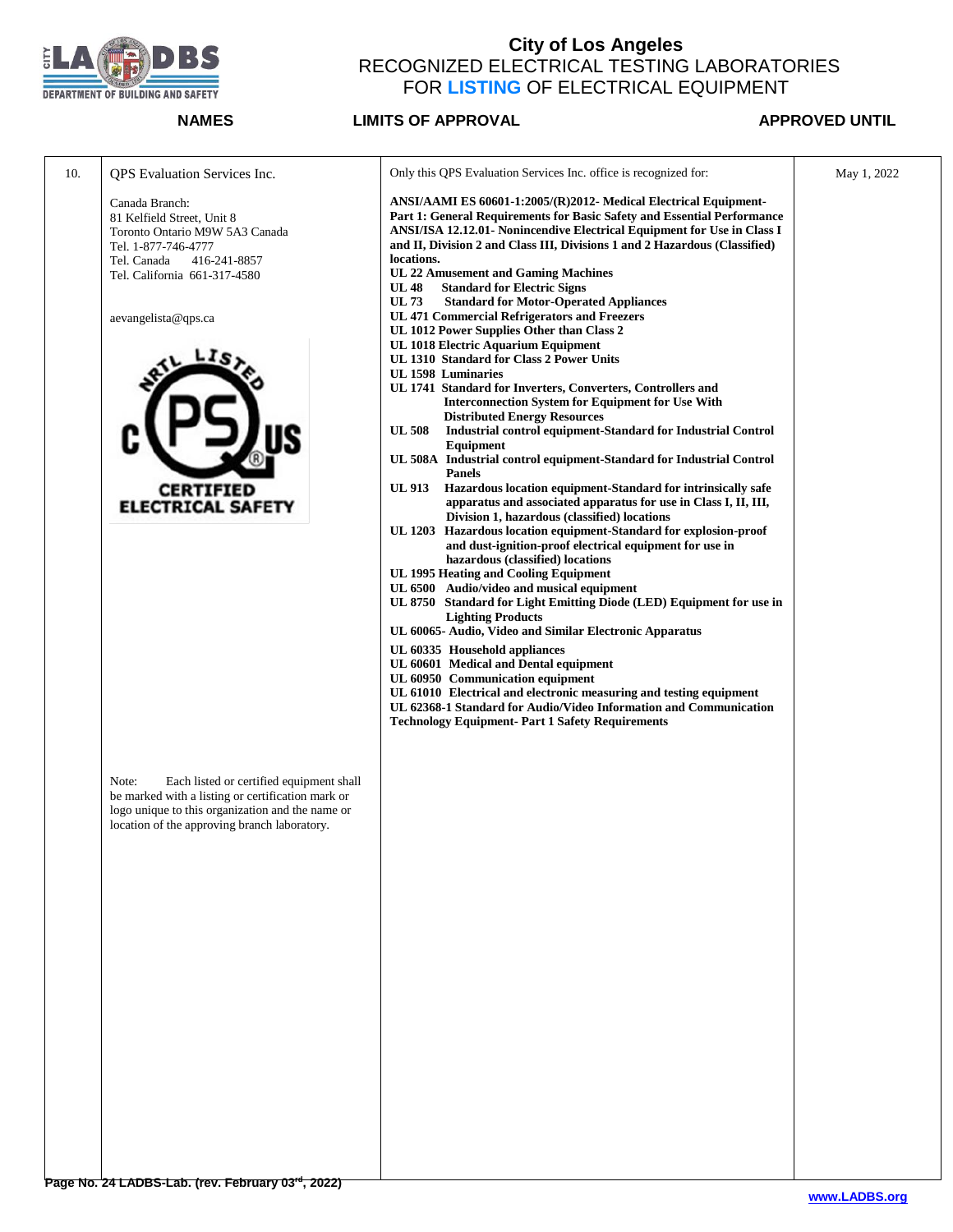# City of Los Angeles
## RECOGNIZED ELECTRICAL TESTING LABORATORIES FOR **LISTING** OF ELECTRICAL EQUIPMENT

| | NAMES | LIMITS OF APPROVAL | APPROVED UNTIL |
|---|---|---|---|
| 10. | QPS Evaluation Services Inc.<br><br>Canada Branch:<br>81 Kelfield Street, Unit 8<br>Toronto Ontario M9W 5A3 Canada<br>Tel. 1-877-746-4777<br>Tel. Canada 416-241-8857<br>Tel. California 661-317-4580<br><br>aevangelista@qps.ca<br><br>NRTL LISTED C QPS US ® CERTIFIED ELECTRICAL SAFETY<br><br>Note: Each listed or certified equipment shall be marked with a listing or certification mark or logo unique to this organization and the name or location of the approving branch laboratory. | Only this QPS Evaluation Services Inc. office is recognized for:<br><br>**ANSI/AAMI ES 60601-1:2005/(R)2012- Medical Electrical Equipment- Part 1: General Requirements for Basic Safety and Essential Performance**<br>**ANSI/ISA 12.12.01- Nonincendive Electrical Equipment for Use in Class I and II, Division 2 and Class III, Divisions 1 and 2 Hazardous (Classified) locations.**<br>**UL 22 Amusement and Gaming Machines**<br>**UL 48 Standard for Electric Signs**<br>**UL 73 Standard for Motor-Operated Appliances**<br>**UL 471 Commercial Refrigerators and Freezers**<br>**UL 1012 Power Supplies Other than Class 2**<br>**UL 1018 Electric Aquarium Equipment**<br>**UL 1310 Standard for Class 2 Power Units**<br>**UL 1598 Luminaries**<br>**UL 1741 Standard for Inverters, Converters, Controllers and Interconnection System for Equipment for Use With Distributed Energy Resources**<br>**UL 508 Industrial control equipment-Standard for Industrial Control Equipment**<br>**UL 508A Industrial control equipment-Standard for Industrial Control Panels**<br>**UL 913 Hazardous location equipment-Standard for intrinsically safe apparatus and associated apparatus for use in Class I, II, III, Division 1, hazardous (classified) locations**<br>**UL 1203 Hazardous location equipment-Standard for explosion-proof and dust-ignition-proof electrical equipment for use in hazardous (classified) locations**<br>**UL 1995 Heating and Cooling Equipment**<br>**UL 6500 Audio/video and musical equipment**<br>**UL 8750 Standard for Light Emitting Diode (LED) Equipment for use in Lighting Products**<br>**UL 60065- Audio, Video and Similar Electronic Apparatus**<br>**UL 60335 Household appliances**<br>**UL 60601 Medical and Dental equipment**<br>**UL 60950 Communication equipment**<br>**UL 61010 Electrical and electronic measuring and testing equipment**<br>**UL 62368-1 Standard for Audio/Video Information and Communication Technology Equipment- Part 1 Safety Requirements** | May 1, 2022 |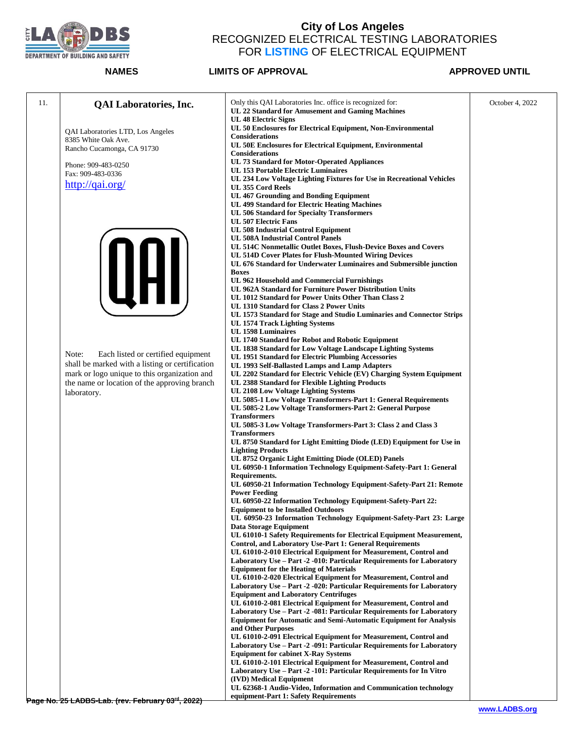# City of Los Angeles
## RECOGNIZED ELECTRICAL TESTING LABORATORIES FOR LISTING OF ELECTRICAL EQUIPMENT

| | NAMES | LIMITS OF APPROVAL | APPROVED UNTIL |
|---|---|---|---|
| 11. | **QAI Laboratories, Inc.**<br><br>QAI Laboratories LTD, Los Angeles<br>8385 White Oak Ave.<br>Rancho Cucamonga, CA 91730<br><br>Phone: 909-483-0250<br>Fax: 909-483-0336<br>http://qai.org/<br><br>QAI<br><br>Note: Each listed or certified equipment shall be marked with a listing or certification mark or logo unique to this organization and the name or location of the approving branch laboratory. | Only this QAI Laboratories Inc. office is recognized for:<br>**UL 22 Standard for Amusement and Gaming Machines**<br>**UL 48 Electric Signs**<br>**UL 50 Enclosures for Electrical Equipment, Non-Environmental Considerations**<br>**UL 50E Enclosures for Electrical Equipment, Environmental Considerations**<br>**UL 73 Standard for Motor-Operated Appliances**<br>**UL 153 Portable Electric Luminaires**<br>**UL 234 Low Voltage Lighting Fixtures for Use in Recreational Vehicles**<br>**UL 355 Cord Reels**<br>**UL 467 Grounding and Bonding Equipment**<br>**UL 499 Standard for Electric Heating Machines**<br>**UL 506 Standard for Specialty Transformers**<br>**UL 507 Electric Fans**<br>**UL 508 Industrial Control Equipment**<br>**UL 508A Industrial Control Panels**<br>**UL 514C Nonmetallic Outlet Boxes, Flush-Device Boxes and Covers**<br>**UL 514D Cover Plates for Flush-Mounted Wiring Devices**<br>**UL 676 Standard for Underwater Luminaires and Submersible junction Boxes**<br>**UL 962 Household and Commercial Furnishings**<br>**UL 962A Standard for Furniture Power Distribution Units**<br>**UL 1012 Standard for Power Units Other Than Class 2**<br>**UL 1310 Standard for Class 2 Power Units**<br>**UL 1573 Standard for Stage and Studio Luminaires and Connector Strips**<br>**UL 1574 Track Lighting Systems**<br>**UL 1598 Luminaires**<br>**UL 1740 Standard for Robot and Robotic Equipment**<br>**UL 1838 Standard for Low Voltage Landscape Lighting Systems**<br>**UL 1951 Standard for Electric Plumbing Accessories**<br>**UL 1993 Self-Ballasted Lamps and Lamp Adapters**<br>**UL 2202 Standard for Electric Vehicle (EV) Charging System Equipment**<br>**UL 2388 Standard for Flexible Lighting Products**<br>**UL 2108 Low Voltage Lighting Systems**<br>**UL 5085-1 Low Voltage Transformers-Part 1: General Requirements**<br>**UL 5085-2 Low Voltage Transformers-Part 2: General Purpose Transformers**<br>**UL 5085-3 Low Voltage Transformers-Part 3: Class 2 and Class 3 Transformers**<br>**UL 8750 Standard for Light Emitting Diode (LED) Equipment for Use in Lighting Products**<br>**UL 8752 Organic Light Emitting Diode (OLED) Panels**<br>**UL 60950-1 Information Technology Equipment-Safety-Part 1: General Requirements.**<br>**UL 60950-21 Information Technology Equipment-Safety-Part 21: Remote Power Feeding**<br>**UL 60950-22 Information Technology Equipment-Safety-Part 22: Equipment to be Installed Outdoors**<br>**UL 60950-23 Information Technology Equipment-Safety-Part 23: Large Data Storage Equipment**<br>**UL 61010-1 Safety Requirements for Electrical Equipment Measurement, Control, and Laboratory Use-Part 1: General Requirements**<br>**UL 61010-2-010 Electrical Equipment for Measurement, Control and Laboratory Use – Part -2 -010: Particular Requirements for Laboratory Equipment for the Heating of Materials**<br>**UL 61010-2-020 Electrical Equipment for Measurement, Control and Laboratory Use – Part -2 -020: Particular Requirements for Laboratory Equipment and Laboratory Centrifuges**<br>**UL 61010-2-081 Electrical Equipment for Measurement, Control and Laboratory Use – Part -2 -081: Particular Requirements for Laboratory Equipment for Automatic and Semi-Automatic Equipment for Analysis and Other Purposes**<br>**UL 61010-2-091 Electrical Equipment for Measurement, Control and Laboratory Use – Part -2 -091: Particular Requirements for Laboratory Equipment for cabinet X-Ray Systems**<br>**UL 61010-2-101 Electrical Equipment for Measurement, Control and Laboratory Use – Part -2 -101: Particular Requirements for In Vitro (IVD) Medical Equipment**<br>**UL 62368-1 Audio-Video, Information and Communication technology equipment-Part 1: Safety Requirements** | October 4, 2022 |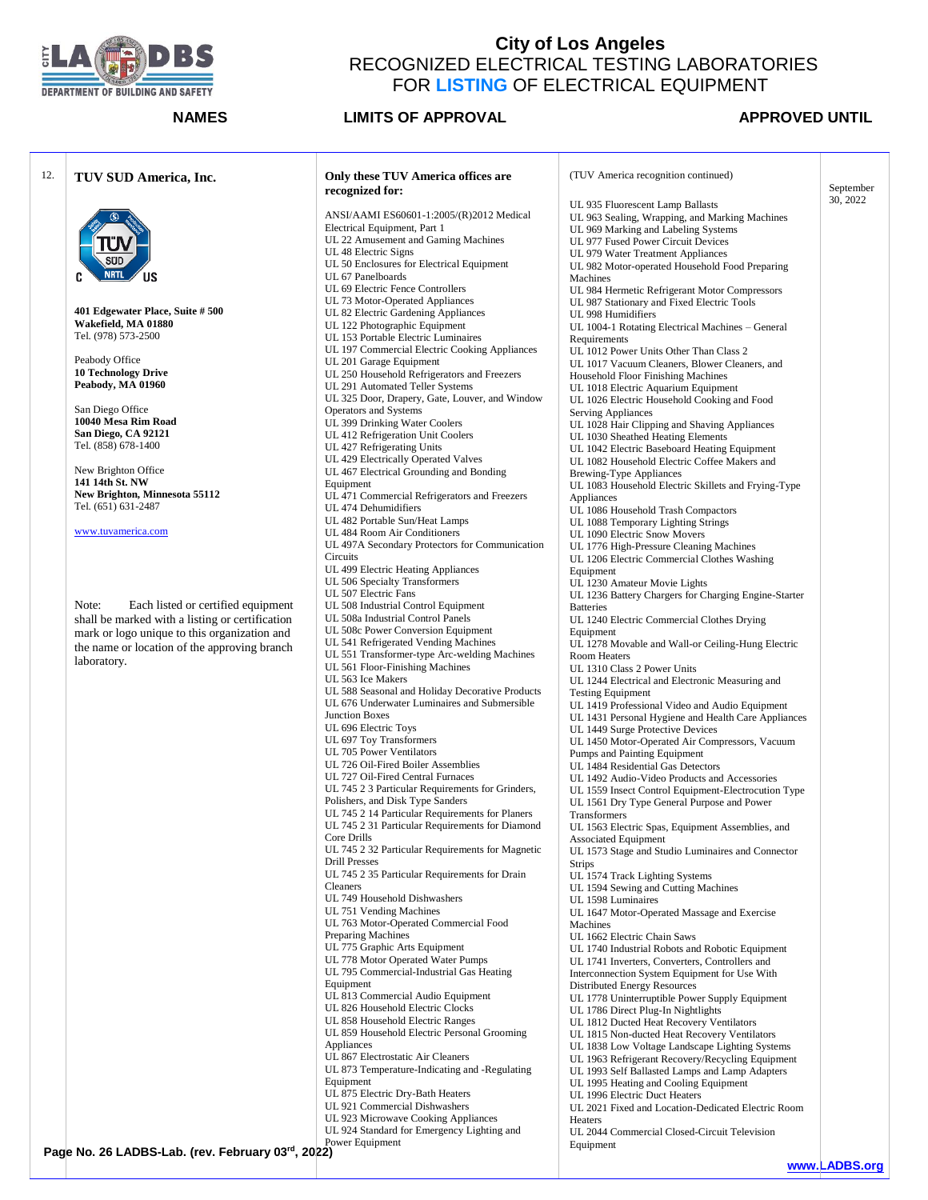# City of Los Angeles
## RECOGNIZED ELECTRICAL TESTING LABORATORIES FOR LISTING OF ELECTRICAL EQUIPMENT

| NAMES | LIMITS OF APPROVAL | | APPROVED UNTIL |
|---|---|---|---|

12. **TUV SUD America, Inc.**

**401 Edgewater Place, Suite # 500**
**Wakefield, MA 01880**
Tel. (978) 573-2500

Peabody Office
**10 Technology Drive**
**Peabody, MA 01960**

San Diego Office
**10040 Mesa Rim Road**
**San Diego, CA 92121**
Tel. (858) 678-1400

New Brighton Office
**141 14th St. NW**
**New Brighton, Minnesota 55112**
Tel. (651) 631-2487

www.tuvamerica.com

Note: Each listed or certified equipment shall be marked with a listing or certification mark or logo unique to this organization and the name or location of the approving branch laboratory.

**Only these TUV America offices are recognized for:**

ANSI/AAMI ES60601-1:2005/(R)2012 Medical Electrical Equipment, Part 1
UL 22 Amusement and Gaming Machines
UL 48 Electric Signs
UL 50 Enclosures for Electrical Equipment
UL 67 Panelboards
UL 69 Electric Fence Controllers
UL 73 Motor-Operated Appliances
UL 82 Electric Gardening Appliances
UL 122 Photographic Equipment
UL 153 Portable Electric Luminaires
UL 197 Commercial Electric Cooking Appliances
UL 201 Garage Equipment
UL 250 Household Refrigerators and Freezers
UL 291 Automated Teller Systems
UL 325 Door, Drapery, Gate, Louver, and Window Operators and Systems
UL 399 Drinking Water Coolers
UL 412 Refrigeration Unit Coolers
UL 427 Refrigerating Units
UL 429 Electrically Operated Valves
UL 467 Electrical Grounding and Bonding Equipment
UL 471 Commercial Refrigerators and Freezers
UL 474 Dehumidifiers
UL 482 Portable Sun/Heat Lamps
UL 484 Room Air Conditioners
UL 497A Secondary Protectors for Communication Circuits
UL 499 Electric Heating Appliances
UL 506 Specialty Transformers
UL 507 Electric Fans
UL 508 Industrial Control Equipment
UL 508a Industrial Control Panels
UL 508c Power Conversion Equipment
UL 541 Refrigerated Vending Machines
UL 551 Transformer-type Arc-welding Machines
UL 561 Floor-Finishing Machines
UL 563 Ice Makers
UL 588 Seasonal and Holiday Decorative Products
UL 676 Underwater Luminaires and Submersible Junction Boxes
UL 696 Electric Toys
UL 697 Toy Transformers
UL 705 Power Ventilators
UL 726 Oil-Fired Boiler Assemblies
UL 727 Oil-Fired Central Furnaces
UL 745 2 3 Particular Requirements for Grinders, Polishers, and Disk Type Sanders
UL 745 2 14 Particular Requirements for Planers
UL 745 2 31 Particular Requirements for Diamond Core Drills
UL 745 2 32 Particular Requirements for Magnetic Drill Presses
UL 745 2 35 Particular Requirements for Drain Cleaners
UL 749 Household Dishwashers
UL 751 Vending Machines
UL 763 Motor-Operated Commercial Food Preparing Machines
UL 775 Graphic Arts Equipment
UL 778 Motor Operated Water Pumps
UL 795 Commercial-Industrial Gas Heating Equipment
UL 813 Commercial Audio Equipment
UL 826 Household Electric Clocks
UL 858 Household Electric Ranges
UL 859 Household Electric Personal Grooming Appliances
UL 867 Electrostatic Air Cleaners
UL 873 Temperature-Indicating and -Regulating Equipment
UL 875 Electric Dry-Bath Heaters
UL 921 Commercial Dishwashers
UL 923 Microwave Cooking Appliances
UL 924 Standard for Emergency Lighting and Power Equipment

(TUV America recognition continued)

UL 935 Fluorescent Lamp Ballasts
UL 963 Sealing, Wrapping, and Marking Machines
UL 969 Marking and Labeling Systems
UL 977 Fused Power Circuit Devices
UL 979 Water Treatment Appliances
UL 982 Motor-operated Household Food Preparing Machines
UL 984 Hermetic Refrigerant Motor Compressors
UL 987 Stationary and Fixed Electric Tools
UL 998 Humidifiers
UL 1004-1 Rotating Electrical Machines – General Requirements
UL 1012 Power Units Other Than Class 2
UL 1017 Vacuum Cleaners, Blower Cleaners, and Household Floor Finishing Machines
UL 1018 Electric Aquarium Equipment
UL 1026 Electric Household Cooking and Food Serving Appliances
UL 1028 Hair Clipping and Shaving Appliances
UL 1030 Sheathed Heating Elements
UL 1042 Electric Baseboard Heating Equipment
UL 1082 Household Electric Coffee Makers and Brewing-Type Appliances
UL 1083 Household Electric Skillets and Frying-Type Appliances
UL 1086 Household Trash Compactors
UL 1088 Temporary Lighting Strings
UL 1090 Electric Snow Movers
UL 1776 High-Pressure Cleaning Machines
UL 1206 Electric Commercial Clothes Washing Equipment
UL 1230 Amateur Movie Lights
UL 1236 Battery Chargers for Charging Engine-Starter Batteries
UL 1240 Electric Commercial Clothes Drying Equipment
UL 1278 Movable and Wall-or Ceiling-Hung Electric Room Heaters
UL 1310 Class 2 Power Units
UL 1244 Electrical and Electronic Measuring and Testing Equipment
UL 1419 Professional Video and Audio Equipment
UL 1431 Personal Hygiene and Health Care Appliances
UL 1449 Surge Protective Devices
UL 1450 Motor-Operated Air Compressors, Vacuum Pumps and Painting Equipment
UL 1484 Residential Gas Detectors
UL 1492 Audio-Video Products and Accessories
UL 1559 Insect Control Equipment-Electrocution Type
UL 1561 Dry Type General Purpose and Power Transformers
UL 1563 Electric Spas, Equipment Assemblies, and Associated Equipment
UL 1573 Stage and Studio Luminaires and Connector Strips
UL 1574 Track Lighting Systems
UL 1594 Sewing and Cutting Machines
UL 1598 Luminaires
UL 1647 Motor-Operated Massage and Exercise Machines
UL 1662 Electric Chain Saws
UL 1740 Industrial Robots and Robotic Equipment
UL 1741 Inverters, Converters, Controllers and Interconnection System Equipment for Use With Distributed Energy Resources
UL 1778 Uninterruptible Power Supply Equipment
UL 1786 Direct Plug-In Nightlights
UL 1812 Ducted Heat Recovery Ventilators
UL 1815 Non-ducted Heat Recovery Ventilators
UL 1838 Low Voltage Landscape Lighting Systems
UL 1963 Refrigerant Recovery/Recycling Equipment
UL 1993 Self Ballasted Lamps and Lamp Adapters
UL 1995 Heating and Cooling Equipment
UL 1996 Electric Duct Heaters
UL 2021 Fixed and Location-Dedicated Electric Room Heaters
UL 2044 Commercial Closed-Circuit Television Equipment

**Approved until:** September 30, 2022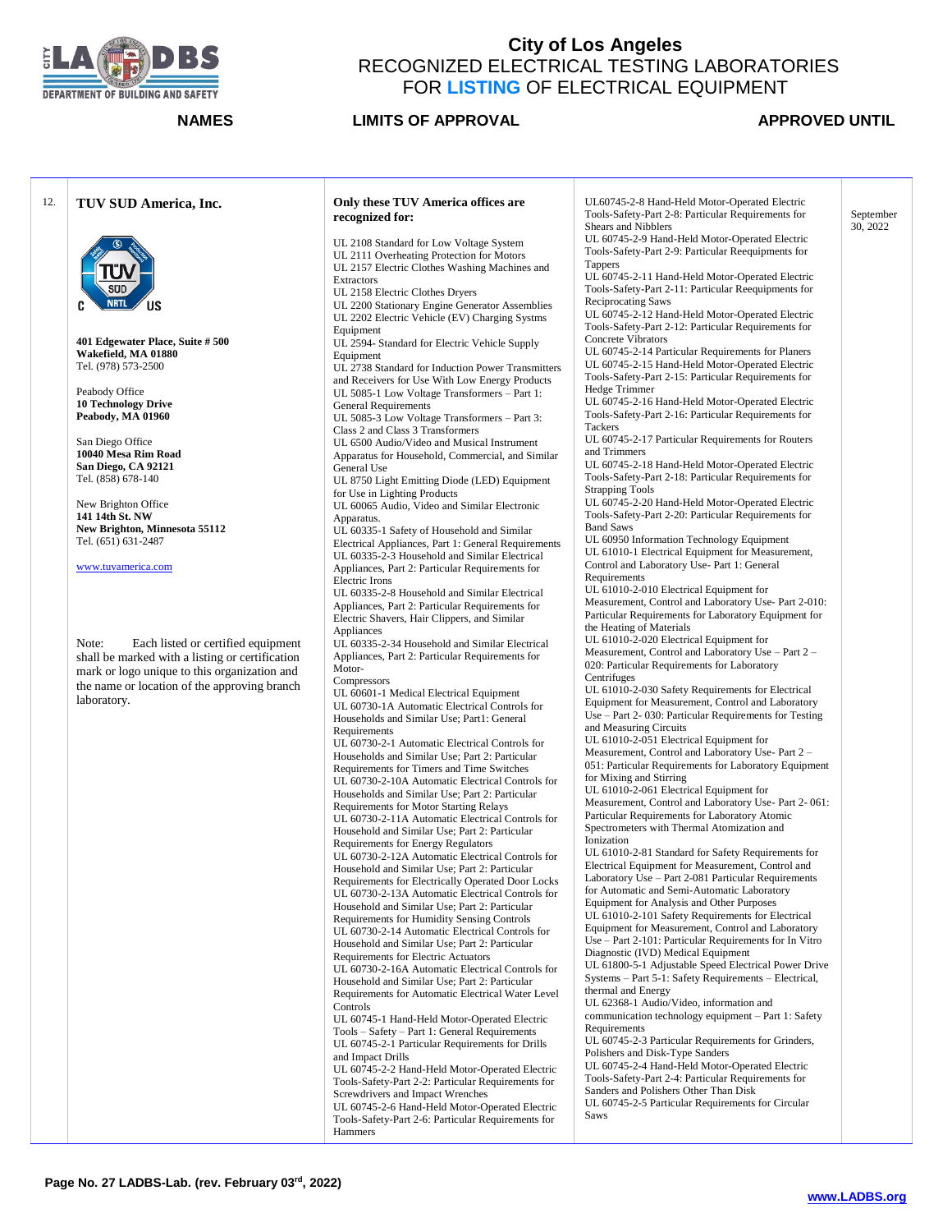# City of Los Angeles

## RECOGNIZED ELECTRICAL TESTING LABORATORIES FOR LISTING OF ELECTRICAL EQUIPMENT

| | NAMES | LIMITS OF APPROVAL | | APPROVED UNTIL |
|---|---|---|---|---|
| 12. | **TUV SUD America, Inc.**<br><br>**401 Edgewater Place, Suite # 500**<br>**Wakefield, MA 01880**<br>Tel. (978) 573-2500<br><br>Peabody Office<br>**10 Technology Drive**<br>**Peabody, MA 01960**<br><br>San Diego Office<br>**10040 Mesa Rim Road**<br>**San Diego, CA 92121**<br>Tel. (858) 678-140<br><br>New Brighton Office<br>**141 14th St. NW**<br>**New Brighton, Minnesota 55112**<br>Tel. (651) 631-2487<br><br>www.tuvamerica.com<br><br>Note: Each listed or certified equipment shall be marked with a listing or certification mark or logo unique to this organization and the name or location of the approving branch laboratory. | **Only these TUV America offices are recognized for:**<br><br>UL 2108 Standard for Low Voltage System<br>UL 2111 Overheating Protection for Motors<br>UL 2157 Electric Clothes Washing Machines and Extractors<br>UL 2158 Electric Clothes Dryers<br>UL 2200 Stationary Engine Generator Assemblies<br>UL 2202 Electric Vehicle (EV) Charging Systms Equipment<br>UL 2594- Standard for Electric Vehicle Supply Equipment<br>UL 2738 Standard for Induction Power Transmitters and Receivers for Use With Low Energy Products<br>UL 5085-1 Low Voltage Transformers – Part 1: General Requirements<br>UL 5085-3 Low Voltage Transformers – Part 3: Class 2 and Class 3 Transformers<br>UL 6500 Audio/Video and Musical Instrument Apparatus for Household, Commercial, and Similar General Use<br>UL 8750 Light Emitting Diode (LED) Equipment for Use in Lighting Products<br>UL 60065 Audio, Video and Similar Electronic Apparatus.<br>UL 60335-1 Safety of Household and Similar Electrical Appliances, Part 1: General Requirements<br>UL 60335-2-3 Household and Similar Electrical Appliances, Part 2: Particular Requirements for Electric Irons<br>UL 60335-2-8 Household and Similar Electrical Appliances, Part 2: Particular Requirements for Electric Shavers, Hair Clippers, and Similar Appliances<br>UL 60335-2-34 Household and Similar Electrical Appliances, Part 2: Particular Requirements for Motor-Compressors<br>UL 60601-1 Medical Electrical Equipment<br>UL 60730-1A Automatic Electrical Controls for Households and Similar Use; Part1: General Requirements<br>UL 60730-2-1 Automatic Electrical Controls for Households and Similar Use; Part 2: Particular Requirements for Timers and Time Switches<br>UL 60730-2-10A Automatic Electrical Controls for Households and Similar Use; Part 2: Particular Requirements for Motor Starting Relays<br>UL 60730-2-11A Automatic Electrical Controls for Household and Similar Use; Part 2: Particular Requirements for Energy Regulators<br>UL 60730-2-12A Automatic Electrical Controls for Household and Similar Use; Part 2: Particular Requirements for Electrically Operated Door Locks<br>UL 60730-2-13A Automatic Electrical Controls for Household and Similar Use; Part 2: Particular Requirements for Humidity Sensing Controls<br>UL 60730-2-14 Automatic Electrical Controls for Household and Similar Use; Part 2: Particular Requirements for Electric Actuators<br>UL 60730-2-16A Automatic Electrical Controls for Household and Similar Use; Part 2: Particular Requirements for Automatic Electrical Water Level Controls<br>UL 60745-1 Hand-Held Motor-Operated Electric Tools – Safety – Part 1: General Requirements<br>UL 60745-2-1 Particular Requirements for Drills and Impact Drills<br>UL 60745-2-2 Hand-Held Motor-Operated Electric Tools-Safety-Part 2-2: Particular Requirements for Screwdrivers and Impact Wrenches<br>UL 60745-2-6 Hand-Held Motor-Operated Electric Tools-Safety-Part 2-6: Particular Requirements for Hammers | UL60745-2-8 Hand-Held Motor-Operated Electric Tools-Safety-Part 2-8: Particular Requirements for Shears and Nibblers<br>UL 60745-2-9 Hand-Held Motor-Operated Electric Tools-Safety-Part 2-9: Particular Reequipments for Tappers<br>UL 60745-2-11 Hand-Held Motor-Operated Electric Tools-Safety-Part 2-11: Particular Reequipments for Reciprocating Saws<br>UL 60745-2-12 Hand-Held Motor-Operated Electric Tools-Safety-Part 2-12: Particular Requirements for Concrete Vibrators<br>UL 60745-2-14 Particular Requirements for Planers<br>UL 60745-2-15 Hand-Held Motor-Operated Electric Tools-Safety-Part 2-15: Particular Requirements for Hedge Trimmer<br>UL 60745-2-16 Hand-Held Motor-Operated Electric Tools-Safety-Part 2-16: Particular Requirements for Tackers<br>UL 60745-2-17 Particular Requirements for Routers and Trimmers<br>UL 60745-2-18 Hand-Held Motor-Operated Electric Tools-Safety-Part 2-18: Particular Requirements for Strapping Tools<br>UL 60745-2-20 Hand-Held Motor-Operated Electric Tools-Safety-Part 2-20: Particular Requirements for Band Saws<br>UL 60950 Information Technology Equipment<br>UL 61010-1 Electrical Equipment for Measurement, Control and Laboratory Use- Part 1: General Requirements<br>UL 61010-2-010 Electrical Equipment for Measurement, Control and Laboratory Use- Part 2-010: Particular Requirements for Laboratory Equipment for the Heating of Materials<br>UL 61010-2-020 Electrical Equipment for Measurement, Control and Laboratory Use – Part 2 – 020: Particular Requirements for Laboratory Centrifuges<br>UL 61010-2-030 Safety Requirements for Electrical Equipment for Measurement, Control and Laboratory Use – Part 2- 030: Particular Requirements for Testing and Measuring Circuits<br>UL 61010-2-051 Electrical Equipment for Measurement, Control and Laboratory Use- Part 2 – 051: Particular Requirements for Laboratory Equipment for Mixing and Stirring<br>UL 61010-2-061 Electrical Equipment for Measurement, Control and Laboratory Use- Part 2- 061: Particular Requirements for Laboratory Atomic Spectrometers with Thermal Atomization and Ionization<br>UL 61010-2-81 Standard for Safety Requirements for Electrical Equipment for Measurement, Control and Laboratory Use – Part 2-081 Particular Requirements for Automatic and Semi-Automatic Laboratory Equipment for Analysis and Other Purposes<br>UL 61010-2-101 Safety Requirements for Electrical Equipment for Measurement, Control and Laboratory Use – Part 2-101: Particular Requirements for In Vitro Diagnostic (IVD) Medical Equipment<br>UL 61800-5-1 Adjustable Speed Electrical Power Drive Systems – Part 5-1: Safety Requirements – Electrical, thermal and Energy<br>UL 62368-1 Audio/Video, information and communication technology equipment – Part 1: Safety Requirements<br>UL 60745-2-3 Particular Requirements for Grinders, Polishers and Disk-Type Sanders<br>UL 60745-2-4 Hand-Held Motor-Operated Electric Tools-Safety-Part 2-4: Particular Requirements for Sanders and Polishers Other Than Disk<br>UL 60745-2-5 Particular Requirements for Circular Saws | September 30, 2022 |

Page No. 27 LADBS-Lab. (rev. February 03rd, 2022)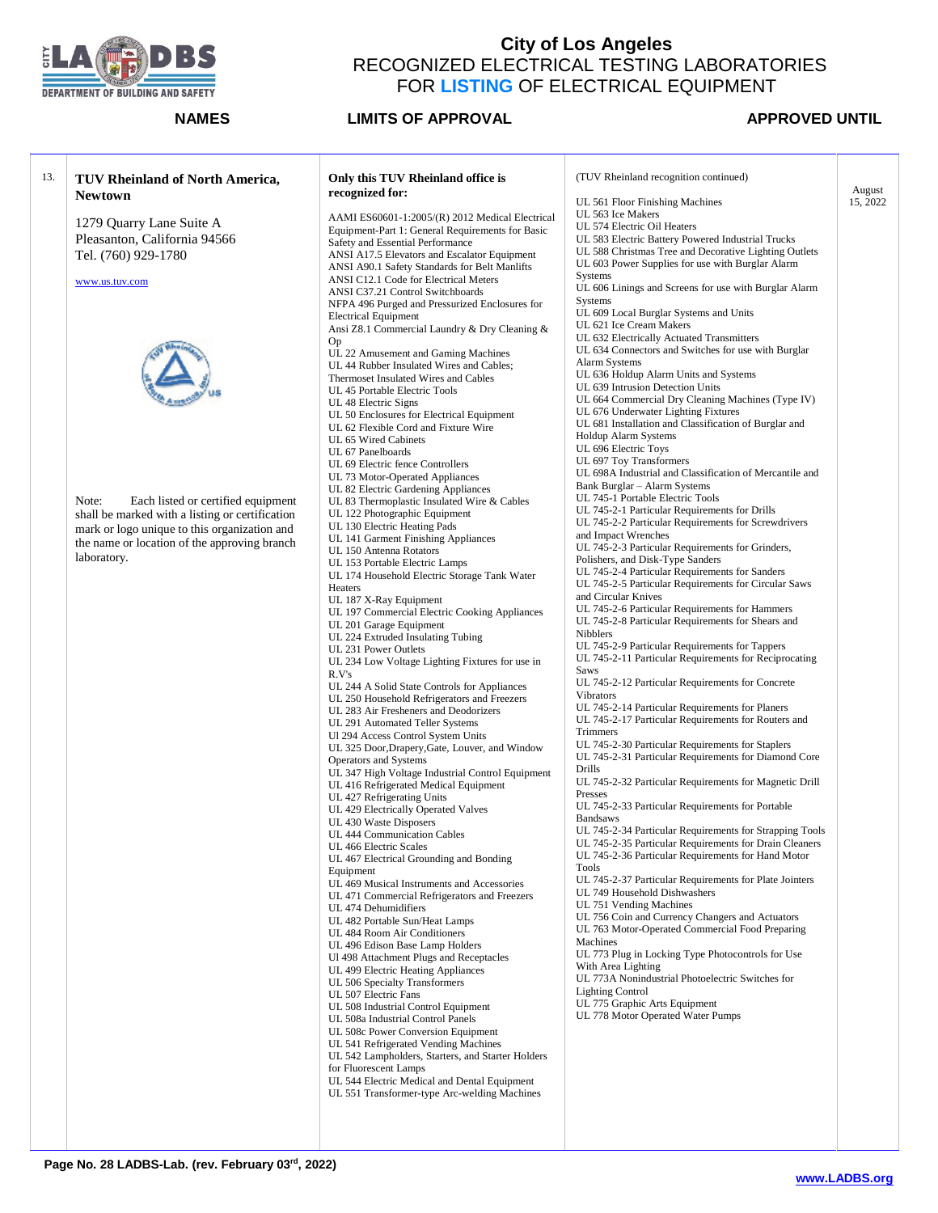# City of Los Angeles
## RECOGNIZED ELECTRICAL TESTING LABORATORIES FOR LISTING OF ELECTRICAL EQUIPMENT

| | NAMES | LIMITS OF APPROVAL | | APPROVED UNTIL |
|---|---|---|---|---|
| 13. | **TUV Rheinland of North America, Newtown**<br><br>1279 Quarry Lane Suite A<br>Pleasanton, California 94566<br>Tel. (760) 929-1780<br><br>www.us.tuv.com<br><br>Note: Each listed or certified equipment shall be marked with a listing or certification mark or logo unique to this organization and the name or location of the approving branch laboratory. | **Only this TUV Rheinland office is recognized for:**<br><br>AAMI ES60601-1:2005/(R) 2012 Medical Electrical Equipment-Part 1: General Requirements for Basic Safety and Essential Performance<br>ANSI A17.5 Elevators and Escalator Equipment<br>ANSI A90.1 Safety Standards for Belt Manlifts<br>ANSI C12.1 Code for Electrical Meters<br>ANSI C37.21 Control Switchboards<br>NFPA 496 Purged and Pressurized Enclosures for Electrical Equipment<br>Ansi Z8.1 Commercial Laundry & Dry Cleaning & Op<br>UL 22 Amusement and Gaming Machines<br>UL 44 Rubber Insulated Wires and Cables; Thermoset Insulated Wires and Cables<br>UL 45 Portable Electric Tools<br>UL 48 Electric Signs<br>UL 50 Enclosures for Electrical Equipment<br>UL 62 Flexible Cord and Fixture Wire<br>UL 65 Wired Cabinets<br>UL 67 Panelboards<br>UL 69 Electric fence Controllers<br>UL 73 Motor-Operated Appliances<br>UL 82 Electric Gardening Appliances<br>UL 83 Thermoplastic Insulated Wire & Cables<br>UL 122 Photographic Equipment<br>UL 130 Electric Heating Pads<br>UL 141 Garment Finishing Appliances<br>UL 150 Antenna Rotators<br>UL 153 Portable Electric Lamps<br>UL 174 Household Electric Storage Tank Water Heaters<br>UL 187 X-Ray Equipment<br>UL 197 Commercial Electric Cooking Appliances<br>UL 201 Garage Equipment<br>UL 224 Extruded Insulating Tubing<br>UL 231 Power Outlets<br>UL 234 Low Voltage Lighting Fixtures for use in R.V's<br>UL 244 A Solid State Controls for Appliances<br>UL 250 Household Refrigerators and Freezers<br>UL 283 Air Fresheners and Deodorizers<br>UL 291 Automated Teller Systems<br>Ul 294 Access Control System Units<br>UL 325 Door,Drapery,Gate, Louver, and Window Operators and Systems<br>UL 347 High Voltage Industrial Control Equipment<br>UL 416 Refrigerated Medical Equipment<br>UL 427 Refrigerating Units<br>UL 429 Electrically Operated Valves<br>UL 430 Waste Disposers<br>UL 444 Communication Cables<br>UL 466 Electric Scales<br>UL 467 Electrical Grounding and Bonding Equipment<br>UL 469 Musical Instruments and Accessories<br>UL 471 Commercial Refrigerators and Freezers<br>UL 474 Dehumidifiers<br>UL 482 Portable Sun/Heat Lamps<br>UL 484 Room Air Conditioners<br>UL 496 Edison Base Lamp Holders<br>Ul 498 Attachment Plugs and Receptacles<br>UL 499 Electric Heating Appliances<br>UL 506 Specialty Transformers<br>UL 507 Electric Fans<br>UL 508 Industrial Control Equipment<br>UL 508a Industrial Control Panels<br>UL 508c Power Conversion Equipment<br>UL 541 Refrigerated Vending Machines<br>UL 542 Lampholders, Starters, and Starter Holders for Fluorescent Lamps<br>UL 544 Electric Medical and Dental Equipment<br>UL 551 Transformer-type Arc-welding Machines | (TUV Rheinland recognition continued)<br><br>UL 561 Floor Finishing Machines<br>UL 563 Ice Makers<br>UL 574 Electric Oil Heaters<br>UL 583 Electric Battery Powered Industrial Trucks<br>UL 588 Christmas Tree and Decorative Lighting Outlets<br>UL 603 Power Supplies for use with Burglar Alarm Systems<br>UL 606 Linings and Screens for use with Burglar Alarm Systems<br>UL 609 Local Burglar Systems and Units<br>UL 621 Ice Cream Makers<br>UL 632 Electrically Actuated Transmitters<br>UL 634 Connectors and Switches for use with Burglar Alarm Systems<br>UL 636 Holdup Alarm Units and Systems<br>UL 639 Intrusion Detection Units<br>UL 664 Commercial Dry Cleaning Machines (Type IV)<br>UL 676 Underwater Lighting Fixtures<br>UL 681 Installation and Classification of Burglar and Holdup Alarm Systems<br>UL 696 Electric Toys<br>UL 697 Toy Transformers<br>UL 698A Industrial and Classification of Mercantile and Bank Burglar – Alarm Systems<br>UL 745-1 Portable Electric Tools<br>UL 745-2-1 Particular Requirements for Drills<br>UL 745-2-2 Particular Requirements for Screwdrivers and Impact Wrenches<br>UL 745-2-3 Particular Requirements for Grinders, Polishers, and Disk-Type Sanders<br>UL 745-2-4 Particular Requirements for Sanders<br>UL 745-2-5 Particular Requirements for Circular Saws and Circular Knives<br>UL 745-2-6 Particular Requirements for Hammers<br>UL 745-2-8 Particular Requirements for Shears and Nibblers<br>UL 745-2-9 Particular Requirements for Tappers<br>UL 745-2-11 Particular Requirements for Reciprocating Saws<br>UL 745-2-12 Particular Requirements for Concrete Vibrators<br>UL 745-2-14 Particular Requirements for Planers<br>UL 745-2-17 Particular Requirements for Routers and Trimmers<br>UL 745-2-30 Particular Requirements for Staplers<br>UL 745-2-31 Particular Requirements for Diamond Core Drills<br>UL 745-2-32 Particular Requirements for Magnetic Drill Presses<br>UL 745-2-33 Particular Requirements for Portable Bandsaws<br>UL 745-2-34 Particular Requirements for Strapping Tools<br>UL 745-2-35 Particular Requirements for Drain Cleaners<br>UL 745-2-36 Particular Requirements for Hand Motor Tools<br>UL 745-2-37 Particular Requirements for Plate Jointers<br>UL 749 Household Dishwashers<br>UL 751 Vending Machines<br>UL 756 Coin and Currency Changers and Actuators<br>UL 763 Motor-Operated Commercial Food Preparing Machines<br>UL 773 Plug in Locking Type Photocontrols for Use With Area Lighting<br>UL 773A Nonindustrial Photoelectric Switches for Lighting Control<br>UL 775 Graphic Arts Equipment<br>UL 778 Motor Operated Water Pumps | August 15, 2022 |

Page No. 28 LADBS-Lab. (rev. February 03rd, 2022)

www.LADBS.org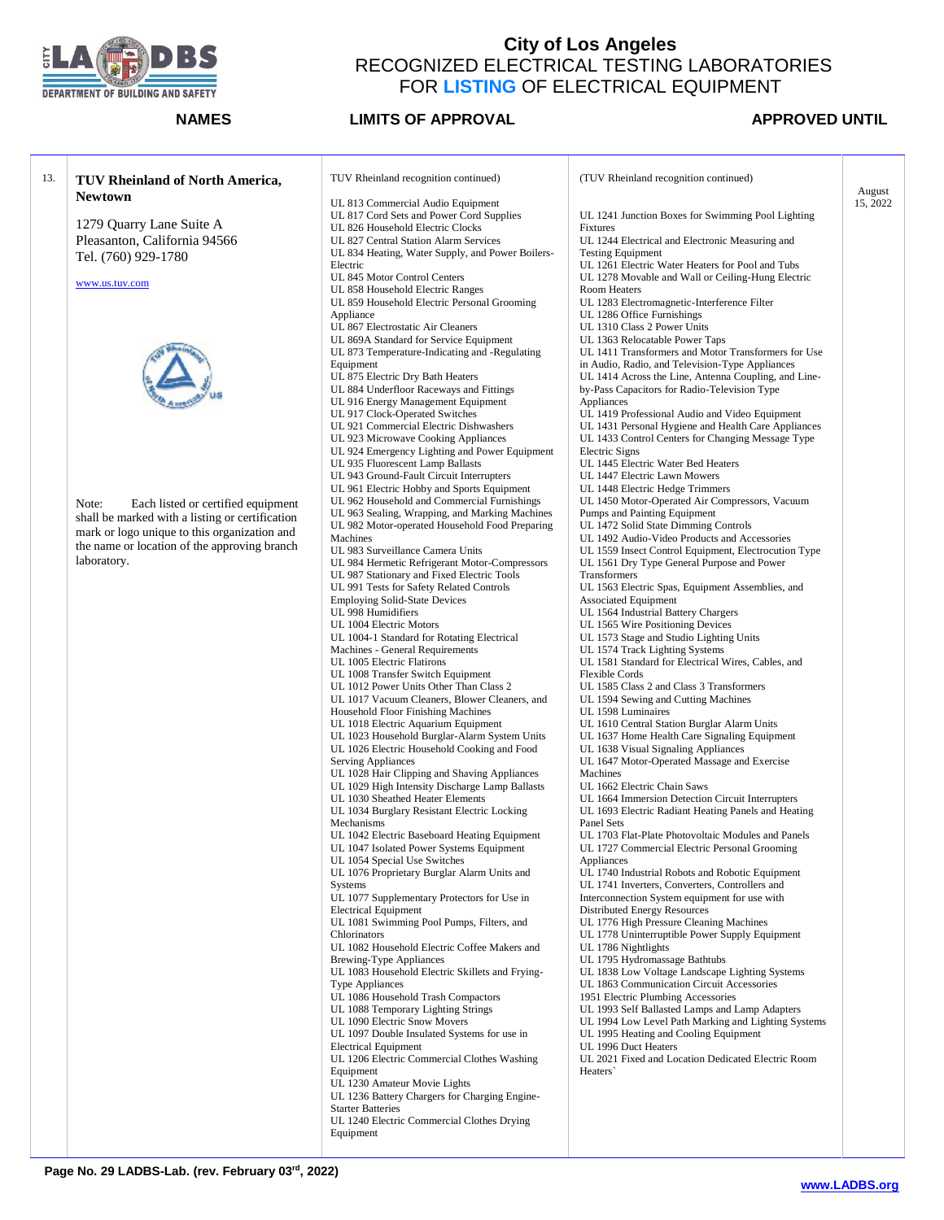# City of Los Angeles
## RECOGNIZED ELECTRICAL TESTING LABORATORIES FOR LISTING OF ELECTRICAL EQUIPMENT

| | NAMES | LIMITS OF APPROVAL | | APPROVED UNTIL |
|---|---|---|---|---|
| 13. | **TUV Rheinland of North America, Newtown**<br><br>1279 Quarry Lane Suite A<br>Pleasanton, California 94566<br>Tel. (760) 929-1780<br><br>www.us.tuv.com<br><br>Note: Each listed or certified equipment shall be marked with a listing or certification mark or logo unique to this organization and the name or location of the approving branch laboratory. | TUV Rheinland recognition continued)<br><br>UL 813 Commercial Audio Equipment<br>UL 817 Cord Sets and Power Cord Supplies<br>UL 826 Household Electric Clocks<br>UL 827 Central Station Alarm Services<br>UL 834 Heating, Water Supply, and Power Boilers-Electric<br>UL 845 Motor Control Centers<br>UL 858 Household Electric Ranges<br>UL 859 Household Electric Personal Grooming Appliance<br>UL 867 Electrostatic Air Cleaners<br>UL 869A Standard for Service Equipment<br>UL 873 Temperature-Indicating and -Regulating Equipment<br>UL 875 Electric Dry Bath Heaters<br>UL 884 Underfloor Raceways and Fittings<br>UL 916 Energy Management Equipment<br>UL 917 Clock-Operated Switches<br>UL 921 Commercial Electric Dishwashers<br>UL 923 Microwave Cooking Appliances<br>UL 924 Emergency Lighting and Power Equipment<br>UL 935 Fluorescent Lamp Ballasts<br>UL 943 Ground-Fault Circuit Interrupters<br>UL 961 Electric Hobby and Sports Equipment<br>UL 962 Household and Commercial Furnishings<br>UL 963 Sealing, Wrapping, and Marking Machines<br>UL 982 Motor-operated Household Food Preparing Machines<br>UL 983 Surveillance Camera Units<br>UL 984 Hermetic Refrigerant Motor-Compressors<br>UL 987 Stationary and Fixed Electric Tools<br>UL 991 Tests for Safety Related Controls Employing Solid-State Devices<br>UL 998 Humidifiers<br>UL 1004 Electric Motors<br>UL 1004-1 Standard for Rotating Electrical Machines - General Requirements<br>UL 1005 Electric Flatirons<br>UL 1008 Transfer Switch Equipment<br>UL 1012 Power Units Other Than Class 2<br>UL 1017 Vacuum Cleaners, Blower Cleaners, and Household Floor Finishing Machines<br>UL 1018 Electric Aquarium Equipment<br>UL 1023 Household Burglar-Alarm System Units<br>UL 1026 Electric Household Cooking and Food Serving Appliances<br>UL 1028 Hair Clipping and Shaving Appliances<br>UL 1029 High Intensity Discharge Lamp Ballasts<br>UL 1030 Sheathed Heater Elements<br>UL 1034 Burglary Resistant Electric Locking Mechanisms<br>UL 1042 Electric Baseboard Heating Equipment<br>UL 1047 Isolated Power Systems Equipment<br>UL 1054 Special Use Switches<br>UL 1076 Proprietary Burglar Alarm Units and Systems<br>UL 1077 Supplementary Protectors for Use in Electrical Equipment<br>UL 1081 Swimming Pool Pumps, Filters, and Chlorinators<br>UL 1082 Household Electric Coffee Makers and Brewing-Type Appliances<br>UL 1083 Household Electric Skillets and Frying-Type Appliances<br>UL 1086 Household Trash Compactors<br>UL 1088 Temporary Lighting Strings<br>UL 1090 Electric Snow Movers<br>UL 1097 Double Insulated Systems for use in Electrical Equipment<br>UL 1206 Electric Commercial Clothes Washing Equipment<br>UL 1230 Amateur Movie Lights<br>UL 1236 Battery Chargers for Charging Engine-Starter Batteries<br>UL 1240 Electric Commercial Clothes Drying Equipment | (TUV Rheinland recognition continued)<br><br>UL 1241 Junction Boxes for Swimming Pool Lighting Fixtures<br>UL 1244 Electrical and Electronic Measuring and Testing Equipment<br>UL 1261 Electric Water Heaters for Pool and Tubs<br>UL 1278 Movable and Wall or Ceiling-Hung Electric Room Heaters<br>UL 1283 Electromagnetic-Interference Filter<br>UL 1286 Office Furnishings<br>UL 1310 Class 2 Power Units<br>UL 1363 Relocatable Power Taps<br>UL 1411 Transformers and Motor Transformers for Use in Audio, Radio, and Television-Type Appliances<br>UL 1414 Across the Line, Antenna Coupling, and Line-by-Pass Capacitors for Radio-Television Type Appliances<br>UL 1419 Professional Audio and Video Equipment<br>UL 1431 Personal Hygiene and Health Care Appliances<br>UL 1433 Control Centers for Changing Message Type Electric Signs<br>UL 1445 Electric Water Bed Heaters<br>UL 1447 Electric Lawn Mowers<br>UL 1448 Electric Hedge Trimmers<br>UL 1450 Motor-Operated Air Compressors, Vacuum Pumps and Painting Equipment<br>UL 1472 Solid State Dimming Controls<br>UL 1492 Audio-Video Products and Accessories<br>UL 1559 Insect Control Equipment, Electrocution Type<br>UL 1561 Dry Type General Purpose and Power Transformers<br>UL 1563 Electric Spas, Equipment Assemblies, and Associated Equipment<br>UL 1564 Industrial Battery Chargers<br>UL 1565 Wire Positioning Devices<br>UL 1573 Stage and Studio Lighting Units<br>UL 1574 Track Lighting Systems<br>UL 1581 Standard for Electrical Wires, Cables, and Flexible Cords<br>UL 1585 Class 2 and Class 3 Transformers<br>UL 1594 Sewing and Cutting Machines<br>UL 1598 Luminaires<br>UL 1610 Central Station Burglar Alarm Units<br>UL 1637 Home Health Care Signaling Equipment<br>UL 1638 Visual Signaling Appliances<br>UL 1647 Motor-Operated Massage and Exercise Machines<br>UL 1662 Electric Chain Saws<br>UL 1664 Immersion Detection Circuit Interrupters<br>UL 1693 Electric Radiant Heating Panels and Heating Panel Sets<br>UL 1703 Flat-Plate Photovoltaic Modules and Panels<br>UL 1727 Commercial Electric Personal Grooming Appliances<br>UL 1740 Industrial Robots and Robotic Equipment<br>UL 1741 Inverters, Converters, Controllers and Interconnection System equipment for use with Distributed Energy Resources<br>UL 1776 High Pressure Cleaning Machines<br>UL 1778 Uninterruptible Power Supply Equipment<br>UL 1786 Nightlights<br>UL 1795 Hydromassage Bathtubs<br>UL 1838 Low Voltage Landscape Lighting Systems<br>UL 1863 Communication Circuit Accessories<br>1951 Electric Plumbing Accessories<br>UL 1993 Self Ballasted Lamps and Lamp Adapters<br>UL 1994 Low Level Path Marking and Lighting Systems<br>UL 1995 Heating and Cooling Equipment<br>UL 1996 Duct Heaters<br>UL 2021 Fixed and Location Dedicated Electric Room Heaters` | August 15, 2022 |

Page No. 29 LADBS-Lab. (rev. February 03rd, 2022)

www.LADBS.org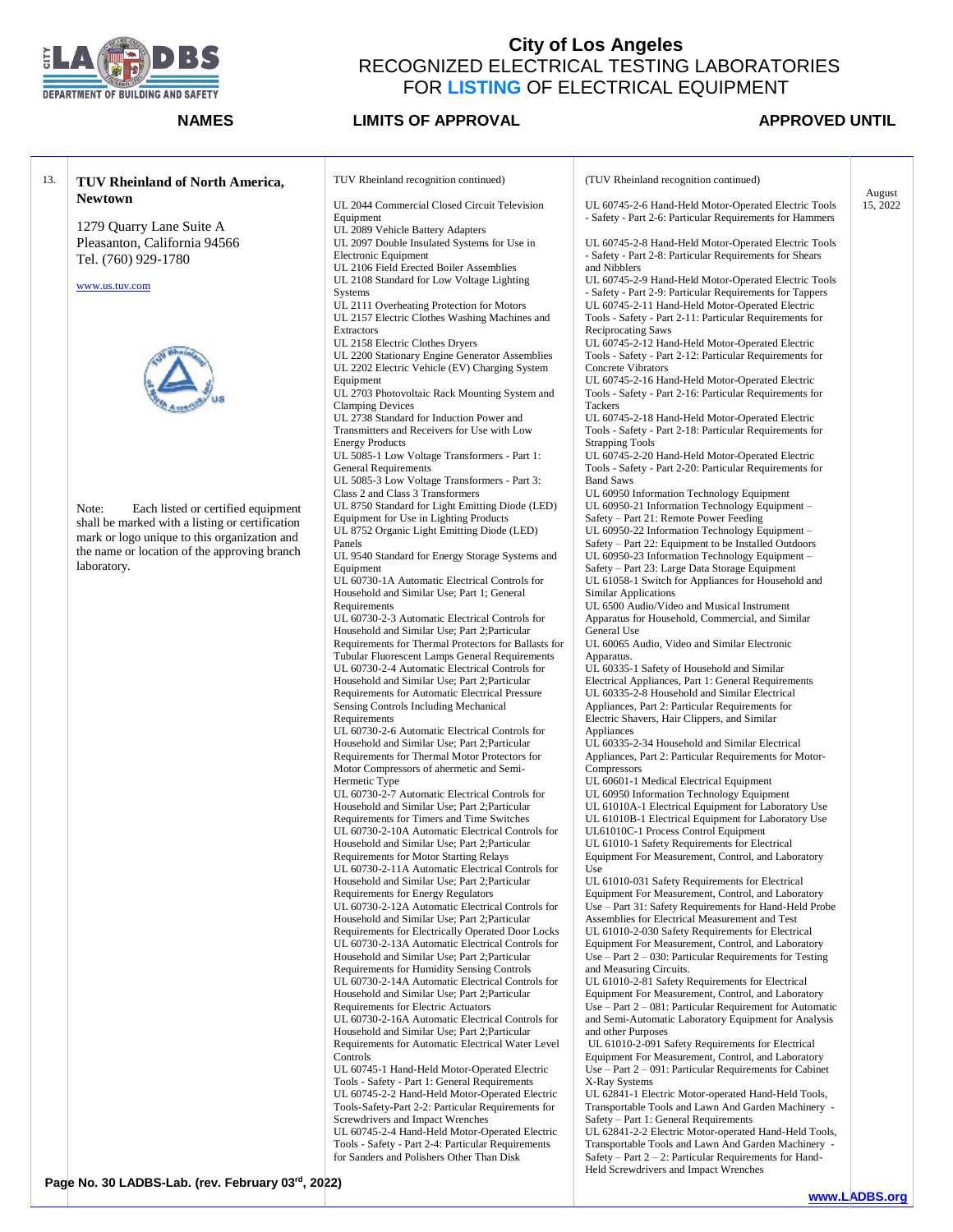# City of Los Angeles
## RECOGNIZED ELECTRICAL TESTING LABORATORIES FOR LISTING OF ELECTRICAL EQUIPMENT

| | NAMES | LIMITS OF APPROVAL | | APPROVED UNTIL |
|---|---|---|---|---|
| 13. | **TUV Rheinland of North America, Newtown**<br><br>1279 Quarry Lane Suite A<br>Pleasanton, California 94566<br>Tel. (760) 929-1780<br><br>www.us.tuv.com<br><br>Note: Each listed or certified equipment shall be marked with a listing or certification mark or logo unique to this organization and the name or location of the approving branch laboratory. | TUV Rheinland recognition continued)<br><br>UL 2044 Commercial Closed Circuit Television Equipment<br>UL 2089 Vehicle Battery Adapters<br>UL 2097 Double Insulated Systems for Use in Electronic Equipment<br>UL 2106 Field Erected Boiler Assemblies<br>UL 2108 Standard for Low Voltage Lighting Systems<br>UL 2111 Overheating Protection for Motors<br>UL 2157 Electric Clothes Washing Machines and Extractors<br>UL 2158 Electric Clothes Dryers<br>UL 2200 Stationary Engine Generator Assemblies<br>UL 2202 Electric Vehicle (EV) Charging System Equipment<br>UL 2703 Photovoltaic Rack Mounting System and Clamping Devices<br>UL 2738 Standard for Induction Power and Transmitters and Receivers for Use with Low Energy Products<br>UL 5085-1 Low Voltage Transformers - Part 1: General Requirements<br>UL 5085-3 Low Voltage Transformers - Part 3: Class 2 and Class 3 Transformers<br>UL 8750 Standard for Light Emitting Diode (LED) Equipment for Use in Lighting Products<br>UL 8752 Organic Light Emitting Diode (LED) Panels<br>UL 9540 Standard for Energy Storage Systems and Equipment<br>UL 60730-1A Automatic Electrical Controls for Household and Similar Use; Part 1; General Requirements<br>UL 60730-2-3 Automatic Electrical Controls for Household and Similar Use; Part 2;Particular Requirements for Thermal Protectors for Ballasts for Tubular Fluorescent Lamps General Requirements<br>UL 60730-2-4 Automatic Electrical Controls for Household and Similar Use; Part 2;Particular Requirements for Automatic Electrical Pressure Sensing Controls Including Mechanical Requirements<br>UL 60730-2-6 Automatic Electrical Controls for Household and Similar Use; Part 2;Particular Requirements for Thermal Motor Protectors for Motor Compressors of ahermetic and Semi-Hermetic Type<br>UL 60730-2-7 Automatic Electrical Controls for Household and Similar Use; Part 2;Particular Requirements for Timers and Time Switches<br>UL 60730-2-10A Automatic Electrical Controls for Household and Similar Use; Part 2;Particular Requirements for Motor Starting Relays<br>UL 60730-2-11A Automatic Electrical Controls for Household and Similar Use; Part 2;Particular Requirements for Energy Regulators<br>UL 60730-2-12A Automatic Electrical Controls for Household and Similar Use; Part 2;Particular Requirements for Electrically Operated Door Locks<br>UL 60730-2-13A Automatic Electrical Controls for Household and Similar Use; Part 2;Particular Requirements for Humidity Sensing Controls<br>UL 60730-2-14A Automatic Electrical Controls for Household and Similar Use; Part 2;Particular Requirements for Electric Actuators<br>UL 60730-2-16A Automatic Electrical Controls for Household and Similar Use; Part 2;Particular Requirements for Automatic Electrical Water Level Controls<br>UL 60745-1 Hand-Held Motor-Operated Electric Tools - Safety - Part 1: General Requirements<br>UL 60745-2-2 Hand-Held Motor-Operated Electric Tools-Safety-Part 2-2: Particular Requirements for Screwdrivers and Impact Wrenches<br>UL 60745-2-4 Hand-Held Motor-Operated Electric Tools - Safety - Part 2-4: Particular Requirements for Sanders and Polishers Other Than Disk | (TUV Rheinland recognition continued)<br><br>UL 60745-2-6 Hand-Held Motor-Operated Electric Tools - Safety - Part 2-6: Particular Requirements for Hammers<br><br>UL 60745-2-8 Hand-Held Motor-Operated Electric Tools - Safety - Part 2-8: Particular Requirements for Shears and Nibblers<br>UL 60745-2-9 Hand-Held Motor-Operated Electric Tools - Safety - Part 2-9: Particular Requirements for Tappers<br>UL 60745-2-11 Hand-Held Motor-Operated Electric Tools - Safety - Part 2-11: Particular Requirements for Reciprocating Saws<br>UL 60745-2-12 Hand-Held Motor-Operated Electric Tools - Safety - Part 2-12: Particular Requirements for Concrete Vibrators<br>UL 60745-2-16 Hand-Held Motor-Operated Electric Tools - Safety - Part 2-16: Particular Requirements for Tackers<br>UL 60745-2-18 Hand-Held Motor-Operated Electric Tools - Safety - Part 2-18: Particular Requirements for Strapping Tools<br>UL 60745-2-20 Hand-Held Motor-Operated Electric Tools - Safety - Part 2-20: Particular Requirements for Band Saws<br>UL 60950 Information Technology Equipment<br>UL 60950-21 Information Technology Equipment – Safety – Part 21: Remote Power Feeding<br>UL 60950-22 Information Technology Equipment – Safety – Part 22: Equipment to be Installed Outdoors<br>UL 60950-23 Information Technology Equipment – Safety – Part 23: Large Data Storage Equipment<br>UL 61058-1 Switch for Appliances for Household and Similar Applications<br>UL 6500 Audio/Video and Musical Instrument Apparatus for Household, Commercial, and Similar General Use<br>UL 60065 Audio, Video and Similar Electronic Apparatus.<br>UL 60335-1 Safety of Household and Similar Electrical Appliances, Part 1: General Requirements<br>UL 60335-2-8 Household and Similar Electrical Appliances, Part 2: Particular Requirements for Electric Shavers, Hair Clippers, and Similar Appliances<br>UL 60335-2-34 Household and Similar Electrical Appliances, Part 2: Particular Requirements for Motor-Compressors<br>UL 60601-1 Medical Electrical Equipment<br>UL 60950 Information Technology Equipment<br>UL 61010A-1 Electrical Equipment for Laboratory Use<br>UL 61010B-1 Electrical Equipment for Laboratory Use<br>UL61010C-1 Process Control Equipment<br>UL 61010-1 Safety Requirements for Electrical Equipment For Measurement, Control, and Laboratory Use<br>UL 61010-031 Safety Requirements for Electrical Equipment For Measurement, Control, and Laboratory Use – Part 31: Safety Requirements for Hand-Held Probe Assemblies for Electrical Measurement and Test<br>UL 61010-2-030 Safety Requirements for Electrical Equipment For Measurement, Control, and Laboratory Use – Part 2 – 030: Particular Requirements for Testing and Measuring Circuits.<br>UL 61010-2-81 Safety Requirements for Electrical Equipment For Measurement, Control, and Laboratory Use – Part 2 – 081: Particular Requirement for Automatic and Semi-Automatic Laboratory Equipment for Analysis and other Purposes<br>UL 61010-2-091 Safety Requirements for Electrical Equipment For Measurement, Control, and Laboratory Use – Part 2 – 091: Particular Requirements for Cabinet X-Ray Systems<br>UL 62841-1 Electric Motor-operated Hand-Held Tools, Transportable Tools and Lawn And Garden Machinery - Safety – Part 1: General Requirements<br>UL 62841-2-2 Electric Motor-operated Hand-Held Tools, Transportable Tools and Lawn And Garden Machinery - Safety – Part 2 – 2: Particular Requirements for Hand-Held Screwdrivers and Impact Wrenches | August 15, 2022 |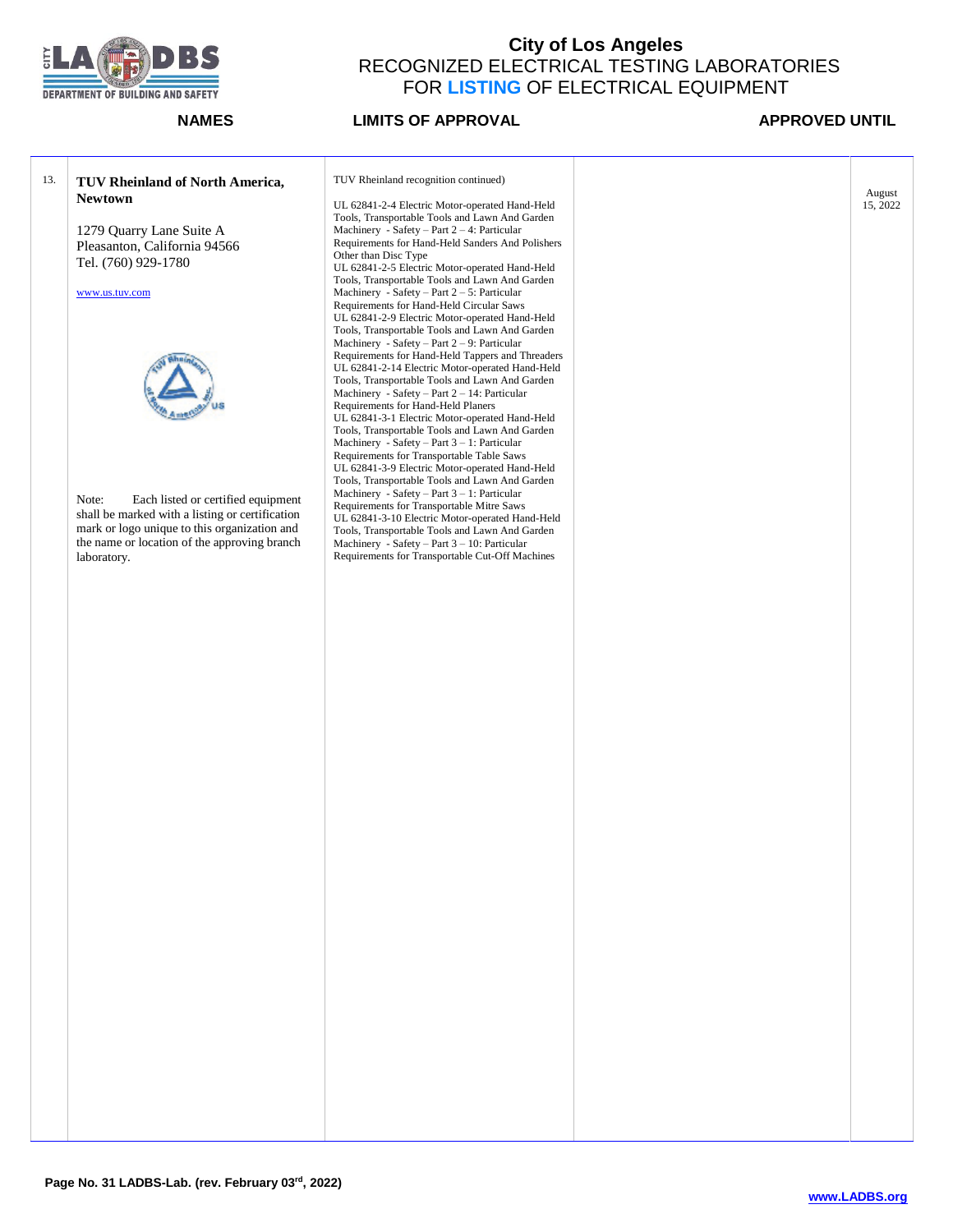# City of Los Angeles
## RECOGNIZED ELECTRICAL TESTING LABORATORIES FOR LISTING OF ELECTRICAL EQUIPMENT

| | NAMES | LIMITS OF APPROVAL | | APPROVED UNTIL |
|---|---|---|---|---|
| 13. | **TUV Rheinland of North America, Newtown**<br><br>1279 Quarry Lane Suite A<br>Pleasanton, California 94566<br>Tel. (760) 929-1780<br><br>www.us.tuv.com<br><br>Note: Each listed or certified equipment shall be marked with a listing or certification mark or logo unique to this organization and the name or location of the approving branch laboratory. | TUV Rheinland recognition continued)<br><br>UL 62841-2-4 Electric Motor-operated Hand-Held Tools, Transportable Tools and Lawn And Garden Machinery - Safety – Part 2 – 4: Particular Requirements for Hand-Held Sanders And Polishers Other than Disc Type<br>UL 62841-2-5 Electric Motor-operated Hand-Held Tools, Transportable Tools and Lawn And Garden Machinery - Safety – Part 2 – 5: Particular Requirements for Hand-Held Circular Saws<br>UL 62841-2-9 Electric Motor-operated Hand-Held Tools, Transportable Tools and Lawn And Garden Machinery - Safety – Part 2 – 9: Particular Requirements for Hand-Held Tappers and Threaders<br>UL 62841-2-14 Electric Motor-operated Hand-Held Tools, Transportable Tools and Lawn And Garden Machinery - Safety – Part 2 – 14: Particular Requirements for Hand-Held Planers<br>UL 62841-3-1 Electric Motor-operated Hand-Held Tools, Transportable Tools and Lawn And Garden Machinery - Safety – Part 3 – 1: Particular Requirements for Transportable Table Saws<br>UL 62841-3-9 Electric Motor-operated Hand-Held Tools, Transportable Tools and Lawn And Garden Machinery - Safety – Part 3 – 1: Particular Requirements for Transportable Mitre Saws<br>UL 62841-3-10 Electric Motor-operated Hand-Held Tools, Transportable Tools and Lawn And Garden Machinery - Safety – Part 3 – 10: Particular Requirements for Transportable Cut-Off Machines | | August 15, 2022 |

Page No. 31 LADBS-Lab. (rev. February 03rd, 2022)

www.LADBS.org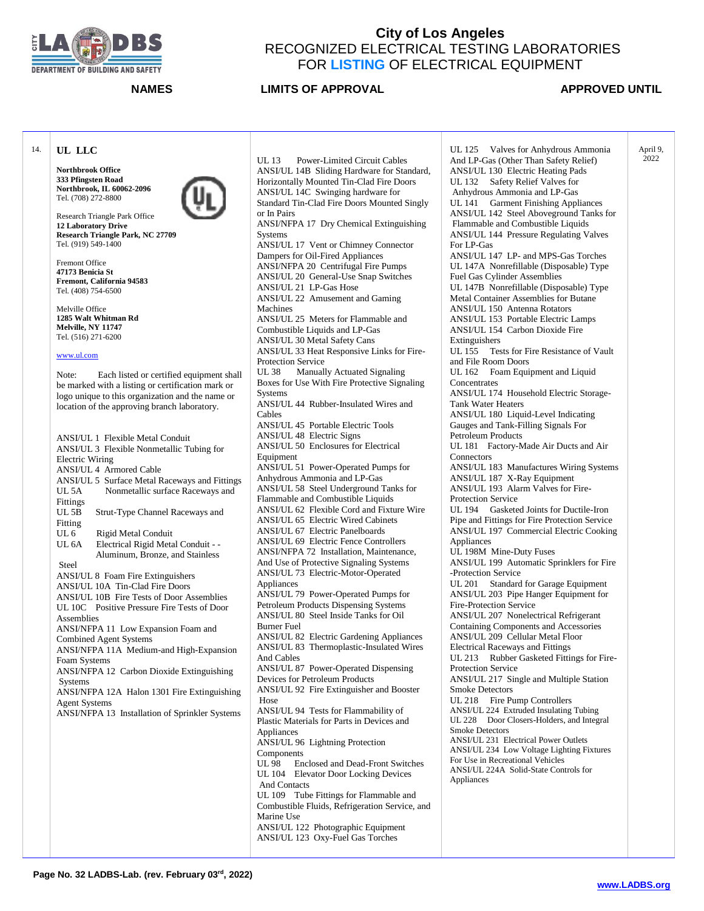# City of Los Angeles
## RECOGNIZED ELECTRICAL TESTING LABORATORIES FOR LISTING OF ELECTRICAL EQUIPMENT

| | NAMES | LIMITS OF APPROVAL | | APPROVED UNTIL |
|---|---|---|---|---|
| 14. | **UL LLC**<br><br>**Northbrook Office**<br>**333 Pfingsten Road**<br>**Northbrook, IL 60062-2096**<br>Tel. (708) 272-8800<br><br>Research Triangle Park Office<br>**12 Laboratory Drive**<br>**Research Triangle Park, NC 27709**<br>Tel. (919) 549-1400<br><br>Fremont Office<br>**47173 Benicia St**<br>**Fremont, California 94583**<br>Tel. (408) 754-6500<br><br>Melville Office<br>**1285 Walt Whitman Rd**<br>**Melville, NY 11747**<br>Tel. (516) 271-6200<br><br>www.ul.com<br><br>Note: Each listed or certified equipment shall be marked with a listing or certification mark or logo unique to this organization and the name or location of the approving branch laboratory.<br><br>ANSI/UL 1 Flexible Metal Conduit<br>ANSI/UL 3 Flexible Nonmetallic Tubing for Electric Wiring<br>ANSI/UL 4 Armored Cable<br>ANSI/UL 5 Surface Metal Raceways and Fittings<br>UL 5A Nonmetallic surface Raceways and Fittings<br>UL 5B Strut-Type Channel Raceways and Fitting<br>UL 6 Rigid Metal Conduit<br>UL 6A Electrical Rigid Metal Conduit - - Aluminum, Bronze, and Stainless Steel<br>ANSI/UL 8 Foam Fire Extinguishers<br>ANSI/UL 10A Tin-Clad Fire Doors<br>ANSI/UL 10B Fire Tests of Door Assemblies<br>UL 10C Positive Pressure Fire Tests of Door Assemblies<br>ANSI/NFPA 11 Low Expansion Foam and Combined Agent Systems<br>ANSI/NFPA 11A Medium-and High-Expansion Foam Systems<br>ANSI/NFPA 12 Carbon Dioxide Extinguishing Systems<br>ANSI/NFPA 12A Halon 1301 Fire Extinguishing Agent Systems<br>ANSI/NFPA 13 Installation of Sprinkler Systems | UL 13 Power-Limited Circuit Cables<br>ANSI/UL 14B Sliding Hardware for Standard, Horizontally Mounted Tin-Clad Fire Doors<br>ANSI/UL 14C Swinging hardware for Standard Tin-Clad Fire Doors Mounted Singly or In Pairs<br>ANSI/NFPA 17 Dry Chemical Extinguishing Systems<br>ANSI/UL 17 Vent or Chimney Connector Dampers for Oil-Fired Appliances<br>ANSI/NFPA 20 Centrifugal Fire Pumps<br>ANSI/UL 20 General-Use Snap Switches<br>ANSI/UL 21 LP-Gas Hose<br>ANSI/UL 22 Amusement and Gaming Machines<br>ANSI/UL 25 Meters for Flammable and Combustible Liquids and LP-Gas<br>ANSI/UL 30 Metal Safety Cans<br>ANSI/UL 33 Heat Responsive Links for Fire-Protection Service<br>UL 38 Manually Actuated Signaling Boxes for Use With Fire Protective Signaling Systems<br>ANSI/UL 44 Rubber-Insulated Wires and Cables<br>ANSI/UL 45 Portable Electric Tools<br>ANSI/UL 48 Electric Signs<br>ANSI/UL 50 Enclosures for Electrical Equipment<br>ANSI/UL 51 Power-Operated Pumps for Anhydrous Ammonia and LP-Gas<br>ANSI/UL 58 Steel Underground Tanks for Flammable and Combustible Liquids<br>ANSI/UL 62 Flexible Cord and Fixture Wire<br>ANSI/UL 65 Electric Wired Cabinets<br>ANSI/UL 67 Electric Panelboards<br>ANSI/UL 69 Electric Fence Controllers<br>ANSI/NFPA 72 Installation, Maintenance, And Use of Protective Signaling Systems<br>ANSI/UL 73 Electric-Motor-Operated Appliances<br>ANSI/UL 79 Power-Operated Pumps for Petroleum Products Dispensing Systems<br>ANSI/UL 80 Steel Inside Tanks for Oil Burner Fuel<br>ANSI/UL 82 Electric Gardening Appliances<br>ANSI/UL 83 Thermoplastic-Insulated Wires And Cables<br>ANSI/UL 87 Power-Operated Dispensing Devices for Petroleum Products<br>ANSI/UL 92 Fire Extinguisher and Booster Hose<br>ANSI/UL 94 Tests for Flammability of Plastic Materials for Parts in Devices and Appliances<br>ANSI/UL 96 Lightning Protection Components<br>UL 98 Enclosed and Dead-Front Switches<br>UL 104 Elevator Door Locking Devices And Contacts<br>UL 109 Tube Fittings for Flammable and Combustible Fluids, Refrigeration Service, and Marine Use<br>ANSI/UL 122 Photographic Equipment<br>ANSI/UL 123 Oxy-Fuel Gas Torches | UL 125 Valves for Anhydrous Ammonia And LP-Gas (Other Than Safety Relief)<br>ANSI/UL 130 Electric Heating Pads<br>UL 132 Safety Relief Valves for Anhydrous Ammonia and LP-Gas<br>UL 141 Garment Finishing Appliances<br>ANSI/UL 142 Steel Aboveground Tanks for Flammable and Combustible Liquids<br>ANSI/UL 144 Pressure Regulating Valves For LP-Gas<br>ANSI/UL 147 LP- and MPS-Gas Torches<br>UL 147A Nonrefillable (Disposable) Type Fuel Gas Cylinder Assemblies<br>UL 147B Nonrefillable (Disposable) Type Metal Container Assemblies for Butane<br>ANSI/UL 150 Antenna Rotators<br>ANSI/UL 153 Portable Electric Lamps<br>ANSI/UL 154 Carbon Dioxide Fire Extinguishers<br>UL 155 Tests for Fire Resistance of Vault and File Room Doors<br>UL 162 Foam Equipment and Liquid Concentrates<br>ANSI/UL 174 Household Electric Storage-Tank Water Heaters<br>ANSI/UL 180 Liquid-Level Indicating Gauges and Tank-Filling Signals For Petroleum Products<br>UL 181 Factory-Made Air Ducts and Air Connectors<br>ANSI/UL 183 Manufactures Wiring Systems<br>ANSI/UL 187 X-Ray Equipment<br>ANSI/UL 193 Alarm Valves for Fire-Protection Service<br>UL 194 Gasketed Joints for Ductile-Iron Pipe and Fittings for Fire Protection Service<br>ANSI/UL 197 Commercial Electric Cooking Appliances<br>UL 198M Mine-Duty Fuses<br>ANSI/UL 199 Automatic Sprinklers for Fire -Protection Service<br>UL 201 Standard for Garage Equipment<br>ANSI/UL 203 Pipe Hanger Equipment for Fire-Protection Service<br>ANSI/UL 207 Nonelectrical Refrigerant Containing Components and Accessories<br>ANSI/UL 209 Cellular Metal Floor Electrical Raceways and Fittings<br>UL 213 Rubber Gasketed Fittings for Fire-Protection Service<br>ANSI/UL 217 Single and Multiple Station Smoke Detectors<br>UL 218 Fire Pump Controllers<br>ANSI/UL 224 Extruded Insulating Tubing<br>UL 228 Door Closers-Holders, and Integral Smoke Detectors<br>ANSI/UL 231 Electrical Power Outlets<br>ANSI/UL 234 Low Voltage Lighting Fixtures For Use in Recreational Vehicles<br>ANSI/UL 224A Solid-State Controls for Appliances | April 9, 2022 |

Page No. 32 LADBS-Lab. (rev. February 03rd, 2022)

www.LADBS.org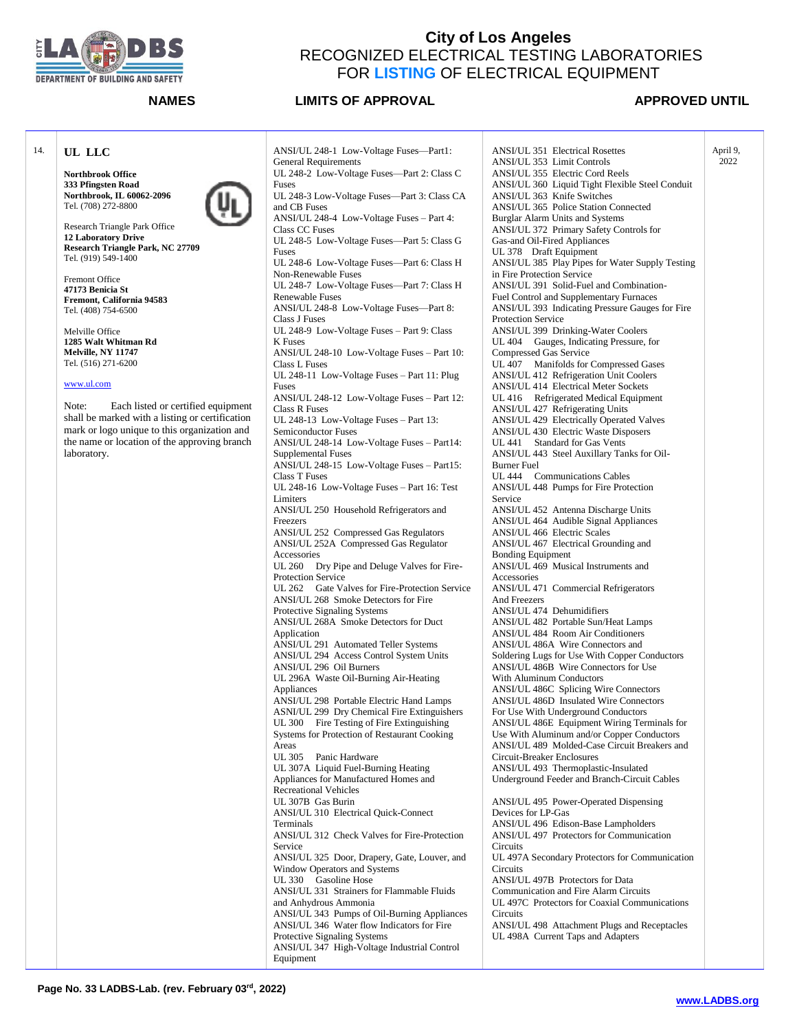# City of Los Angeles
## RECOGNIZED ELECTRICAL TESTING LABORATORIES FOR LISTING OF ELECTRICAL EQUIPMENT

| | NAMES | LIMITS OF APPROVAL | | APPROVED UNTIL |
|---|---|---|---|---|
| 14. | **UL LLC**<br><br>**Northbrook Office**<br>**333 Pfingsten Road**<br>**Northbrook, IL 60062-2096**<br>Tel. (708) 272-8800<br><br>Research Triangle Park Office<br>**12 Laboratory Drive**<br>**Research Triangle Park, NC 27709**<br>Tel. (919) 549-1400<br><br>Fremont Office<br>**47173 Benicia St**<br>**Fremont, California 94583**<br>Tel. (408) 754-6500<br><br>Melville Office<br>**1285 Walt Whitman Rd**<br>**Melville, NY 11747**<br>Tel. (516) 271-6200<br><br>www.ul.com<br><br>Note: Each listed or certified equipment shall be marked with a listing or certification mark or logo unique to this organization and the name or location of the approving branch laboratory. | ANSI/UL 248-1 Low-Voltage Fuses—Part1: General Requirements<br>UL 248-2 Low-Voltage Fuses—Part 2: Class C Fuses<br>UL 248-3 Low-Voltage Fuses—Part 3: Class CA and CB Fuses<br>ANSI/UL 248-4 Low-Voltage Fuses – Part 4: Class CC Fuses<br>UL 248-5 Low-Voltage Fuses—Part 5: Class G Fuses<br>UL 248-6 Low-Voltage Fuses—Part 6: Class H Non-Renewable Fuses<br>UL 248-7 Low-Voltage Fuses—Part 7: Class H Renewable Fuses<br>ANSI/UL 248-8 Low-Voltage Fuses—Part 8: Class J Fuses<br>UL 248-9 Low-Voltage Fuses – Part 9: Class K Fuses<br>ANSI/UL 248-10 Low-Voltage Fuses – Part 10: Class L Fuses<br>UL 248-11 Low-Voltage Fuses – Part 11: Plug Fuses<br>ANSI/UL 248-12 Low-Voltage Fuses – Part 12: Class R Fuses<br>UL 248-13 Low-Voltage Fuses – Part 13: Semiconductor Fuses<br>ANSI/UL 248-14 Low-Voltage Fuses – Part14: Supplemental Fuses<br>ANSI/UL 248-15 Low-Voltage Fuses – Part15: Class T Fuses<br>UL 248-16 Low-Voltage Fuses – Part 16: Test Limiters<br>ANSI/UL 250 Household Refrigerators and Freezers<br>ANSI/UL 252 Compressed Gas Regulators<br>ANSI/UL 252A Compressed Gas Regulator Accessories<br>UL 260 Dry Pipe and Deluge Valves for Fire-Protection Service<br>UL 262 Gate Valves for Fire-Protection Service<br>ANSI/UL 268 Smoke Detectors for Fire Protective Signaling Systems<br>ANSI/UL 268A Smoke Detectors for Duct Application<br>ANSI/UL 291 Automated Teller Systems<br>ANSI/UL 294 Access Control System Units<br>ANSI/UL 296 Oil Burners<br>UL 296A Waste Oil-Burning Air-Heating Appliances<br>ANSI/UL 298 Portable Electric Hand Lamps<br>ASNI/UL 299 Dry Chemical Fire Extinguishers<br>UL 300 Fire Testing of Fire Extinguishing Systems for Protection of Restaurant Cooking Areas<br>UL 305 Panic Hardware<br>UL 307A Liquid Fuel-Burning Heating Appliances for Manufactured Homes and Recreational Vehicles<br>UL 307B Gas Burin<br>ANSI/UL 310 Electrical Quick-Connect Terminals<br>ANSI/UL 312 Check Valves for Fire-Protection Service<br>ANSI/UL 325 Door, Drapery, Gate, Louver, and Window Operators and Systems<br>UL 330 Gasoline Hose<br>ANSI/UL 331 Strainers for Flammable Fluids and Anhydrous Ammonia<br>ANSI/UL 343 Pumps of Oil-Burning Appliances<br>ANSI/UL 346 Water flow Indicators for Fire Protective Signaling Systems<br>ANSI/UL 347 High-Voltage Industrial Control Equipment | ANSI/UL 351 Electrical Rosettes<br>ANSI/UL 353 Limit Controls<br>ANSI/UL 355 Electric Cord Reels<br>ANSI/UL 360 Liquid Tight Flexible Steel Conduit<br>ANSI/UL 363 Knife Switches<br>ANSI/UL 365 Police Station Connected Burglar Alarm Units and Systems<br>ANSI/UL 372 Primary Safety Controls for Gas-and Oil-Fired Appliances<br>UL 378 Draft Equipment<br>ANSI/UL 385 Play Pipes for Water Supply Testing in Fire Protection Service<br>ANSI/UL 391 Solid-Fuel and Combination-Fuel Control and Supplementary Furnaces<br>ANSI/UL 393 Indicating Pressure Gauges for Fire Protection Service<br>ANSI/UL 399 Drinking-Water Coolers<br>UL 404 Gauges, Indicating Pressure, for Compressed Gas Service<br>UL 407 Manifolds for Compressed Gases<br>ANSI/UL 412 Refrigeration Unit Coolers<br>ANSI/UL 414 Electrical Meter Sockets<br>UL 416 Refrigerated Medical Equipment<br>ANSI/UL 427 Refrigerating Units<br>ANSI/UL 429 Electrically Operated Valves<br>ANSI/UL 430 Electric Waste Disposers<br>UL 441 Standard for Gas Vents<br>ANSI/UL 443 Steel Auxillary Tanks for Oil-Burner Fuel<br>UL 444 Communications Cables<br>ANSI/UL 448 Pumps for Fire Protection Service<br>ANSI/UL 452 Antenna Discharge Units<br>ANSI/UL 464 Audible Signal Appliances<br>ANSI/UL 466 Electric Scales<br>ANSI/UL 467 Electrical Grounding and Bonding Equipment<br>ANSI/UL 469 Musical Instruments and Accessories<br>ANSI/UL 471 Commercial Refrigerators And Freezers<br>ANSI/UL 474 Dehumidifiers<br>ANSI/UL 482 Portable Sun/Heat Lamps<br>ANSI/UL 484 Room Air Conditioners<br>ANSI/UL 486A Wire Connectors and Soldering Lugs for Use With Copper Conductors<br>ANSI/UL 486B Wire Connectors for Use With Aluminum Conductors<br>ANSI/UL 486C Splicing Wire Connectors<br>ANSI/UL 486D Insulated Wire Connectors For Use With Underground Conductors<br>ANSI/UL 486E Equipment Wiring Terminals for Use With Aluminum and/or Copper Conductors<br>ANSI/UL 489 Molded-Case Circuit Breakers and Circuit-Breaker Enclosures<br>ANSI/UL 493 Thermoplastic-Insulated Underground Feeder and Branch-Circuit Cables<br><br>ANSI/UL 495 Power-Operated Dispensing Devices for LP-Gas<br>ANSI/UL 496 Edison-Base Lampholders<br>ANSI/UL 497 Protectors for Communication Circuits<br>UL 497A Secondary Protectors for Communication Circuits<br>ANSI/UL 497B Protectors for Data Communication and Fire Alarm Circuits<br>UL 497C Protectors for Coaxial Communications Circuits<br>ANSI/UL 498 Attachment Plugs and Receptacles<br>UL 498A Current Taps and Adapters | April 9, 2022 |

Page No. 33 LADBS-Lab. (rev. February 03rd, 2022)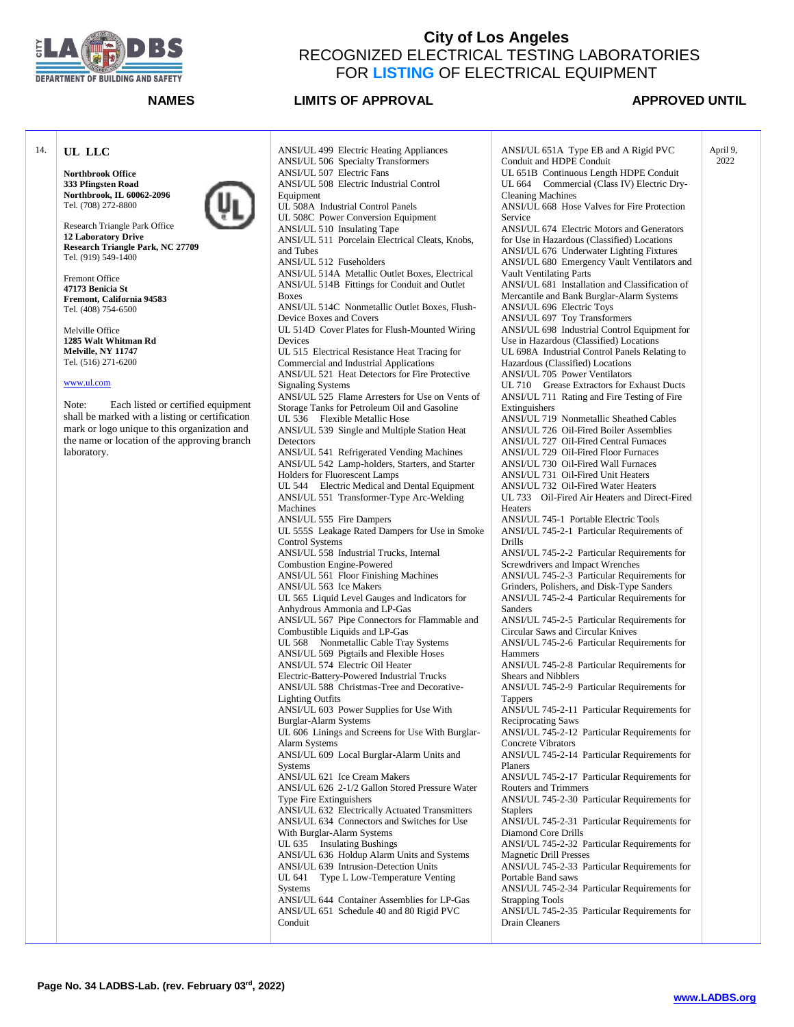# City of Los Angeles
## RECOGNIZED ELECTRICAL TESTING LABORATORIES FOR LISTING OF ELECTRICAL EQUIPMENT

| NAMES | LIMITS OF APPROVAL | | APPROVED UNTIL |
|---|---|---|---|
| 14. **UL LLC**<br><br>**Northbrook Office**<br>**333 Pfingsten Road**<br>**Northbrook, IL 60062-2096**<br>Tel. (708) 272-8800<br><br>Research Triangle Park Office<br>**12 Laboratory Drive**<br>**Research Triangle Park, NC 27709**<br>Tel. (919) 549-1400<br><br>Fremont Office<br>**47173 Benicia St**<br>**Fremont, California 94583**<br>Tel. (408) 754-6500<br><br>Melville Office<br>**1285 Walt Whitman Rd**<br>**Melville, NY 11747**<br>Tel. (516) 271-6200<br><br>www.ul.com<br><br>Note: Each listed or certified equipment shall be marked with a listing or certification mark or logo unique to this organization and the name or location of the approving branch laboratory. | ANSI/UL 499 Electric Heating Appliances<br>ANSI/UL 506 Specialty Transformers<br>ANSI/UL 507 Electric Fans<br>ANSI/UL 508 Electric Industrial Control Equipment<br>UL 508A Industrial Control Panels<br>UL 508C Power Conversion Equipment<br>ANSI/UL 510 Insulating Tape<br>ANSI/UL 511 Porcelain Electrical Cleats, Knobs, and Tubes<br>ANSI/UL 512 Fuseholders<br>ANSI/UL 514A Metallic Outlet Boxes, Electrical<br>ANSI/UL 514B Fittings for Conduit and Outlet Boxes<br>ANSI/UL 514C Nonmetallic Outlet Boxes, Flush-Device Boxes and Covers<br>UL 514D Cover Plates for Flush-Mounted Wiring Devices<br>UL 515 Electrical Resistance Heat Tracing for Commercial and Industrial Applications<br>ANSI/UL 521 Heat Detectors for Fire Protective Signaling Systems<br>ANSI/UL 525 Flame Arresters for Use on Vents of Storage Tanks for Petroleum Oil and Gasoline<br>UL 536 Flexible Metallic Hose<br>ANSI/UL 539 Single and Multiple Station Heat Detectors<br>ANSI/UL 541 Refrigerated Vending Machines<br>ANSI/UL 542 Lamp-holders, Starters, and Starter Holders for Fluorescent Lamps<br>UL 544 Electric Medical and Dental Equipment<br>ANSI/UL 551 Transformer-Type Arc-Welding Machines<br>ANSI/UL 555 Fire Dampers<br>UL 555S Leakage Rated Dampers for Use in Smoke Control Systems<br>ANSI/UL 558 Industrial Trucks, Internal Combustion Engine-Powered<br>ANSI/UL 561 Floor Finishing Machines<br>ANSI/UL 563 Ice Makers<br>UL 565 Liquid Level Gauges and Indicators for Anhydrous Ammonia and LP-Gas<br>ANSI/UL 567 Pipe Connectors for Flammable and Combustible Liquids and LP-Gas<br>UL 568 Nonmetallic Cable Tray Systems<br>ANSI/UL 569 Pigtails and Flexible Hoses<br>ANSI/UL 574 Electric Oil Heater<br>Electric-Battery-Powered Industrial Trucks<br>ANSI/UL 588 Christmas-Tree and Decorative-Lighting Outfits<br>ANSI/UL 603 Power Supplies for Use With Burglar-Alarm Systems<br>UL 606 Linings and Screens for Use With Burglar-Alarm Systems<br>ANSI/UL 609 Local Burglar-Alarm Units and Systems<br>ANSI/UL 621 Ice Cream Makers<br>ANSI/UL 626 2-1/2 Gallon Stored Pressure Water Type Fire Extinguishers<br>ANSI/UL 632 Electrically Actuated Transmitters<br>ANSI/UL 634 Connectors and Switches for Use With Burglar-Alarm Systems<br>UL 635 Insulating Bushings<br>ANSI/UL 636 Holdup Alarm Units and Systems<br>ANSI/UL 639 Intrusion-Detection Units<br>UL 641 Type L Low-Temperature Venting Systems<br>ANSI/UL 644 Container Assemblies for LP-Gas<br>ANSI/UL 651 Schedule 40 and 80 Rigid PVC Conduit | ANSI/UL 651A Type EB and A Rigid PVC Conduit and HDPE Conduit<br>UL 651B Continuous Length HDPE Conduit<br>UL 664 Commercial (Class IV) Electric Dry-Cleaning Machines<br>ANSI/UL 668 Hose Valves for Fire Protection Service<br>ANSI/UL 674 Electric Motors and Generators for Use in Hazardous (Classified) Locations<br>ANSI/UL 676 Underwater Lighting Fixtures<br>ANSI/UL 680 Emergency Vault Ventilators and Vault Ventilating Parts<br>ANSI/UL 681 Installation and Classification of Mercantile and Bank Burglar-Alarm Systems<br>ANSI/UL 696 Electric Toys<br>ANSI/UL 697 Toy Transformers<br>ANSI/UL 698 Industrial Control Equipment for Use in Hazardous (Classified) Locations<br>UL 698A Industrial Control Panels Relating to Hazardous (Classified) Locations<br>ANSI/UL 705 Power Ventilators<br>UL 710 Grease Extractors for Exhaust Ducts<br>ANSI/UL 711 Rating and Fire Testing of Fire Extinguishers<br>ANSI/UL 719 Nonmetallic Sheathed Cables<br>ANSI/UL 726 Oil-Fired Boiler Assemblies<br>ANSI/UL 727 Oil-Fired Central Furnaces<br>ANSI/UL 729 Oil-Fired Floor Furnaces<br>ANSI/UL 730 Oil-Fired Wall Furnaces<br>ANSI/UL 731 Oil-Fired Unit Heaters<br>ANSI/UL 732 Oil-Fired Water Heaters<br>UL 733 Oil-Fired Air Heaters and Direct-Fired Heaters<br>ANSI/UL 745-1 Portable Electric Tools<br>ANSI/UL 745-2-1 Particular Requirements of Drills<br>ANSI/UL 745-2-2 Particular Requirements for Screwdrivers and Impact Wrenches<br>ANSI/UL 745-2-3 Particular Requirements for Grinders, Polishers, and Disk-Type Sanders<br>ANSI/UL 745-2-4 Particular Requirements for Sanders<br>ANSI/UL 745-2-5 Particular Requirements for Circular Saws and Circular Knives<br>ANSI/UL 745-2-6 Particular Requirements for Hammers<br>ANSI/UL 745-2-8 Particular Requirements for Shears and Nibblers<br>ANSI/UL 745-2-9 Particular Requirements for Tappers<br>ANSI/UL 745-2-11 Particular Requirements for Reciprocating Saws<br>ANSI/UL 745-2-12 Particular Requirements for Concrete Vibrators<br>ANSI/UL 745-2-14 Particular Requirements for Planers<br>ANSI/UL 745-2-17 Particular Requirements for Routers and Trimmers<br>ANSI/UL 745-2-30 Particular Requirements for Staplers<br>ANSI/UL 745-2-31 Particular Requirements for Diamond Core Drills<br>ANSI/UL 745-2-32 Particular Requirements for Magnetic Drill Presses<br>ANSI/UL 745-2-33 Particular Requirements for Portable Band saws<br>ANSI/UL 745-2-34 Particular Requirements for Strapping Tools<br>ANSI/UL 745-2-35 Particular Requirements for Drain Cleaners | April 9, 2022 |

Page No. 34 LADBS-Lab. (rev. February 03rd, 2022)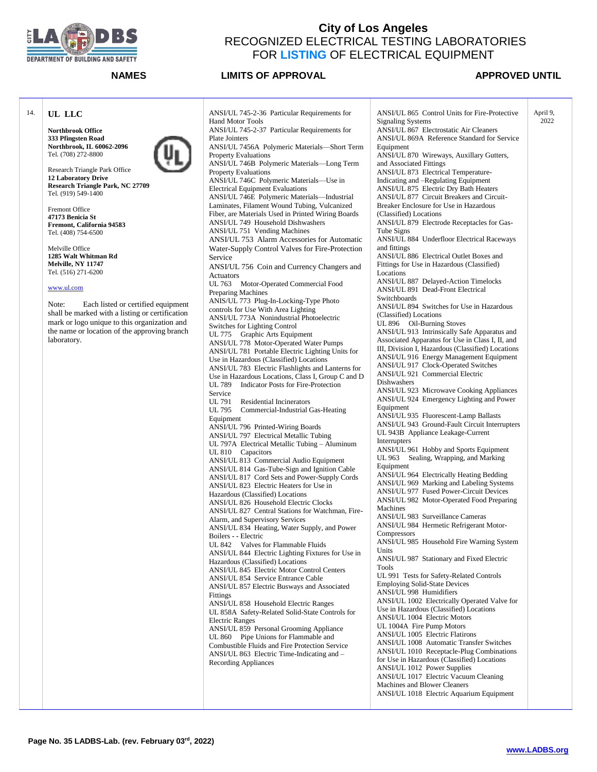# City of Los Angeles
## RECOGNIZED ELECTRICAL TESTING LABORATORIES FOR LISTING OF ELECTRICAL EQUIPMENT

| | NAMES | LIMITS OF APPROVAL | | APPROVED UNTIL |
|---|---|---|---|---|
| 14. | **UL LLC**<br><br>**Northbrook Office**<br>**333 Pfingsten Road**<br>**Northbrook, IL 60062-2096**<br>Tel. (708) 272-8800<br><br>Research Triangle Park Office<br>**12 Laboratory Drive**<br>**Research Triangle Park, NC 27709**<br>Tel. (919) 549-1400<br><br>Fremont Office<br>**47173 Benicia St**<br>**Fremont, California 94583**<br>Tel. (408) 754-6500<br><br>Melville Office<br>**1285 Walt Whitman Rd**<br>**Melville, NY 11747**<br>Tel. (516) 271-6200<br><br>www.ul.com<br><br>Note: Each listed or certified equipment shall be marked with a listing or certification mark or logo unique to this organization and the name or location of the approving branch laboratory. | ANSI/UL 745-2-36 Particular Requirements for Hand Motor Tools<br>ANSI/UL 745-2-37 Particular Requirements for Plate Jointers<br>ANSI/UL 7456A Polymeric Materials—Short Term Property Evaluations<br>ANSI/UL 746B Polymeric Materials—Long Term Property Evaluations<br>ANSI/UL 746C Polymeric Materials—Use in Electrical Equipment Evaluations<br>ANSI/UL 746E Polymeric Materials—Industrial Laminates, Filament Wound Tubing, Vulcanized Fiber, are Materials Used in Printed Wiring Boards<br>ANSI/UL 749 Household Dishwashers<br>ANSI/UL 751 Vending Machines<br>ANSI/UL 753 Alarm Accessories for Automatic Water-Supply Control Valves for Fire-Protection Service<br>ANSI/UL 756 Coin and Currency Changers and Actuators<br>UL 763 Motor-Operated Commercial Food Preparing Machines<br>ANIS/UL 773 Plug-In-Locking-Type Photo controls for Use With Area Lighting<br>ANSI/UL 773A Nonindustrial Photoelectric Switches for Lighting Control<br>UL 775 Graphic Arts Equipment<br>ANSI/UL 778 Motor-Operated Water Pumps<br>ANSI/UL 781 Portable Electric Lighting Units for Use in Hazardous (Classified) Locations<br>ANSI/UL 783 Electric Flashlights and Lanterns for Use in Hazardous Locations, Class I, Group C and D<br>UL 789 Indicator Posts for Fire-Protection Service<br>UL 791 Residential Incinerators<br>UL 795 Commercial-Industrial Gas-Heating Equipment<br>ANSI/UL 796 Printed-Wiring Boards<br>ANSI/UL 797 Electrical Metallic Tubing<br>UL 797A Electrical Metallic Tubing – Aluminum<br>UL 810 Capacitors<br>ANSI/UL 813 Commercial Audio Equipment<br>ANSI/UL 814 Gas-Tube-Sign and Ignition Cable<br>ANSI/UL 817 Cord Sets and Power-Supply Cords<br>ANSI/UL 823 Electric Heaters for Use in Hazardous (Classified) Locations<br>ANSI/UL 826 Household Electric Clocks<br>ANSI/UL 827 Central Stations for Watchman, Fire-Alarm, and Supervisory Services<br>ANSI/UL 834 Heating, Water Supply, and Power Boilers - - Electric<br>UL 842 Valves for Flammable Fluids<br>ANSI/UL 844 Electric Lighting Fixtures for Use in Hazardous (Classified) Locations<br>ANSI/UL 845 Electric Motor Control Centers<br>ANSI/UL 854 Service Entrance Cable<br>ANSI/UL 857 Electric Busways and Associated Fittings<br>ANSI/UL 858 Household Electric Ranges<br>UL 858A Safety-Related Solid-State Controls for Electric Ranges<br>ANSI/UL 859 Personal Grooming Appliance<br>UL 860 Pipe Unions for Flammable and Combustible Fluids and Fire Protection Service<br>ANSI/UL 863 Electric Time-Indicating and –Recording Appliances | ANSI/UL 865 Control Units for Fire-Protective Signaling Systems<br>ANSI/UL 867 Electrostatic Air Cleaners<br>ANSI/UL 869A Reference Standard for Service Equipment<br>ANSI/UL 870 Wireways, Auxillary Gutters, and Associated Fittings<br>ANSI/UL 873 Electrical Temperature-Indicating and –Regulating Equipment<br>ANSI/UL 875 Electric Dry Bath Heaters<br>ANSI/UL 877 Circuit Breakers and Circuit-Breaker Enclosure for Use in Hazardous (Classified) Locations<br>ANSI/UL 879 Electrode Receptacles for Gas-Tube Signs<br>ANSI/UL 884 Underfloor Electrical Raceways and fittings<br>ANSI/UL 886 Electrical Outlet Boxes and Fittings for Use in Hazardous (Classified) Locations<br>ANSI/UL 887 Delayed-Action Timelocks<br>ANSI/UL 891 Dead-Front Electrical Switchboards<br>ANSI/UL 894 Switches for Use in Hazardous (Classified) Locations<br>UL 896 Oil-Burning Stoves<br>ANSI/UL 913 Intrinsically Safe Apparatus and Associated Apparatus for Use in Class I, II, and III, Division I, Hazardous (Classified) Locations<br>ANSI/UL 916 Energy Management Equipment<br>ANSI/UL 917 Clock-Operated Switches<br>ANSI/UL 921 Commercial Electric Dishwashers<br>ANSI/UL 923 Microwave Cooking Appliances<br>ANSI/UL 924 Emergency Lighting and Power Equipment<br>ANSI/UL 935 Fluorescent-Lamp Ballasts<br>ANSI/UL 943 Ground-Fault Circuit Interrupters<br>UL 943B Appliance Leakage-Current Interrupters<br>ANSI/UL 961 Hobby and Sports Equipment<br>UL 963 Sealing, Wrapping, and Marking Equipment<br>ANSI/UL 964 Electrically Heating Bedding<br>ANSI/UL 969 Marking and Labeling Systems<br>ANSI/UL 977 Fused Power-Circuit Devices<br>ANSI/UL 982 Motor-Operated Food Preparing Machines<br>ANSI/UL 983 Surveillance Cameras<br>ANSI/UL 984 Hermetic Refrigerant Motor-Compressors<br>ANSI/UL 985 Household Fire Warning System Units<br>ANSI/UL 987 Stationary and Fixed Electric Tools<br>UL 991 Tests for Safety-Related Controls Employing Solid-State Devices<br>ANSI/UL 998 Humidifiers<br>ANSI/UL 1002 Electrically Operated Valve for Use in Hazardous (Classified) Locations<br>ANSI/UL 1004 Electric Motors<br>UL 1004A Fire Pump Motors<br>ANSI/UL 1005 Electric Flatirons<br>ANSI/UL 1008 Automatic Transfer Switches<br>ANSI/UL 1010 Receptacle-Plug Combinations for Use in Hazardous (Classified) Locations<br>ANSI/UL 1012 Power Supplies<br>ANSI/UL 1017 Electric Vacuum Cleaning Machines and Blower Cleaners<br>ANSI/UL 1018 Electric Aquarium Equipment | April 9, 2022 |

Page No. 35 LADBS-Lab. (rev. February 03rd, 2022)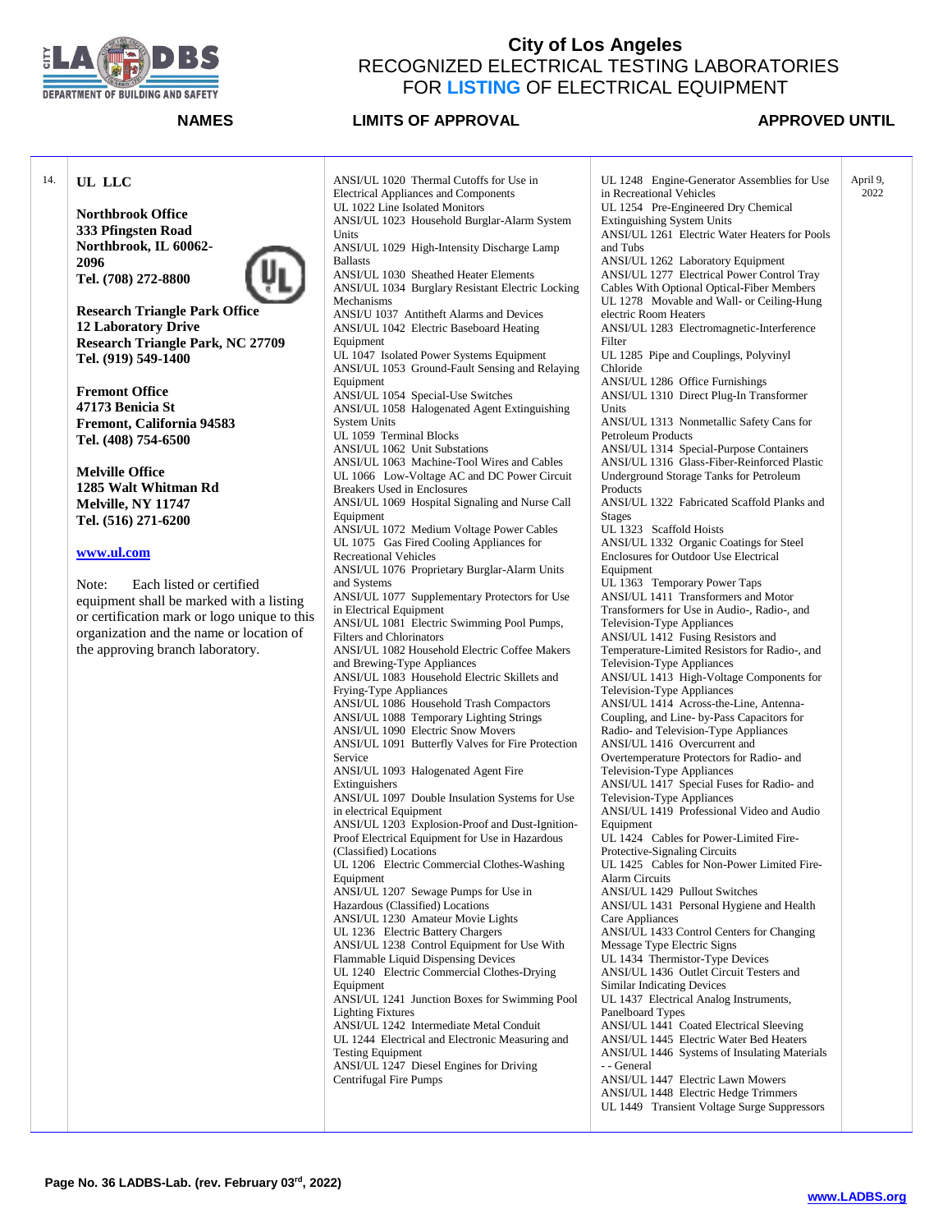# City of Los Angeles
## RECOGNIZED ELECTRICAL TESTING LABORATORIES FOR LISTING OF ELECTRICAL EQUIPMENT

| | NAMES | LIMITS OF APPROVAL | | APPROVED UNTIL |
|---|---|---|---|---|
| 14. | **UL LLC**<br><br>**Northbrook Office**<br>**333 Pfingsten Road**<br>**Northbrook, IL 60062-2096**<br>**Tel. (708) 272-8800**<br><br>**Research Triangle Park Office**<br>**12 Laboratory Drive**<br>**Research Triangle Park, NC 27709**<br>**Tel. (919) 549-1400**<br><br>**Fremont Office**<br>**47173 Benicia St**<br>**Fremont, California 94583**<br>**Tel. (408) 754-6500**<br><br>**Melville Office**<br>**1285 Walt Whitman Rd**<br>**Melville, NY 11747**<br>**Tel. (516) 271-6200**<br><br>www.ul.com<br><br>Note: Each listed or certified equipment shall be marked with a listing or certification mark or logo unique to this organization and the name or location of the approving branch laboratory. | ANSI/UL 1020 Thermal Cutoffs for Use in Electrical Appliances and Components<br>UL 1022 Line Isolated Monitors<br>ANSI/UL 1023 Household Burglar-Alarm System Units<br>ANSI/UL 1029 High-Intensity Discharge Lamp Ballasts<br>ANSI/UL 1030 Sheathed Heater Elements<br>ANSI/UL 1034 Burglary Resistant Electric Locking Mechanisms<br>ANSI/U 1037 Antitheft Alarms and Devices<br>ANSI/UL 1042 Electric Baseboard Heating Equipment<br>UL 1047 Isolated Power Systems Equipment<br>ANSI/UL 1053 Ground-Fault Sensing and Relaying Equipment<br>ANSI/UL 1054 Special-Use Switches<br>ANSI/UL 1058 Halogenated Agent Extinguishing System Units<br>UL 1059 Terminal Blocks<br>ANSI/UL 1062 Unit Substations<br>ANSI/UL 1063 Machine-Tool Wires and Cables<br>UL 1066 Low-Voltage AC and DC Power Circuit Breakers Used in Enclosures<br>ANSI/UL 1069 Hospital Signaling and Nurse Call Equipment<br>ANSI/UL 1072 Medium Voltage Power Cables<br>UL 1075 Gas Fired Cooling Appliances for Recreational Vehicles<br>ANSI/UL 1076 Proprietary Burglar-Alarm Units and Systems<br>ANSI/UL 1077 Supplementary Protectors for Use in Electrical Equipment<br>ANSI/UL 1081 Electric Swimming Pool Pumps, Filters and Chlorinators<br>ANSI/UL 1082 Household Electric Coffee Makers and Brewing-Type Appliances<br>ANSI/UL 1083 Household Electric Skillets and Frying-Type Appliances<br>ANSI/UL 1086 Household Trash Compactors<br>ANSI/UL 1088 Temporary Lighting Strings<br>ANSI/UL 1090 Electric Snow Movers<br>ANSI/UL 1091 Butterfly Valves for Fire Protection Service<br>ANSI/UL 1093 Halogenated Agent Fire Extinguishers<br>ANSI/UL 1097 Double Insulation Systems for Use in electrical Equipment<br>ANSI/UL 1203 Explosion-Proof and Dust-Ignition-Proof Electrical Equipment for Use in Hazardous (Classified) Locations<br>UL 1206 Electric Commercial Clothes-Washing Equipment<br>ANSI/UL 1207 Sewage Pumps for Use in Hazardous (Classified) Locations<br>ANSI/UL 1230 Amateur Movie Lights<br>UL 1236 Electric Battery Chargers<br>ANSI/UL 1238 Control Equipment for Use With Flammable Liquid Dispensing Devices<br>UL 1240 Electric Commercial Clothes-Drying Equipment<br>ANSI/UL 1241 Junction Boxes for Swimming Pool Lighting Fixtures<br>ANSI/UL 1242 Intermediate Metal Conduit<br>UL 1244 Electrical and Electronic Measuring and Testing Equipment<br>ANSI/UL 1247 Diesel Engines for Driving Centrifugal Fire Pumps | UL 1248 Engine-Generator Assemblies for Use in Recreational Vehicles<br>UL 1254 Pre-Engineered Dry Chemical Extinguishing System Units<br>ANSI/UL 1261 Electric Water Heaters for Pools and Tubs<br>ANSI/UL 1262 Laboratory Equipment<br>ANSI/UL 1277 Electrical Power Control Tray Cables With Optional Optical-Fiber Members<br>UL 1278 Movable and Wall- or Ceiling-Hung electric Room Heaters<br>ANSI/UL 1283 Electromagnetic-Interference Filter<br>UL 1285 Pipe and Couplings, Polyvinyl Chloride<br>ANSI/UL 1286 Office Furnishings<br>ANSI/UL 1310 Direct Plug-In Transformer Units<br>ANSI/UL 1313 Nonmetallic Safety Cans for Petroleum Products<br>ANSI/UL 1314 Special-Purpose Containers<br>ANSI/UL 1316 Glass-Fiber-Reinforced Plastic Underground Storage Tanks for Petroleum Products<br>ANSI/UL 1322 Fabricated Scaffold Planks and Stages<br>UL 1323 Scaffold Hoists<br>ANSI/UL 1332 Organic Coatings for Steel Enclosures for Outdoor Use Electrical Equipment<br>UL 1363 Temporary Power Taps<br>ANSI/UL 1411 Transformers and Motor Transformers for Use in Audio-, Radio-, and Television-Type Appliances<br>ANSI/UL 1412 Fusing Resistors and Temperature-Limited Resistors for Radio-, and Television-Type Appliances<br>ANSI/UL 1413 High-Voltage Components for Television-Type Appliances<br>ANSI/UL 1414 Across-the-Line, Antenna-Coupling, and Line- by-Pass Capacitors for Radio- and Television-Type Appliances<br>ANSI/UL 1416 Overcurrent and Overtemperature Protectors for Radio- and Television-Type Appliances<br>ANSI/UL 1417 Special Fuses for Radio- and Television-Type Appliances<br>ANSI/UL 1419 Professional Video and Audio Equipment<br>UL 1424 Cables for Power-Limited Fire-Protective-Signaling Circuits<br>UL 1425 Cables for Non-Power Limited Fire-Alarm Circuits<br>ANSI/UL 1429 Pullout Switches<br>ANSI/UL 1431 Personal Hygiene and Health Care Appliances<br>ANSI/UL 1433 Control Centers for Changing Message Type Electric Signs<br>UL 1434 Thermistor-Type Devices<br>ANSI/UL 1436 Outlet Circuit Testers and Similar Indicating Devices<br>UL 1437 Electrical Analog Instruments, Panelboard Types<br>ANSI/UL 1441 Coated Electrical Sleeving<br>ANSI/UL 1445 Electric Water Bed Heaters<br>ANSI/UL 1446 Systems of Insulating Materials - - General<br>ANSI/UL 1447 Electric Lawn Mowers<br>ANSI/UL 1448 Electric Hedge Trimmers<br>UL 1449 Transient Voltage Surge Suppressors | April 9, 2022 |

Page No. 36 LADBS-Lab. (rev. February 03rd, 2022)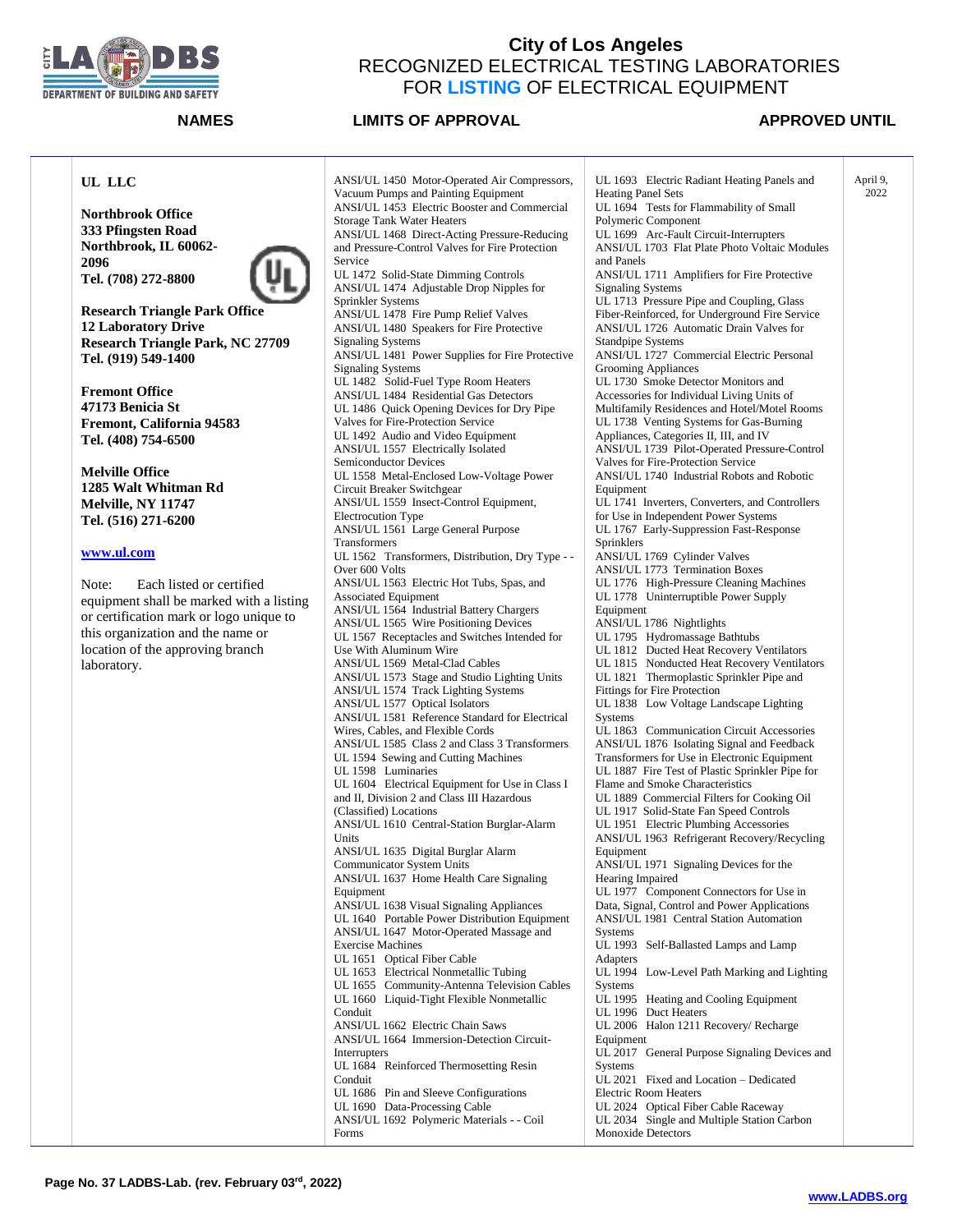# City of Los Angeles
## RECOGNIZED ELECTRICAL TESTING LABORATORIES FOR LISTING OF ELECTRICAL EQUIPMENT

| NAMES | LIMITS OF APPROVAL | | APPROVED UNTIL |
|---|---|---|---|
| **UL LLC**<br><br>**Northbrook Office**<br>**333 Pfingsten Road**<br>**Northbrook, IL 60062-2096**<br>**Tel. (708) 272-8800**<br><br>**Research Triangle Park Office**<br>**12 Laboratory Drive**<br>**Research Triangle Park, NC 27709**<br>**Tel. (919) 549-1400**<br><br>**Fremont Office**<br>**47173 Benicia St**<br>**Fremont, California 94583**<br>**Tel. (408) 754-6500**<br><br>**Melville Office**<br>**1285 Walt Whitman Rd**<br>**Melville, NY 11747**<br>**Tel. (516) 271-6200**<br><br>**www.ul.com**<br><br>Note: Each listed or certified equipment shall be marked with a listing or certification mark or logo unique to this organization and the name or location of the approving branch laboratory. | ANSI/UL 1450 Motor-Operated Air Compressors, Vacuum Pumps and Painting Equipment<br>ANSI/UL 1453 Electric Booster and Commercial Storage Tank Water Heaters<br>ANSI/UL 1468 Direct-Acting Pressure-Reducing and Pressure-Control Valves for Fire Protection Service<br>UL 1472 Solid-State Dimming Controls<br>ANSI/UL 1474 Adjustable Drop Nipples for Sprinkler Systems<br>ANSI/UL 1478 Fire Pump Relief Valves<br>ANSI/UL 1480 Speakers for Fire Protective Signaling Systems<br>ANSI/UL 1481 Power Supplies for Fire Protective Signaling Systems<br>UL 1482 Solid-Fuel Type Room Heaters<br>ANSI/UL 1484 Residential Gas Detectors<br>UL 1486 Quick Opening Devices for Dry Pipe Valves for Fire-Protection Service<br>UL 1492 Audio and Video Equipment<br>ANSI/UL 1557 Electrically Isolated Semiconductor Devices<br>UL 1558 Metal-Enclosed Low-Voltage Power Circuit Breaker Switchgear<br>ANSI/UL 1559 Insect-Control Equipment, Electrocution Type<br>ANSI/UL 1561 Large General Purpose Transformers<br>UL 1562 Transformers, Distribution, Dry Type - - Over 600 Volts<br>ANSI/UL 1563 Electric Hot Tubs, Spas, and Associated Equipment<br>ANSI/UL 1564 Industrial Battery Chargers<br>ANSI/UL 1565 Wire Positioning Devices<br>UL 1567 Receptacles and Switches Intended for Use With Aluminum Wire<br>ANSI/UL 1569 Metal-Clad Cables<br>ANSI/UL 1573 Stage and Studio Lighting Units<br>ANSI/UL 1574 Track Lighting Systems<br>ANSI/UL 1577 Optical Isolators<br>ANSI/UL 1581 Reference Standard for Electrical Wires, Cables, and Flexible Cords<br>ANSI/UL 1585 Class 2 and Class 3 Transformers<br>UL 1594 Sewing and Cutting Machines<br>UL 1598 Luminaries<br>UL 1604 Electrical Equipment for Use in Class I and II, Division 2 and Class III Hazardous (Classified) Locations<br>ANSI/UL 1610 Central-Station Burglar-Alarm Units<br>ANSI/UL 1635 Digital Burglar Alarm Communicator System Units<br>ANSI/UL 1637 Home Health Care Signaling Equipment<br>ANSI/UL 1638 Visual Signaling Appliances<br>UL 1640 Portable Power Distribution Equipment<br>ANSI/UL 1647 Motor-Operated Massage and Exercise Machines<br>UL 1651 Optical Fiber Cable<br>UL 1653 Electrical Nonmetallic Tubing<br>UL 1655 Community-Antenna Television Cables<br>UL 1660 Liquid-Tight Flexible Nonmetallic Conduit<br>ANSI/UL 1662 Electric Chain Saws<br>ANSI/UL 1664 Immersion-Detection Circuit-Interrupters<br>UL 1684 Reinforced Thermosetting Resin Conduit<br>UL 1686 Pin and Sleeve Configurations<br>UL 1690 Data-Processing Cable<br>ANSI/UL 1692 Polymeric Materials - - Coil Forms | UL 1693 Electric Radiant Heating Panels and Heating Panel Sets<br>UL 1694 Tests for Flammability of Small Polymeric Component<br>UL 1699 Arc-Fault Circuit-Interrupters<br>ANSI/UL 1703 Flat Plate Photo Voltaic Modules and Panels<br>ANSI/UL 1711 Amplifiers for Fire Protective Signaling Systems<br>UL 1713 Pressure Pipe and Coupling, Glass Fiber-Reinforced, for Underground Fire Service<br>ANSI/UL 1726 Automatic Drain Valves for Standpipe Systems<br>ANSI/UL 1727 Commercial Electric Personal Grooming Appliances<br>UL 1730 Smoke Detector Monitors and Accessories for Individual Living Units of Multifamily Residences and Hotel/Motel Rooms<br>UL 1738 Venting Systems for Gas-Burning Appliances, Categories II, III, and IV<br>ANSI/UL 1739 Pilot-Operated Pressure-Control Valves for Fire-Protection Service<br>ANSI/UL 1740 Industrial Robots and Robotic Equipment<br>UL 1741 Inverters, Converters, and Controllers for Use in Independent Power Systems<br>UL 1767 Early-Suppression Fast-Response Sprinklers<br>ANSI/UL 1769 Cylinder Valves<br>ANSI/UL 1773 Termination Boxes<br>UL 1776 High-Pressure Cleaning Machines<br>UL 1778 Uninterruptible Power Supply Equipment<br>ANSI/UL 1786 Nightlights<br>UL 1795 Hydromassage Bathtubs<br>UL 1812 Ducted Heat Recovery Ventilators<br>UL 1815 Nonducted Heat Recovery Ventilators<br>UL 1821 Thermoplastic Sprinkler Pipe and Fittings for Fire Protection<br>UL 1838 Low Voltage Landscape Lighting Systems<br>UL 1863 Communication Circuit Accessories<br>ANSI/UL 1876 Isolating Signal and Feedback Transformers for Use in Electronic Equipment<br>UL 1887 Fire Test of Plastic Sprinkler Pipe for Flame and Smoke Characteristics<br>UL 1889 Commercial Filters for Cooking Oil<br>UL 1917 Solid-State Fan Speed Controls<br>UL 1951 Electric Plumbing Accessories<br>ANSI/UL 1963 Refrigerant Recovery/Recycling Equipment<br>ANSI/UL 1971 Signaling Devices for the Hearing Impaired<br>UL 1977 Component Connectors for Use in Data, Signal, Control and Power Applications<br>ANSI/UL 1981 Central Station Automation Systems<br>UL 1993 Self-Ballasted Lamps and Lamp Adapters<br>UL 1994 Low-Level Path Marking and Lighting Systems<br>UL 1995 Heating and Cooling Equipment<br>UL 1996 Duct Heaters<br>UL 2006 Halon 1211 Recovery/ Recharge Equipment<br>UL 2017 General Purpose Signaling Devices and Systems<br>UL 2021 Fixed and Location – Dedicated Electric Room Heaters<br>UL 2024 Optical Fiber Cable Raceway<br>UL 2034 Single and Multiple Station Carbon Monoxide Detectors | April 9, 2022 |

Page No. 37 LADBS-Lab. (rev. February 03rd, 2022)

www.LADBS.org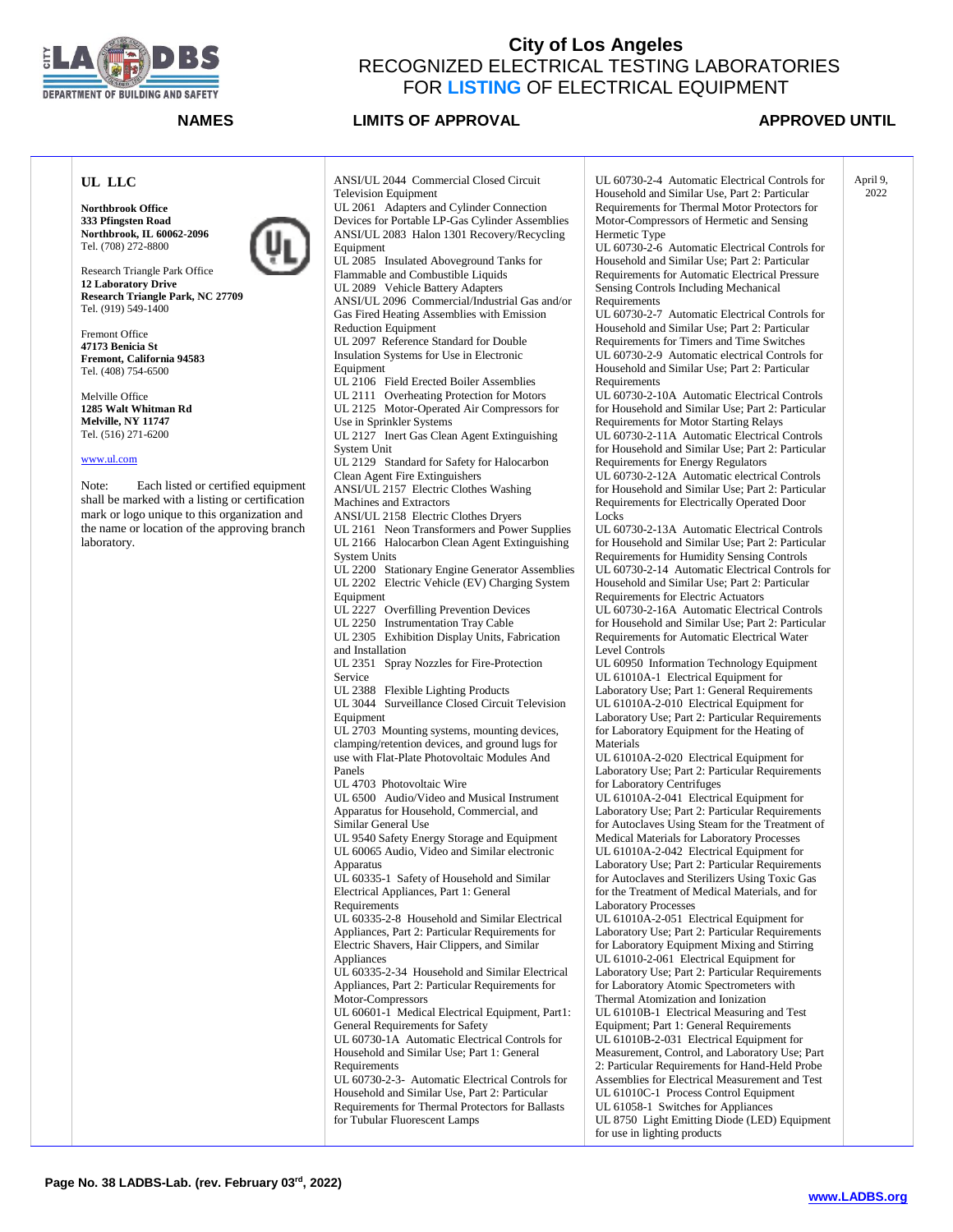# City of Los Angeles
## RECOGNIZED ELECTRICAL TESTING LABORATORIES FOR LISTING OF ELECTRICAL EQUIPMENT

| NAMES | LIMITS OF APPROVAL | | APPROVED UNTIL |
|---|---|---|---|
| **UL LLC**<br><br>**Northbrook Office**<br>**333 Pfingsten Road**<br>**Northbrook, IL 60062-2096**<br>Tel. (708) 272-8800<br><br>Research Triangle Park Office<br>**12 Laboratory Drive**<br>**Research Triangle Park, NC 27709**<br>Tel. (919) 549-1400<br><br>Fremont Office<br>**47173 Benicia St**<br>**Fremont, California 94583**<br>Tel. (408) 754-6500<br><br>Melville Office<br>**1285 Walt Whitman Rd**<br>**Melville, NY 11747**<br>Tel. (516) 271-6200<br><br>www.ul.com<br><br>Note: Each listed or certified equipment shall be marked with a listing or certification mark or logo unique to this organization and the name or location of the approving branch laboratory. | ANSI/UL 2044 Commercial Closed Circuit Television Equipment<br>UL 2061 Adapters and Cylinder Connection Devices for Portable LP-Gas Cylinder Assemblies<br>ANSI/UL 2083 Halon 1301 Recovery/Recycling Equipment<br>UL 2085 Insulated Aboveground Tanks for Flammable and Combustible Liquids<br>UL 2089 Vehicle Battery Adapters<br>ANSI/UL 2096 Commercial/Industrial Gas and/or Gas Fired Heating Assemblies with Emission Reduction Equipment<br>UL 2097 Reference Standard for Double Insulation Systems for Use in Electronic Equipment<br>UL 2106 Field Erected Boiler Assemblies<br>UL 2111 Overheating Protection for Motors<br>UL 2125 Motor-Operated Air Compressors for Use in Sprinkler Systems<br>UL 2127 Inert Gas Clean Agent Extinguishing System Unit<br>UL 2129 Standard for Safety for Halocarbon Clean Agent Fire Extinguishers<br>ANSI/UL 2157 Electric Clothes Washing Machines and Extractors<br>ANSI/UL 2158 Electric Clothes Dryers<br>UL 2161 Neon Transformers and Power Supplies<br>UL 2166 Halocarbon Clean Agent Extinguishing System Units<br>UL 2200 Stationary Engine Generator Assemblies<br>UL 2202 Electric Vehicle (EV) Charging System Equipment<br>UL 2227 Overfilling Prevention Devices<br>UL 2250 Instrumentation Tray Cable<br>UL 2305 Exhibition Display Units, Fabrication and Installation<br>UL 2351 Spray Nozzles for Fire-Protection Service<br>UL 2388 Flexible Lighting Products<br>UL 3044 Surveillance Closed Circuit Television Equipment<br>UL 2703 Mounting systems, mounting devices, clamping/retention devices, and ground lugs for use with Flat-Plate Photovoltaic Modules And Panels<br>UL 4703 Photovoltaic Wire<br>UL 6500 Audio/Video and Musical Instrument Apparatus for Household, Commercial, and Similar General Use<br>UL 9540 Safety Energy Storage and Equipment<br>UL 60065 Audio, Video and Similar electronic Apparatus<br>UL 60335-1 Safety of Household and Similar Electrical Appliances, Part 1: General Requirements<br>UL 60335-2-8 Household and Similar Electrical Appliances, Part 2: Particular Requirements for Electric Shavers, Hair Clippers, and Similar Appliances<br>UL 60335-2-34 Household and Similar Electrical Appliances, Part 2: Particular Requirements for Motor-Compressors<br>UL 60601-1 Medical Electrical Equipment, Part1: General Requirements for Safety<br>UL 60730-1A Automatic Electrical Controls for Household and Similar Use; Part 1: General Requirements<br>UL 60730-2-3- Automatic Electrical Controls for Household and Similar Use, Part 2: Particular Requirements for Thermal Protectors for Ballasts for Tubular Fluorescent Lamps | UL 60730-2-4 Automatic Electrical Controls for Household and Similar Use, Part 2: Particular Requirements for Thermal Motor Protectors for Motor-Compressors of Hermetic and Sensing Hermetic Type<br>UL 60730-2-6 Automatic Electrical Controls for Household and Similar Use; Part 2: Particular Requirements for Automatic Electrical Pressure Sensing Controls Including Mechanical Requirements<br>UL 60730-2-7 Automatic Electrical Controls for Household and Similar Use; Part 2: Particular Requirements for Timers and Time Switches<br>UL 60730-2-9 Automatic electrical Controls for Household and Similar Use; Part 2: Particular Requirements<br>UL 60730-2-10A Automatic Electrical Controls for Household and Similar Use; Part 2: Particular Requirements for Motor Starting Relays<br>UL 60730-2-11A Automatic Electrical Controls for Household and Similar Use; Part 2: Particular Requirements for Energy Regulators<br>UL 60730-2-12A Automatic electrical Controls for Household and Similar Use; Part 2: Particular Requirements for Electrically Operated Door Locks<br>UL 60730-2-13A Automatic Electrical Controls for Household and Similar Use; Part 2: Particular Requirements for Humidity Sensing Controls<br>UL 60730-2-14 Automatic Electrical Controls for Household and Similar Use; Part 2: Particular Requirements for Electric Actuators<br>UL 60730-2-16A Automatic Electrical Controls for Household and Similar Use; Part 2: Particular Requirements for Automatic Electrical Water Level Controls<br>UL 60950 Information Technology Equipment<br>UL 61010A-1 Electrical Equipment for Laboratory Use; Part 1: General Requirements<br>UL 61010A-2-010 Electrical Equipment for Laboratory Use; Part 2: Particular Requirements for Laboratory Equipment for the Heating of Materials<br>UL 61010A-2-020 Electrical Equipment for Laboratory Use; Part 2: Particular Requirements for Laboratory Centrifuges<br>UL 61010A-2-041 Electrical Equipment for Laboratory Use; Part 2: Particular Requirements for Autoclaves Using Steam for the Treatment of Medical Materials for Laboratory Processes<br>UL 61010A-2-042 Electrical Equipment for Laboratory Use; Part 2: Particular Requirements for Autoclaves and Sterilizers Using Toxic Gas for the Treatment of Medical Materials, and for Laboratory Processes<br>UL 61010A-2-051 Electrical Equipment for Laboratory Use; Part 2: Particular Requirements for Laboratory Equipment Mixing and Stirring<br>UL 61010-2-061 Electrical Equipment for Laboratory Use; Part 2: Particular Requirements for Laboratory Atomic Spectrometers with Thermal Atomization and Ionization<br>UL 61010B-1 Electrical Measuring and Test Equipment; Part 1: General Requirements<br>UL 61010B-2-031 Electrical Equipment for Measurement, Control, and Laboratory Use; Part 2: Particular Requirements for Hand-Held Probe Assemblies for Electrical Measurement and Test<br>UL 61010C-1 Process Control Equipment<br>UL 61058-1 Switches for Appliances<br>UL 8750 Light Emitting Diode (LED) Equipment for use in lighting products | April 9, 2022 |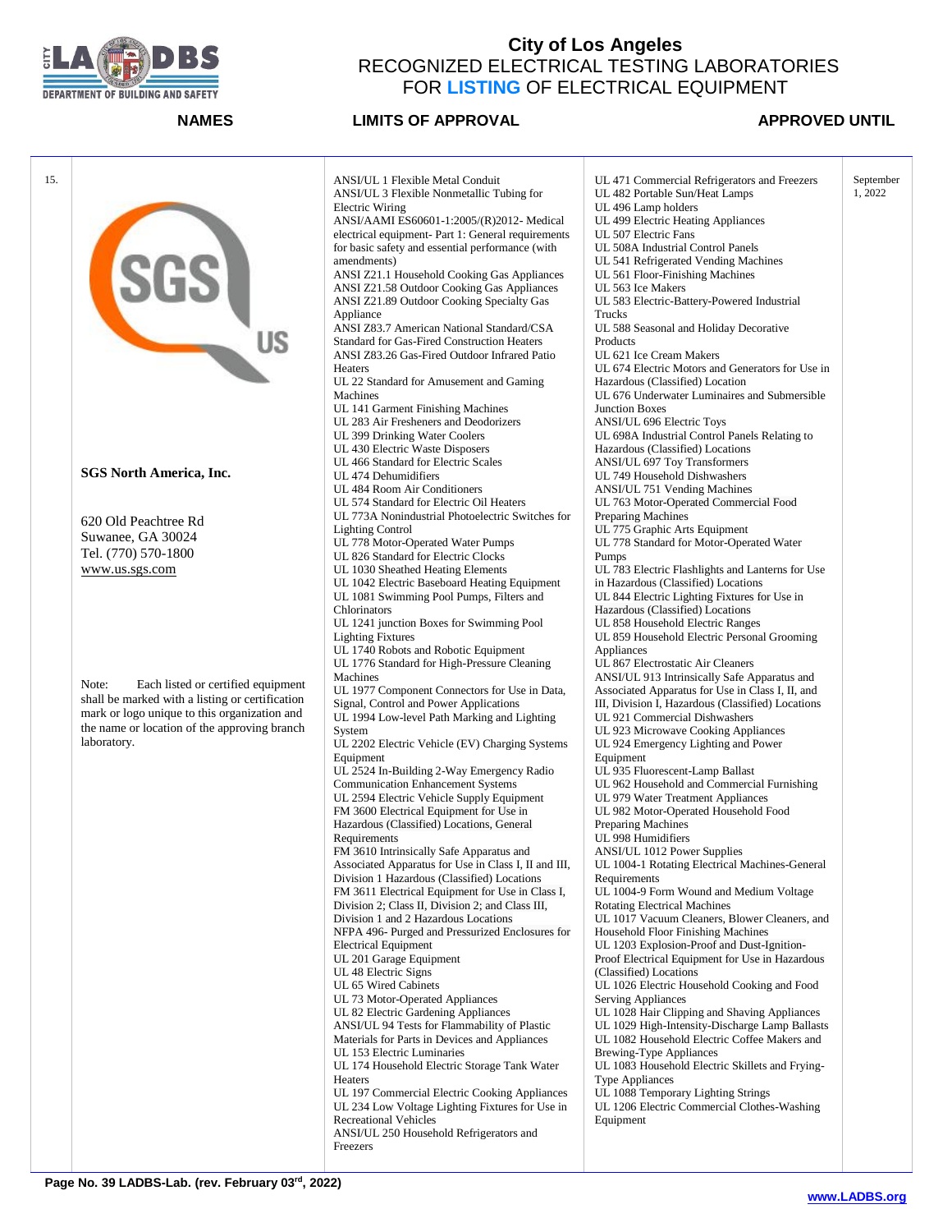# City of Los Angeles
## RECOGNIZED ELECTRICAL TESTING LABORATORIES FOR LISTING OF ELECTRICAL EQUIPMENT

| | NAMES | LIMITS OF APPROVAL | | APPROVED UNTIL |
|---|---|---|---|---|
| 15. | **SGS North America, Inc.**<br><br>620 Old Peachtree Rd<br>Suwanee, GA 30024<br>Tel. (770) 570-1800<br>www.us.sgs.com<br><br>Note: Each listed or certified equipment shall be marked with a listing or certification mark or logo unique to this organization and the name or location of the approving branch laboratory. | ANSI/UL 1 Flexible Metal Conduit<br>ANSI/UL 3 Flexible Nonmetallic Tubing for Electric Wiring<br>ANSI/AAMI ES60601-1:2005/(R)2012- Medical electrical equipment- Part 1: General requirements for basic safety and essential performance (with amendments)<br>ANSI Z21.1 Household Cooking Gas Appliances<br>ANSI Z21.58 Outdoor Cooking Gas Appliances<br>ANSI Z21.89 Outdoor Cooking Specialty Gas Appliance<br>ANSI Z83.7 American National Standard/CSA Standard for Gas-Fired Construction Heaters<br>ANSI Z83.26 Gas-Fired Outdoor Infrared Patio Heaters<br>UL 22 Standard for Amusement and Gaming Machines<br>UL 141 Garment Finishing Machines<br>UL 283 Air Fresheners and Deodorizers<br>UL 399 Drinking Water Coolers<br>UL 430 Electric Waste Disposers<br>UL 466 Standard for Electric Scales<br>UL 474 Dehumidifiers<br>UL 484 Room Air Conditioners<br>UL 574 Standard for Electric Oil Heaters<br>UL 773A Nonindustrial Photoelectric Switches for Lighting Control<br>UL 778 Motor-Operated Water Pumps<br>UL 826 Standard for Electric Clocks<br>UL 1030 Sheathed Heating Elements<br>UL 1042 Electric Baseboard Heating Equipment<br>UL 1081 Swimming Pool Pumps, Filters and Chlorinators<br>UL 1241 junction Boxes for Swimming Pool Lighting Fixtures<br>UL 1740 Robots and Robotic Equipment<br>UL 1776 Standard for High-Pressure Cleaning Machines<br>UL 1977 Component Connectors for Use in Data, Signal, Control and Power Applications<br>UL 1994 Low-level Path Marking and Lighting System<br>UL 2202 Electric Vehicle (EV) Charging Systems Equipment<br>UL 2524 In-Building 2-Way Emergency Radio Communication Enhancement Systems<br>UL 2594 Electric Vehicle Supply Equipment<br>FM 3600 Electrical Equipment for Use in Hazardous (Classified) Locations, General Requirements<br>FM 3610 Intrinsically Safe Apparatus and Associated Apparatus for Use in Class I, II and III, Division 1 Hazardous (Classified) Locations<br>FM 3611 Electrical Equipment for Use in Class I, Division 2; Class II, Division 2; and Class III, Division 1 and 2 Hazardous Locations<br>NFPA 496- Purged and Pressurized Enclosures for Electrical Equipment<br>UL 201 Garage Equipment<br>UL 48 Electric Signs<br>UL 65 Wired Cabinets<br>UL 73 Motor-Operated Appliances<br>UL 82 Electric Gardening Appliances<br>ANSI/UL 94 Tests for Flammability of Plastic Materials for Parts in Devices and Appliances<br>UL 153 Electric Luminaries<br>UL 174 Household Electric Storage Tank Water Heaters<br>UL 197 Commercial Electric Cooking Appliances<br>UL 234 Low Voltage Lighting Fixtures for Use in Recreational Vehicles<br>ANSI/UL 250 Household Refrigerators and Freezers | UL 471 Commercial Refrigerators and Freezers<br>UL 482 Portable Sun/Heat Lamps<br>UL 496 Lamp holders<br>UL 499 Electric Heating Appliances<br>UL 507 Electric Fans<br>UL 508A Industrial Control Panels<br>UL 541 Refrigerated Vending Machines<br>UL 561 Floor-Finishing Machines<br>UL 563 Ice Makers<br>UL 583 Electric-Battery-Powered Industrial Trucks<br>UL 588 Seasonal and Holiday Decorative Products<br>UL 621 Ice Cream Makers<br>UL 674 Electric Motors and Generators for Use in Hazardous (Classified) Location<br>UL 676 Underwater Luminaires and Submersible Junction Boxes<br>ANSI/UL 696 Electric Toys<br>UL 698A Industrial Control Panels Relating to Hazardous (Classified) Locations<br>ANSI/UL 697 Toy Transformers<br>UL 749 Household Dishwashers<br>ANSI/UL 751 Vending Machines<br>UL 763 Motor-Operated Commercial Food Preparing Machines<br>UL 775 Graphic Arts Equipment<br>UL 778 Standard for Motor-Operated Water Pumps<br>UL 783 Electric Flashlights and Lanterns for Use in Hazardous (Classified) Locations<br>UL 844 Electric Lighting Fixtures for Use in Hazardous (Classified) Locations<br>UL 858 Household Electric Ranges<br>UL 859 Household Electric Personal Grooming Appliances<br>UL 867 Electrostatic Air Cleaners<br>ANSI/UL 913 Intrinsically Safe Apparatus and Associated Apparatus for Use in Class I, II, and III, Division I, Hazardous (Classified) Locations<br>UL 921 Commercial Dishwashers<br>UL 923 Microwave Cooking Appliances<br>UL 924 Emergency Lighting and Power Equipment<br>UL 935 Fluorescent-Lamp Ballast<br>UL 962 Household and Commercial Furnishing<br>UL 979 Water Treatment Appliances<br>UL 982 Motor-Operated Household Food Preparing Machines<br>UL 998 Humidifiers<br>ANSI/UL 1012 Power Supplies<br>UL 1004-1 Rotating Electrical Machines-General Requirements<br>UL 1004-9 Form Wound and Medium Voltage Rotating Electrical Machines<br>UL 1017 Vacuum Cleaners, Blower Cleaners, and Household Floor Finishing Machines<br>UL 1203 Explosion-Proof and Dust-Ignition-Proof Electrical Equipment for Use in Hazardous (Classified) Locations<br>UL 1026 Electric Household Cooking and Food Serving Appliances<br>UL 1028 Hair Clipping and Shaving Appliances<br>UL 1029 High-Intensity-Discharge Lamp Ballasts<br>UL 1082 Household Electric Coffee Makers and Brewing-Type Appliances<br>UL 1083 Household Electric Skillets and Frying-Type Appliances<br>UL 1088 Temporary Lighting Strings<br>UL 1206 Electric Commercial Clothes-Washing Equipment | September 1, 2022 |

Page No. 39 LADBS-Lab. (rev. February 03rd, 2022)

www.LADBS.org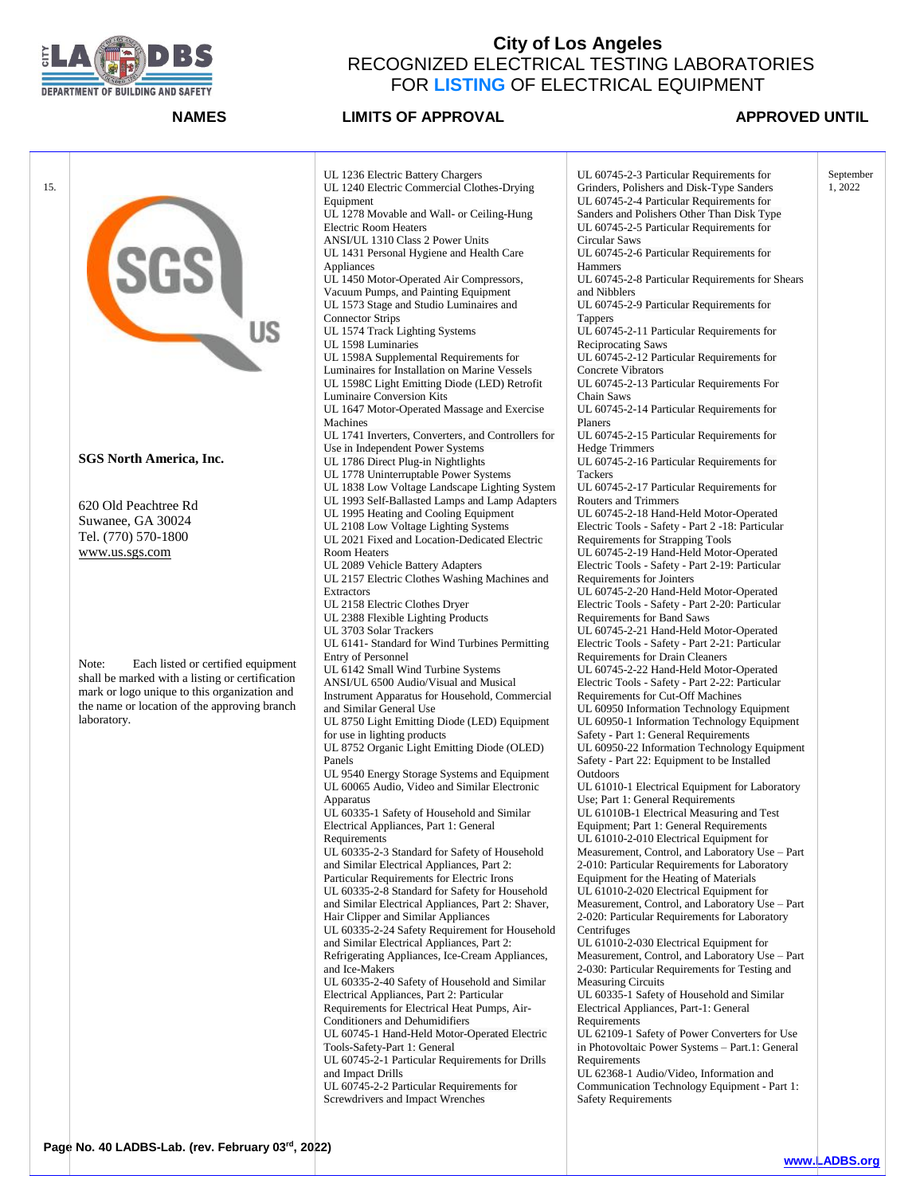# City of Los Angeles
## RECOGNIZED ELECTRICAL TESTING LABORATORIES FOR LISTING OF ELECTRICAL EQUIPMENT

| NAMES | LIMITS OF APPROVAL | | APPROVED UNTIL |
|---|---|---|---|
| 15. **SGS North America, Inc.**<br><br>620 Old Peachtree Rd<br>Suwanee, GA 30024<br>Tel. (770) 570-1800<br>www.us.sgs.com<br><br>Note: Each listed or certified equipment shall be marked with a listing or certification mark or logo unique to this organization and the name or location of the approving branch laboratory. | UL 1236 Electric Battery Chargers<br>UL 1240 Electric Commercial Clothes-Drying Equipment<br>UL 1278 Movable and Wall- or Ceiling-Hung Electric Room Heaters<br>ANSI/UL 1310 Class 2 Power Units<br>UL 1431 Personal Hygiene and Health Care Appliances<br>UL 1450 Motor-Operated Air Compressors, Vacuum Pumps, and Painting Equipment<br>UL 1573 Stage and Studio Luminaires and Connector Strips<br>UL 1574 Track Lighting Systems<br>UL 1598 Luminaries<br>UL 1598A Supplemental Requirements for Luminaires for Installation on Marine Vessels<br>UL 1598C Light Emitting Diode (LED) Retrofit Luminaire Conversion Kits<br>UL 1647 Motor-Operated Massage and Exercise Machines<br>UL 1741 Inverters, Converters, and Controllers for Use in Independent Power Systems<br>UL 1786 Direct Plug-in Nightlights<br>UL 1778 Uninterruptable Power Systems<br>UL 1838 Low Voltage Landscape Lighting System<br>UL 1993 Self-Ballasted Lamps and Lamp Adapters<br>UL 1995 Heating and Cooling Equipment<br>UL 2108 Low Voltage Lighting Systems<br>UL 2021 Fixed and Location-Dedicated Electric Room Heaters<br>UL 2089 Vehicle Battery Adapters<br>UL 2157 Electric Clothes Washing Machines and Extractors<br>UL 2158 Electric Clothes Dryer<br>UL 2388 Flexible Lighting Products<br>UL 3703 Solar Trackers<br>UL 6141- Standard for Wind Turbines Permitting Entry of Personnel<br>UL 6142 Small Wind Turbine Systems<br>ANSI/UL 6500 Audio/Visual and Musical Instrument Apparatus for Household, Commercial and Similar General Use<br>UL 8750 Light Emitting Diode (LED) Equipment for use in lighting products<br>UL 8752 Organic Light Emitting Diode (OLED) Panels<br>UL 9540 Energy Storage Systems and Equipment<br>UL 60065 Audio, Video and Similar Electronic Apparatus<br>UL 60335-1 Safety of Household and Similar Electrical Appliances, Part 1: General Requirements<br>UL 60335-2-3 Standard for Safety of Household and Similar Electrical Appliances, Part 2: Particular Requirements for Electric Irons<br>UL 60335-2-8 Standard for Safety for Household and Similar Electrical Appliances, Part 2: Shaver, Hair Clipper and Similar Appliances<br>UL 60335-2-24 Safety Requirement for Household and Similar Electrical Appliances, Part 2: Refrigerating Appliances, Ice-Cream Appliances, and Ice-Makers<br>UL 60335-2-40 Safety of Household and Similar Electrical Appliances, Part 2: Particular Requirements for Electrical Heat Pumps, Air-Conditioners and Dehumidifiers<br>UL 60745-1 Hand-Held Motor-Operated Electric Tools-Safety-Part 1: General<br>UL 60745-2-1 Particular Requirements for Drills and Impact Drills<br>UL 60745-2-2 Particular Requirements for Screwdrivers and Impact Wrenches | UL 60745-2-3 Particular Requirements for Grinders, Polishers and Disk-Type Sanders<br>UL 60745-2-4 Particular Requirements for Sanders and Polishers Other Than Disk Type<br>UL 60745-2-5 Particular Requirements for Circular Saws<br>UL 60745-2-6 Particular Requirements for Hammers<br>UL 60745-2-8 Particular Requirements for Shears and Nibblers<br>UL 60745-2-9 Particular Requirements for Tappers<br>UL 60745-2-11 Particular Requirements for Reciprocating Saws<br>UL 60745-2-12 Particular Requirements for Concrete Vibrators<br>UL 60745-2-13 Particular Requirements For Chain Saws<br>UL 60745-2-14 Particular Requirements for Planers<br>UL 60745-2-15 Particular Requirements for Hedge Trimmers<br>UL 60745-2-16 Particular Requirements for Tackers<br>UL 60745-2-17 Particular Requirements for Routers and Trimmers<br>UL 60745-2-18 Hand-Held Motor-Operated Electric Tools - Safety - Part 2 -18: Particular Requirements for Strapping Tools<br>UL 60745-2-19 Hand-Held Motor-Operated Electric Tools - Safety - Part 2-19: Particular Requirements for Jointers<br>UL 60745-2-20 Hand-Held Motor-Operated Electric Tools - Safety - Part 2-20: Particular Requirements for Band Saws<br>UL 60745-2-21 Hand-Held Motor-Operated Electric Tools - Safety - Part 2-21: Particular Requirements for Drain Cleaners<br>UL 60745-2-22 Hand-Held Motor-Operated Electric Tools - Safety - Part 2-22: Particular Requirements for Cut-Off Machines<br>UL 60950 Information Technology Equipment<br>UL 60950-1 Information Technology Equipment Safety - Part 1: General Requirements<br>UL 60950-22 Information Technology Equipment Safety - Part 22: Equipment to be Installed Outdoors<br>UL 61010-1 Electrical Equipment for Laboratory Use; Part 1: General Requirements<br>UL 61010B-1 Electrical Measuring and Test Equipment; Part 1: General Requirements<br>UL 61010-2-010 Electrical Equipment for Measurement, Control, and Laboratory Use – Part 2-010: Particular Requirements for Laboratory Equipment for the Heating of Materials<br>UL 61010-2-020 Electrical Equipment for Measurement, Control, and Laboratory Use – Part 2-020: Particular Requirements for Laboratory Centrifuges<br>UL 61010-2-030 Electrical Equipment for Measurement, Control, and Laboratory Use – Part 2-030: Particular Requirements for Testing and Measuring Circuits<br>UL 60335-1 Safety of Household and Similar Electrical Appliances, Part-1: General Requirements<br>UL 62109-1 Safety of Power Converters for Use in Photovoltaic Power Systems – Part.1: General Requirements<br>UL 62368-1 Audio/Video, Information and Communication Technology Equipment - Part 1: Safety Requirements | September 1, 2022 |

Page No. 40 LADBS-Lab. (rev. February 03rd, 2022)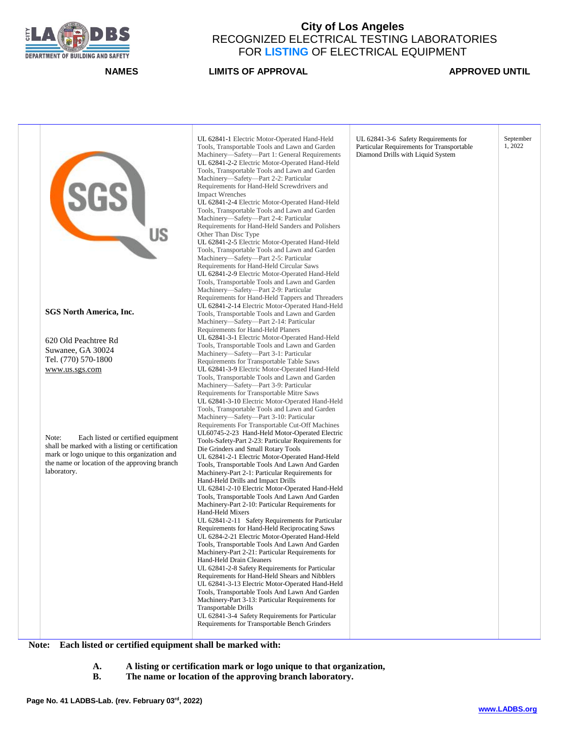# City of Los Angeles
## RECOGNIZED ELECTRICAL TESTING LABORATORIES FOR LISTING OF ELECTRICAL EQUIPMENT

| NAMES | LIMITS OF APPROVAL | | APPROVED UNTIL |
|---|---|---|---|
| **SGS North America, Inc.**<br><br>620 Old Peachtree Rd<br>Suwanee, GA 30024<br>Tel. (770) 570-1800<br>www.us.sgs.com<br><br>Note: Each listed or certified equipment shall be marked with a listing or certification mark or logo unique to this organization and the name or location of the approving branch laboratory. | UL 62841-1 Electric Motor-Operated Hand-Held Tools, Transportable Tools and Lawn and Garden Machinery—Safety—Part 1: General Requirements<br>UL 62841-2-2 Electric Motor-Operated Hand-Held Tools, Transportable Tools and Lawn and Garden Machinery—Safety—Part 2-2: Particular Requirements for Hand-Held Screwdrivers and Impact Wrenches<br>UL 62841-2-4 Electric Motor-Operated Hand-Held Tools, Transportable Tools and Lawn and Garden Machinery—Safety—Part 2-4: Particular Requirements for Hand-Held Sanders and Polishers Other Than Disc Type<br>UL 62841-2-5 Electric Motor-Operated Hand-Held Tools, Transportable Tools and Lawn and Garden Machinery—Safety—Part 2-5: Particular Requirements for Hand-Held Circular Saws<br>UL 62841-2-9 Electric Motor-Operated Hand-Held Tools, Transportable Tools and Lawn and Garden Machinery—Safety—Part 2-9: Particular Requirements for Hand-Held Tappers and Threaders<br>UL 62841-2-14 Electric Motor-Operated Hand-Held Tools, Transportable Tools and Lawn and Garden Machinery—Safety—Part 2-14: Particular Requirements for Hand-Held Planers<br>UL 62841-3-1 Electric Motor-Operated Hand-Held Tools, Transportable Tools and Lawn and Garden Machinery—Safety—Part 3-1: Particular Requirements for Transportable Table Saws<br>UL 62841-3-9 Electric Motor-Operated Hand-Held Tools, Transportable Tools and Lawn and Garden Machinery—Safety—Part 3-9: Particular Requirements for Transportable Mitre Saws<br>UL 62841-3-10 Electric Motor-Operated Hand-Held Tools, Transportable Tools and Lawn and Garden Machinery—Safety—Part 3-10: Particular Requirements For Transportable Cut-Off Machines<br>UL60745-2-23 Hand-Held Motor-Operated Electric Tools-Safety-Part 2-23: Particular Requirements for Die Grinders and Small Rotary Tools<br>UL 62841-2-1 Electric Motor-Operated Hand-Held Tools, Transportable Tools And Lawn And Garden Machinery-Part 2-1: Particular Requirements for Hand-Held Drills and Impact Drills<br>UL 62841-2-10 Electric Motor-Operated Hand-Held Tools, Transportable Tools And Lawn And Garden Machinery-Part 2-10: Particular Requirements for Hand-Held Mixers<br>UL 62841-2-11 Safety Requirements for Particular Requirements for Hand-Held Reciprocating Saws<br>UL 6284-2-21 Electric Motor-Operated Hand-Held Tools, Transportable Tools And Lawn And Garden Machinery-Part 2-21: Particular Requirements for Hand-Held Drain Cleaners<br>UL 62841-2-8 Safety Requirements for Particular Requirements for Hand-Held Shears and Nibblers<br>UL 62841-3-13 Electric Motor-Operated Hand-Held Tools, Transportable Tools And Lawn And Garden Machinery-Part 3-13: Particular Requirements for Transportable Drills<br>UL 62841-3-4 Safety Requirements for Particular Requirements for Transportable Bench Grinders | UL 62841-3-6 Safety Requirements for Particular Requirements for Transportable Diamond Drills with Liquid System | September 1, 2022 |

**Note: Each listed or certified equipment shall be marked with:**

**A. A listing or certification mark or logo unique to that organization,**
**B. The name or location of the approving branch laboratory.**

Page No. 41 LADBS-Lab. (rev. February 03rd, 2022)

www.LADBS.org